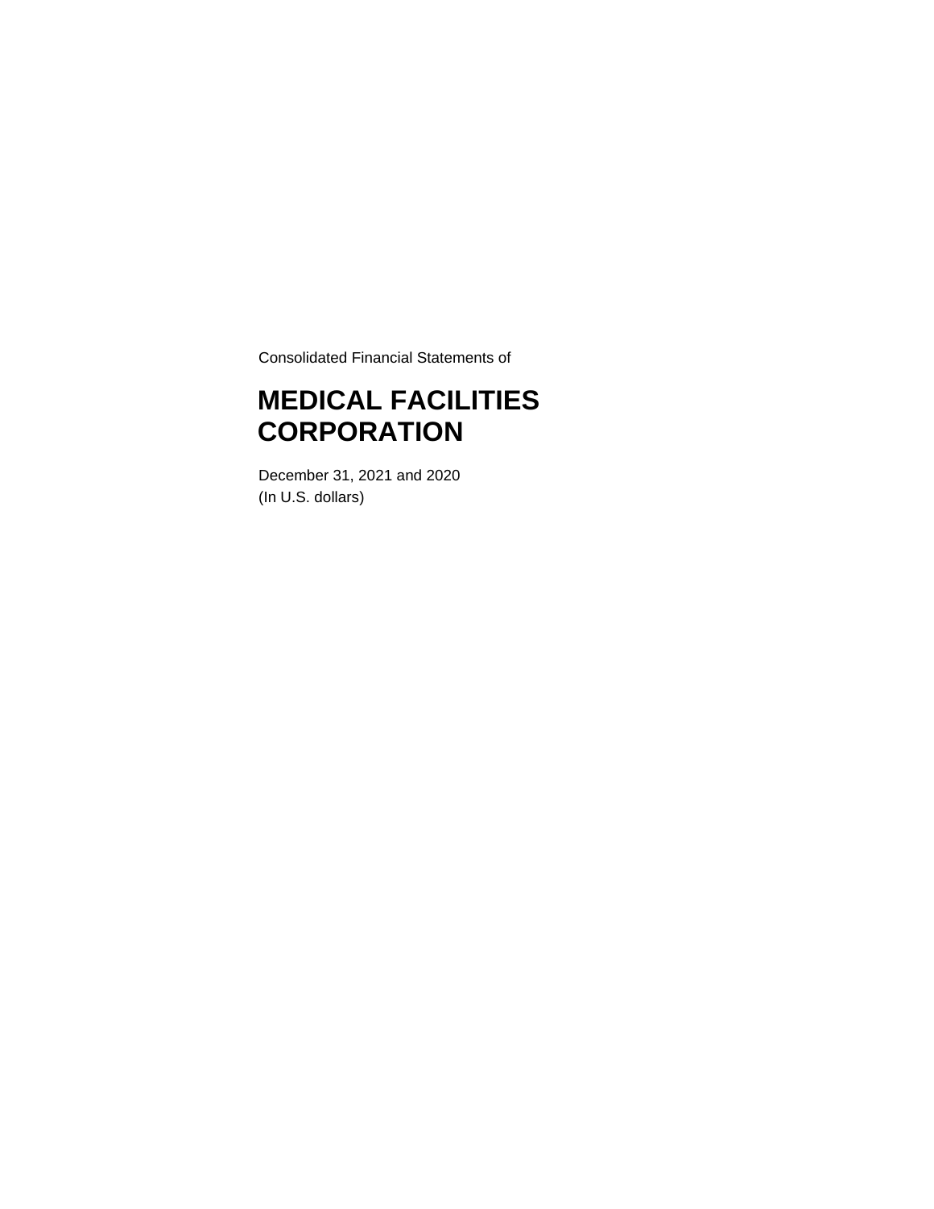Consolidated Financial Statements of

# MEDICAL FACILITIES CORPORATION

December 31, 2021 and 2020
(In U.S. dollars)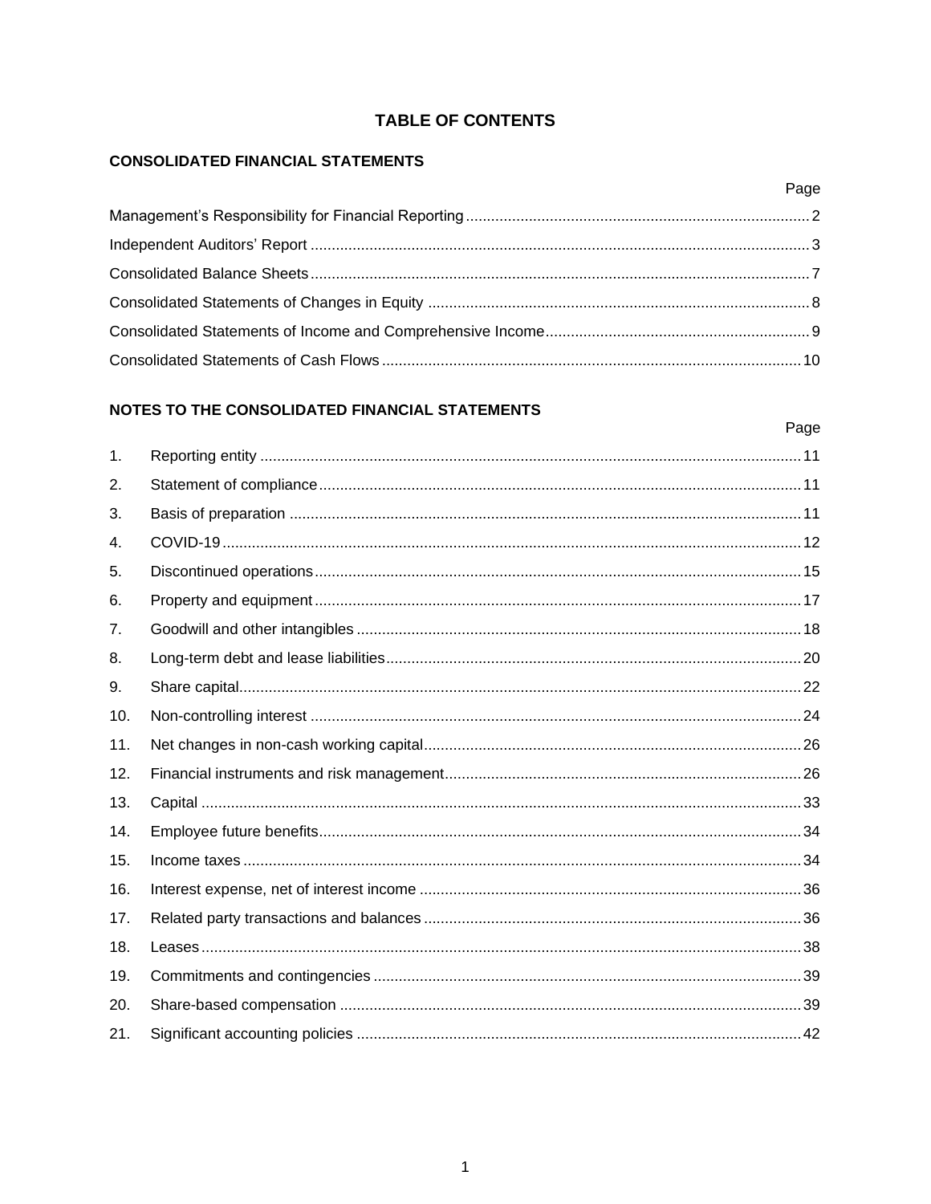# TABLE OF CONTENTS

## CONSOLIDATED FINANCIAL STATEMENTS

| | Page |
|---|---|
| Management's Responsibility for Financial Reporting | 2 |
| Independent Auditors' Report | 3 |
| Consolidated Balance Sheets | 7 |
| Consolidated Statements of Changes in Equity | 8 |
| Consolidated Statements of Income and Comprehensive Income | 9 |
| Consolidated Statements of Cash Flows | 10 |

## NOTES TO THE CONSOLIDATED FINANCIAL STATEMENTS

| | | Page |
|---|---|---|
| 1. | Reporting entity | 11 |
| 2. | Statement of compliance | 11 |
| 3. | Basis of preparation | 11 |
| 4. | COVID-19 | 12 |
| 5. | Discontinued operations | 15 |
| 6. | Property and equipment | 17 |
| 7. | Goodwill and other intangibles | 18 |
| 8. | Long-term debt and lease liabilities | 20 |
| 9. | Share capital | 22 |
| 10. | Non-controlling interest | 24 |
| 11. | Net changes in non-cash working capital | 26 |
| 12. | Financial instruments and risk management | 26 |
| 13. | Capital | 33 |
| 14. | Employee future benefits | 34 |
| 15. | Income taxes | 34 |
| 16. | Interest expense, net of interest income | 36 |
| 17. | Related party transactions and balances | 36 |
| 18. | Leases | 38 |
| 19. | Commitments and contingencies | 39 |
| 20. | Share-based compensation | 39 |
| 21. | Significant accounting policies | 42 |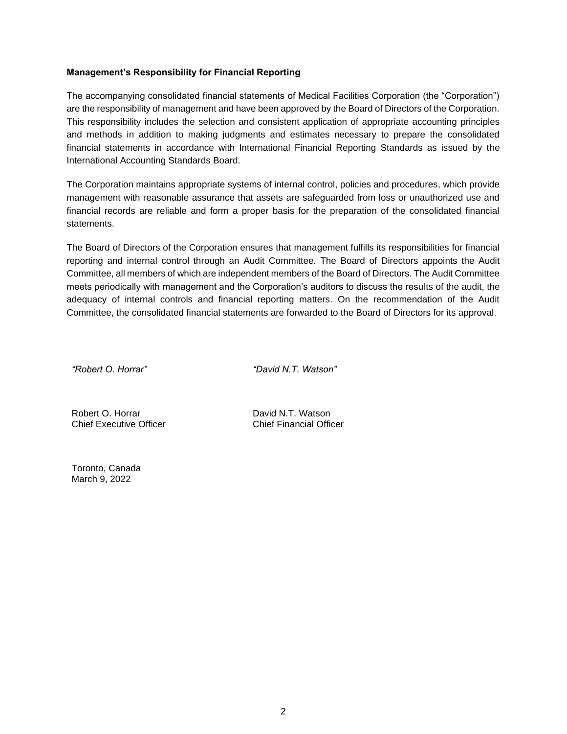**Management's Responsibility for Financial Reporting**

The accompanying consolidated financial statements of Medical Facilities Corporation (the "Corporation") are the responsibility of management and have been approved by the Board of Directors of the Corporation. This responsibility includes the selection and consistent application of appropriate accounting principles and methods in addition to making judgments and estimates necessary to prepare the consolidated financial statements in accordance with International Financial Reporting Standards as issued by the International Accounting Standards Board.

The Corporation maintains appropriate systems of internal control, policies and procedures, which provide management with reasonable assurance that assets are safeguarded from loss or unauthorized use and financial records are reliable and form a proper basis for the preparation of the consolidated financial statements.

The Board of Directors of the Corporation ensures that management fulfills its responsibilities for financial reporting and internal control through an Audit Committee. The Board of Directors appoints the Audit Committee, all members of which are independent members of the Board of Directors. The Audit Committee meets periodically with management and the Corporation's auditors to discuss the results of the audit, the adequacy of internal controls and financial reporting matters. On the recommendation of the Audit Committee, the consolidated financial statements are forwarded to the Board of Directors for its approval.

*"Robert O. Horrar"*

Robert O. Horrar
Chief Executive Officer

*"David N.T. Watson"*

David N.T. Watson
Chief Financial Officer

Toronto, Canada
March 9, 2022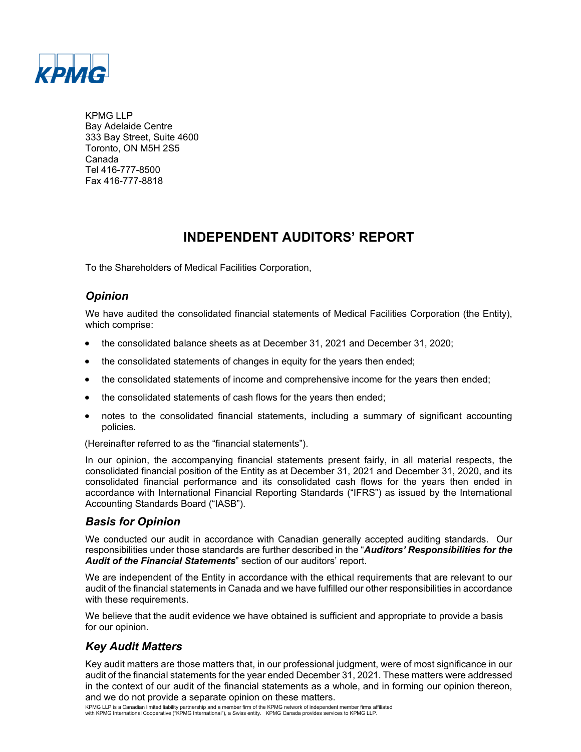KPMG LLP
Bay Adelaide Centre
333 Bay Street, Suite 4600
Toronto, ON M5H 2S5
Canada
Tel 416-777-8500
Fax 416-777-8818

# INDEPENDENT AUDITORS' REPORT

To the Shareholders of Medical Facilities Corporation,

## *Opinion*

We have audited the consolidated financial statements of Medical Facilities Corporation (the Entity), which comprise:

- the consolidated balance sheets as at December 31, 2021 and December 31, 2020;
- the consolidated statements of changes in equity for the years then ended;
- the consolidated statements of income and comprehensive income for the years then ended;
- the consolidated statements of cash flows for the years then ended;
- notes to the consolidated financial statements, including a summary of significant accounting policies.

(Hereinafter referred to as the "financial statements").

In our opinion, the accompanying financial statements present fairly, in all material respects, the consolidated financial position of the Entity as at December 31, 2021 and December 31, 2020, and its consolidated financial performance and its consolidated cash flows for the years then ended in accordance with International Financial Reporting Standards ("IFRS") as issued by the International Accounting Standards Board ("IASB").

## *Basis for Opinion*

We conducted our audit in accordance with Canadian generally accepted auditing standards. Our responsibilities under those standards are further described in the "***Auditors' Responsibilities for the Audit of the Financial Statements***" section of our auditors' report.

We are independent of the Entity in accordance with the ethical requirements that are relevant to our audit of the financial statements in Canada and we have fulfilled our other responsibilities in accordance with these requirements.

We believe that the audit evidence we have obtained is sufficient and appropriate to provide a basis for our opinion.

## *Key Audit Matters*

Key audit matters are those matters that, in our professional judgment, were of most significance in our audit of the financial statements for the year ended December 31, 2021. These matters were addressed in the context of our audit of the financial statements as a whole, and in forming our opinion thereon, and we do not provide a separate opinion on these matters.

KPMG LLP is a Canadian limited liability partnership and a member firm of the KPMG network of independent member firms affiliated with KPMG International Cooperative ("KPMG International"), a Swiss entity. KPMG Canada provides services to KPMG LLP.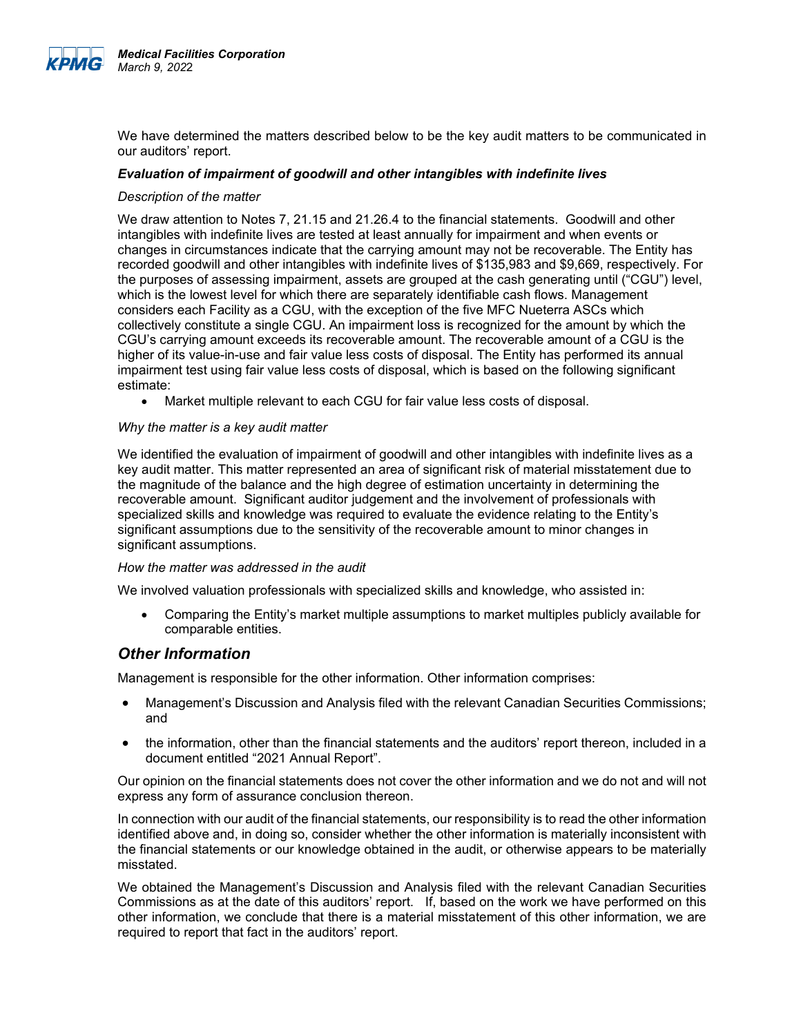We have determined the matters described below to be the key audit matters to be communicated in our auditors' report.

***Evaluation of impairment of goodwill and other intangibles with indefinite lives***

*Description of the matter*

We draw attention to Notes 7, 21.15 and 21.26.4 to the financial statements. Goodwill and other intangibles with indefinite lives are tested at least annually for impairment and when events or changes in circumstances indicate that the carrying amount may not be recoverable. The Entity has recorded goodwill and other intangibles with indefinite lives of $135,983 and $9,669, respectively. For the purposes of assessing impairment, assets are grouped at the cash generating until ("CGU") level, which is the lowest level for which there are separately identifiable cash flows. Management considers each Facility as a CGU, with the exception of the five MFC Nueterra ASCs which collectively constitute a single CGU. An impairment loss is recognized for the amount by which the CGU's carrying amount exceeds its recoverable amount. The recoverable amount of a CGU is the higher of its value-in-use and fair value less costs of disposal. The Entity has performed its annual impairment test using fair value less costs of disposal, which is based on the following significant estimate:

- Market multiple relevant to each CGU for fair value less costs of disposal.

*Why the matter is a key audit matter*

We identified the evaluation of impairment of goodwill and other intangibles with indefinite lives as a key audit matter. This matter represented an area of significant risk of material misstatement due to the magnitude of the balance and the high degree of estimation uncertainty in determining the recoverable amount. Significant auditor judgement and the involvement of professionals with specialized skills and knowledge was required to evaluate the evidence relating to the Entity's significant assumptions due to the sensitivity of the recoverable amount to minor changes in significant assumptions.

*How the matter was addressed in the audit*

We involved valuation professionals with specialized skills and knowledge, who assisted in:

- Comparing the Entity's market multiple assumptions to market multiples publicly available for comparable entities.

## *Other Information*

Management is responsible for the other information. Other information comprises:

- Management's Discussion and Analysis filed with the relevant Canadian Securities Commissions; and
- the information, other than the financial statements and the auditors' report thereon, included in a document entitled "2021 Annual Report".

Our opinion on the financial statements does not cover the other information and we do not and will not express any form of assurance conclusion thereon.

In connection with our audit of the financial statements, our responsibility is to read the other information identified above and, in doing so, consider whether the other information is materially inconsistent with the financial statements or our knowledge obtained in the audit, or otherwise appears to be materially misstated.

We obtained the Management's Discussion and Analysis filed with the relevant Canadian Securities Commissions as at the date of this auditors' report. If, based on the work we have performed on this other information, we conclude that there is a material misstatement of this other information, we are required to report that fact in the auditors' report.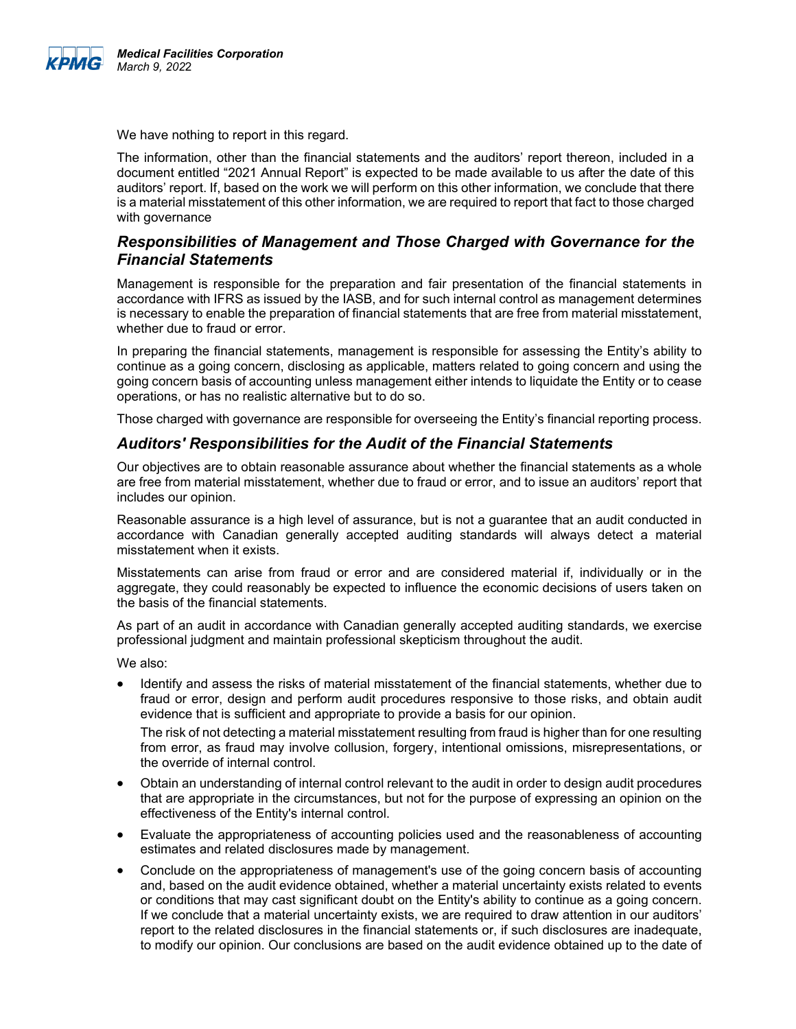We have nothing to report in this regard.

The information, other than the financial statements and the auditors' report thereon, included in a document entitled "2021 Annual Report" is expected to be made available to us after the date of this auditors' report. If, based on the work we will perform on this other information, we conclude that there is a material misstatement of this other information, we are required to report that fact to those charged with governance

## *Responsibilities of Management and Those Charged with Governance for the Financial Statements*

Management is responsible for the preparation and fair presentation of the financial statements in accordance with IFRS as issued by the IASB, and for such internal control as management determines is necessary to enable the preparation of financial statements that are free from material misstatement, whether due to fraud or error.

In preparing the financial statements, management is responsible for assessing the Entity's ability to continue as a going concern, disclosing as applicable, matters related to going concern and using the going concern basis of accounting unless management either intends to liquidate the Entity or to cease operations, or has no realistic alternative but to do so.

Those charged with governance are responsible for overseeing the Entity's financial reporting process.

## *Auditors' Responsibilities for the Audit of the Financial Statements*

Our objectives are to obtain reasonable assurance about whether the financial statements as a whole are free from material misstatement, whether due to fraud or error, and to issue an auditors' report that includes our opinion.

Reasonable assurance is a high level of assurance, but is not a guarantee that an audit conducted in accordance with Canadian generally accepted auditing standards will always detect a material misstatement when it exists.

Misstatements can arise from fraud or error and are considered material if, individually or in the aggregate, they could reasonably be expected to influence the economic decisions of users taken on the basis of the financial statements.

As part of an audit in accordance with Canadian generally accepted auditing standards, we exercise professional judgment and maintain professional skepticism throughout the audit.

We also:

- Identify and assess the risks of material misstatement of the financial statements, whether due to fraud or error, design and perform audit procedures responsive to those risks, and obtain audit evidence that is sufficient and appropriate to provide a basis for our opinion.

  The risk of not detecting a material misstatement resulting from fraud is higher than for one resulting from error, as fraud may involve collusion, forgery, intentional omissions, misrepresentations, or the override of internal control.

- Obtain an understanding of internal control relevant to the audit in order to design audit procedures that are appropriate in the circumstances, but not for the purpose of expressing an opinion on the effectiveness of the Entity's internal control.

- Evaluate the appropriateness of accounting policies used and the reasonableness of accounting estimates and related disclosures made by management.

- Conclude on the appropriateness of management's use of the going concern basis of accounting and, based on the audit evidence obtained, whether a material uncertainty exists related to events or conditions that may cast significant doubt on the Entity's ability to continue as a going concern. If we conclude that a material uncertainty exists, we are required to draw attention in our auditors' report to the related disclosures in the financial statements or, if such disclosures are inadequate, to modify our opinion. Our conclusions are based on the audit evidence obtained up to the date of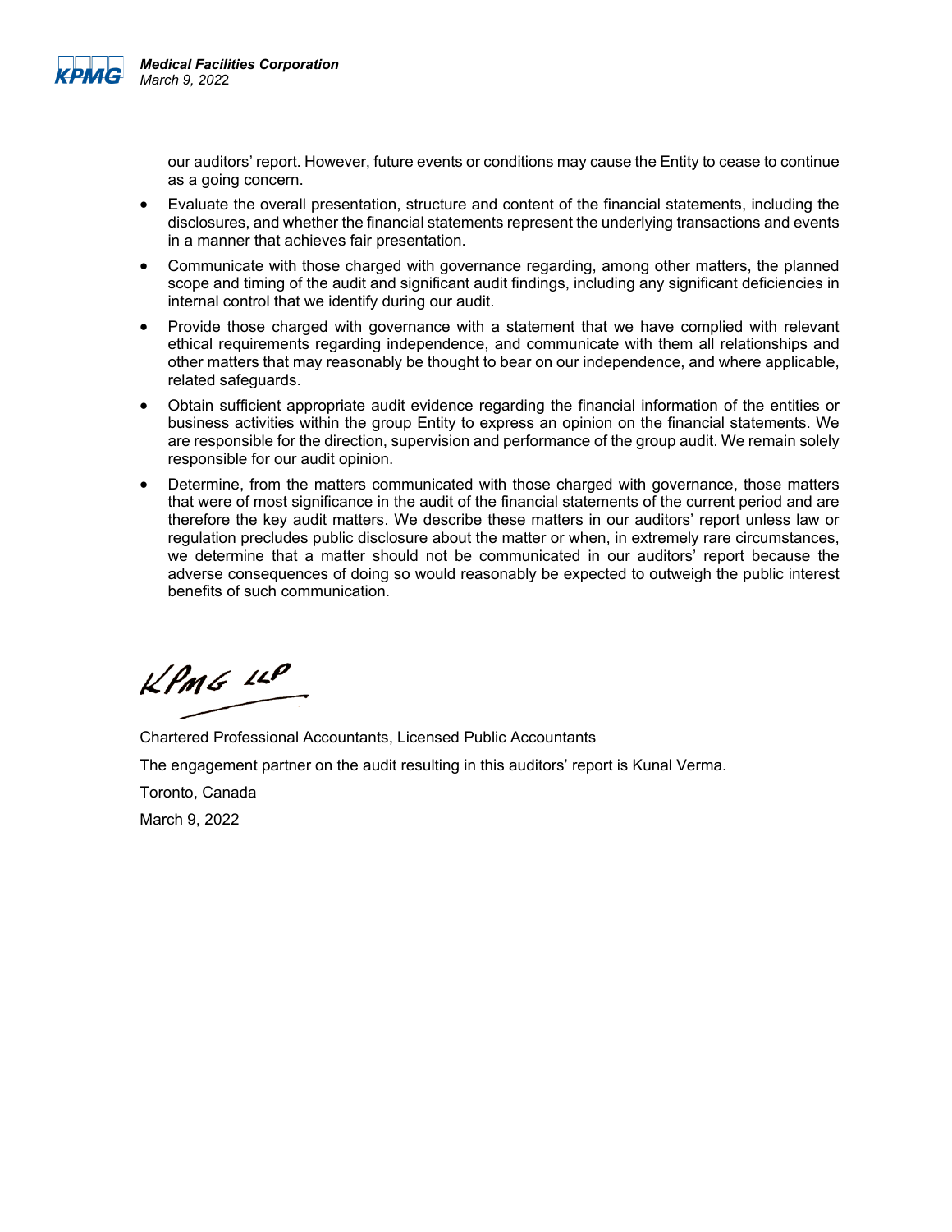our auditors' report. However, future events or conditions may cause the Entity to cease to continue as a going concern.

- Evaluate the overall presentation, structure and content of the financial statements, including the disclosures, and whether the financial statements represent the underlying transactions and events in a manner that achieves fair presentation.
- Communicate with those charged with governance regarding, among other matters, the planned scope and timing of the audit and significant audit findings, including any significant deficiencies in internal control that we identify during our audit.
- Provide those charged with governance with a statement that we have complied with relevant ethical requirements regarding independence, and communicate with them all relationships and other matters that may reasonably be thought to bear on our independence, and where applicable, related safeguards.
- Obtain sufficient appropriate audit evidence regarding the financial information of the entities or business activities within the group Entity to express an opinion on the financial statements. We are responsible for the direction, supervision and performance of the group audit. We remain solely responsible for our audit opinion.
- Determine, from the matters communicated with those charged with governance, those matters that were of most significance in the audit of the financial statements of the current period and are therefore the key audit matters. We describe these matters in our auditors' report unless law or regulation precludes public disclosure about the matter or when, in extremely rare circumstances, we determine that a matter should not be communicated in our auditors' report because the adverse consequences of doing so would reasonably be expected to outweigh the public interest benefits of such communication.

KPMG LLP

Chartered Professional Accountants, Licensed Public Accountants

The engagement partner on the audit resulting in this auditors' report is Kunal Verma.

Toronto, Canada

March 9, 2022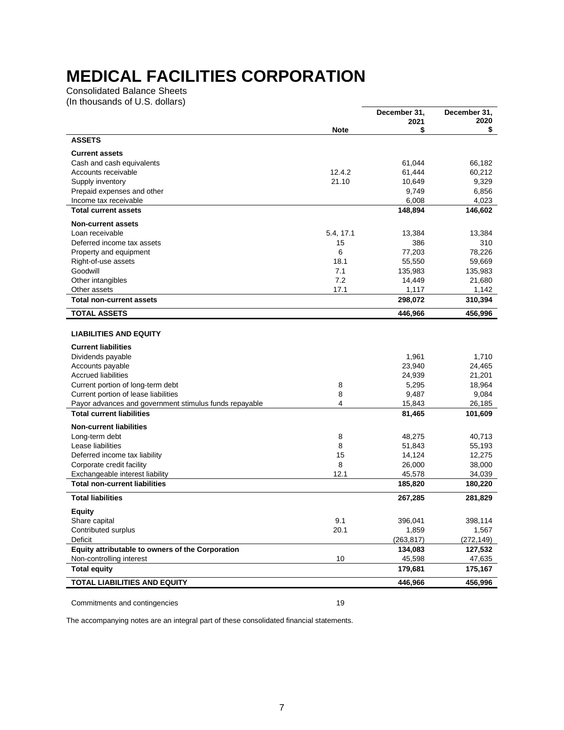# MEDICAL FACILITIES CORPORATION

Consolidated Balance Sheets
(In thousands of U.S. dollars)

| | Note | December 31, 2021 $ | December 31, 2020 $ |
|---|---|---|---|
| **ASSETS** | | | |
| **Current assets** | | | |
| Cash and cash equivalents | | 61,044 | 66,182 |
| Accounts receivable | 12.4.2 | 61,444 | 60,212 |
| Supply inventory | 21.10 | 10,649 | 9,329 |
| Prepaid expenses and other | | 9,749 | 6,856 |
| Income tax receivable | | 6,008 | 4,023 |
| **Total current assets** | | **148,894** | **146,602** |
| **Non-current assets** | | | |
| Loan receivable | 5.4, 17.1 | 13,384 | 13,384 |
| Deferred income tax assets | 15 | 386 | 310 |
| Property and equipment | 6 | 77,203 | 78,226 |
| Right-of-use assets | 18.1 | 55,550 | 59,669 |
| Goodwill | 7.1 | 135,983 | 135,983 |
| Other intangibles | 7.2 | 14,449 | 21,680 |
| Other assets | 17.1 | 1,117 | 1,142 |
| **Total non-current assets** | | **298,072** | **310,394** |
| **TOTAL ASSETS** | | **446,966** | **456,996** |
| **LIABILITIES AND EQUITY** | | | |
| **Current liabilities** | | | |
| Dividends payable | | 1,961 | 1,710 |
| Accounts payable | | 23,940 | 24,465 |
| Accrued liabilities | | 24,939 | 21,201 |
| Current portion of long-term debt | 8 | 5,295 | 18,964 |
| Current portion of lease liabilities | 8 | 9,487 | 9,084 |
| Payor advances and government stimulus funds repayable | 4 | 15,843 | 26,185 |
| **Total current liabilities** | | **81,465** | **101,609** |
| **Non-current liabilities** | | | |
| Long-term debt | 8 | 48,275 | 40,713 |
| Lease liabilities | 8 | 51,843 | 55,193 |
| Deferred income tax liability | 15 | 14,124 | 12,275 |
| Corporate credit facility | 8 | 26,000 | 38,000 |
| Exchangeable interest liability | 12.1 | 45,578 | 34,039 |
| **Total non-current liabilities** | | **185,820** | **180,220** |
| **Total liabilities** | | **267,285** | **281,829** |
| **Equity** | | | |
| Share capital | 9.1 | 396,041 | 398,114 |
| Contributed surplus | 20.1 | 1,859 | 1,567 |
| Deficit | | (263,817) | (272,149) |
| **Equity attributable to owners of the Corporation** | | **134,083** | **127,532** |
| Non-controlling interest | 10 | 45,598 | 47,635 |
| **Total equity** | | **179,681** | **175,167** |
| **TOTAL LIABILITIES AND EQUITY** | | **446,966** | **456,996** |

Commitments and contingencies 19

The accompanying notes are an integral part of these consolidated financial statements.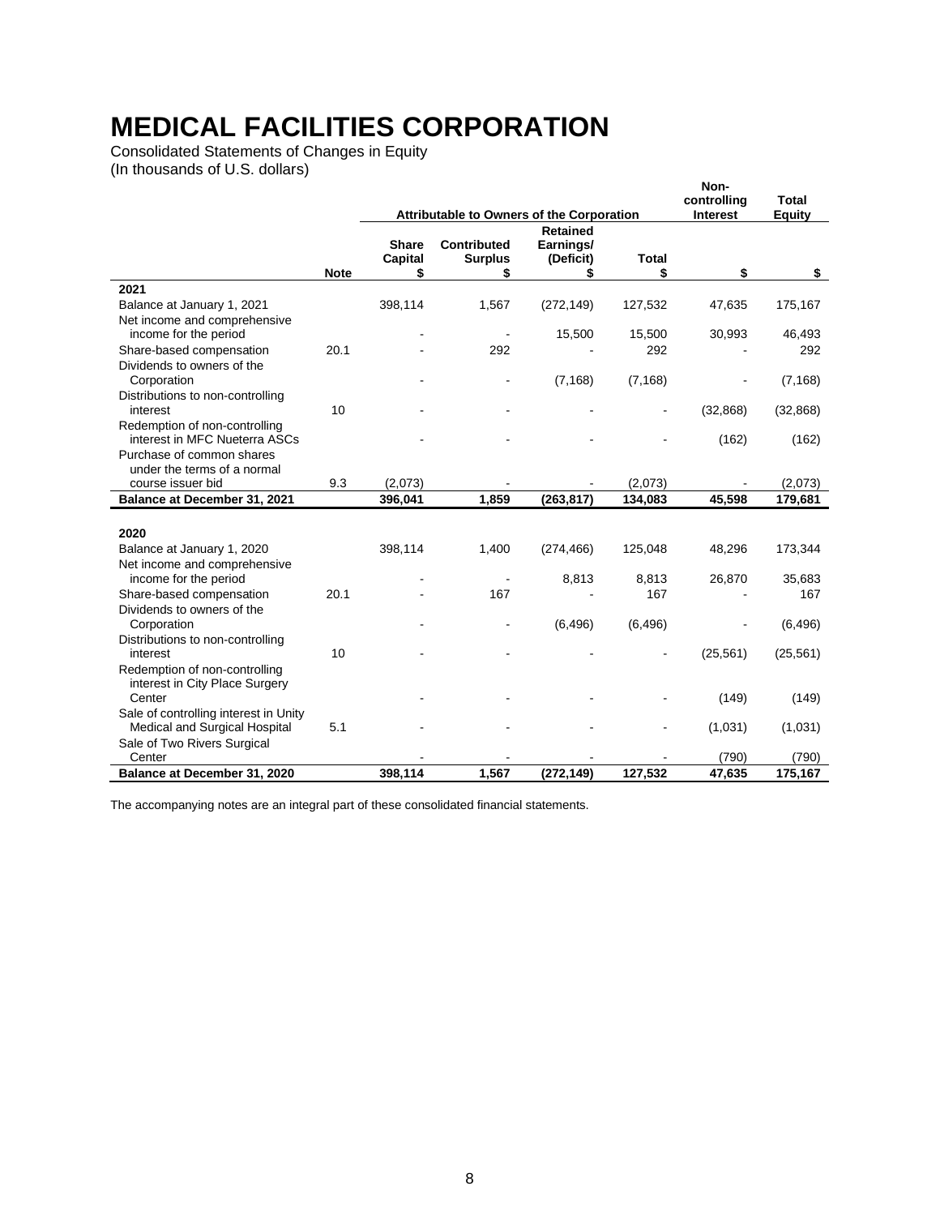# MEDICAL FACILITIES CORPORATION

Consolidated Statements of Changes in Equity
(In thousands of U.S. dollars)

| | | Attributable to Owners of the Corporation | | | | Non-controlling Interest | Total Equity |
|---|---|---|---|---|---|---|---|
| | Note | Share Capital $ | Contributed Surplus $ | Retained Earnings/ (Deficit) $ | Total $ | $ | $ |
| **2021** | | | | | | | |
| Balance at January 1, 2021 | | 398,114 | 1,567 | (272,149) | 127,532 | 47,635 | 175,167 |
| Net income and comprehensive income for the period | | - | - | 15,500 | 15,500 | 30,993 | 46,493 |
| Share-based compensation | 20.1 | - | 292 | - | 292 | - | 292 |
| Dividends to owners of the Corporation | | - | - | (7,168) | (7,168) | - | (7,168) |
| Distributions to non-controlling interest | 10 | - | - | - | - | (32,868) | (32,868) |
| Redemption of non-controlling interest in MFC Nueterra ASCs | | - | - | - | - | (162) | (162) |
| Purchase of common shares under the terms of a normal course issuer bid | 9.3 | (2,073) | - | - | (2,073) | - | (2,073) |
| **Balance at December 31, 2021** | | **396,041** | **1,859** | **(263,817)** | **134,083** | **45,598** | **179,681** |
| | | | | | | | |
| **2020** | | | | | | | |
| Balance at January 1, 2020 | | 398,114 | 1,400 | (274,466) | 125,048 | 48,296 | 173,344 |
| Net income and comprehensive income for the period | | - | - | 8,813 | 8,813 | 26,870 | 35,683 |
| Share-based compensation | 20.1 | - | 167 | - | 167 | - | 167 |
| Dividends to owners of the Corporation | | - | - | (6,496) | (6,496) | - | (6,496) |
| Distributions to non-controlling interest | 10 | - | - | - | - | (25,561) | (25,561) |
| Redemption of non-controlling interest in City Place Surgery Center | | - | - | - | - | (149) | (149) |
| Sale of controlling interest in Unity Medical and Surgical Hospital | 5.1 | - | - | - | - | (1,031) | (1,031) |
| Sale of Two Rivers Surgical Center | | - | - | - | - | (790) | (790) |
| **Balance at December 31, 2020** | | **398,114** | **1,567** | **(272,149)** | **127,532** | **47,635** | **175,167** |

The accompanying notes are an integral part of these consolidated financial statements.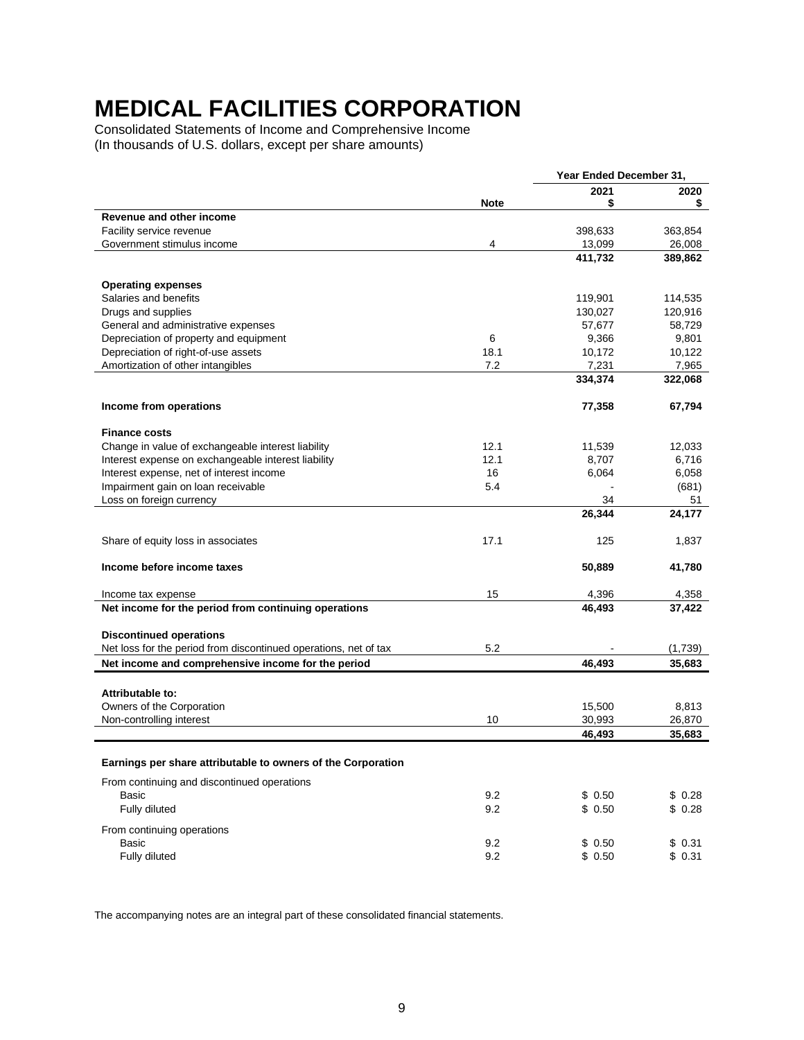# MEDICAL FACILITIES CORPORATION

Consolidated Statements of Income and Comprehensive Income
(In thousands of U.S. dollars, except per share amounts)

| | Note | Year Ended December 31, 2021 $ | 2020 $ |
|---|---|---|---|
| **Revenue and other income** | | | |
| Facility service revenue | | 398,633 | 363,854 |
| Government stimulus income | 4 | 13,099 | 26,008 |
| | | **411,732** | **389,862** |
| **Operating expenses** | | | |
| Salaries and benefits | | 119,901 | 114,535 |
| Drugs and supplies | | 130,027 | 120,916 |
| General and administrative expenses | | 57,677 | 58,729 |
| Depreciation of property and equipment | 6 | 9,366 | 9,801 |
| Depreciation of right-of-use assets | 18.1 | 10,172 | 10,122 |
| Amortization of other intangibles | 7.2 | 7,231 | 7,965 |
| | | **334,374** | **322,068** |
| **Income from operations** | | **77,358** | **67,794** |
| **Finance costs** | | | |
| Change in value of exchangeable interest liability | 12.1 | 11,539 | 12,033 |
| Interest expense on exchangeable interest liability | 12.1 | 8,707 | 6,716 |
| Interest expense, net of interest income | 16 | 6,064 | 6,058 |
| Impairment gain on loan receivable | 5.4 | - | (681) |
| Loss on foreign currency | | 34 | 51 |
| | | **26,344** | **24,177** |
| Share of equity loss in associates | 17.1 | 125 | 1,837 |
| **Income before income taxes** | | **50,889** | **41,780** |
| Income tax expense | 15 | 4,396 | 4,358 |
| **Net income for the period from continuing operations** | | **46,493** | **37,422** |
| **Discontinued operations** | | | |
| Net loss for the period from discontinued operations, net of tax | 5.2 | - | (1,739) |
| **Net income and comprehensive income for the period** | | **46,493** | **35,683** |
| **Attributable to:** | | | |
| Owners of the Corporation | | 15,500 | 8,813 |
| Non-controlling interest | 10 | 30,993 | 26,870 |
| | | **46,493** | **35,683** |
| **Earnings per share attributable to owners of the Corporation** | | | |
| From continuing and discontinued operations | | | |
| Basic | 9.2 | $ 0.50 | $ 0.28 |
| Fully diluted | 9.2 | $ 0.50 | $ 0.28 |
| From continuing operations | | | |
| Basic | 9.2 | $ 0.50 | $ 0.31 |
| Fully diluted | 9.2 | $ 0.50 | $ 0.31 |

The accompanying notes are an integral part of these consolidated financial statements.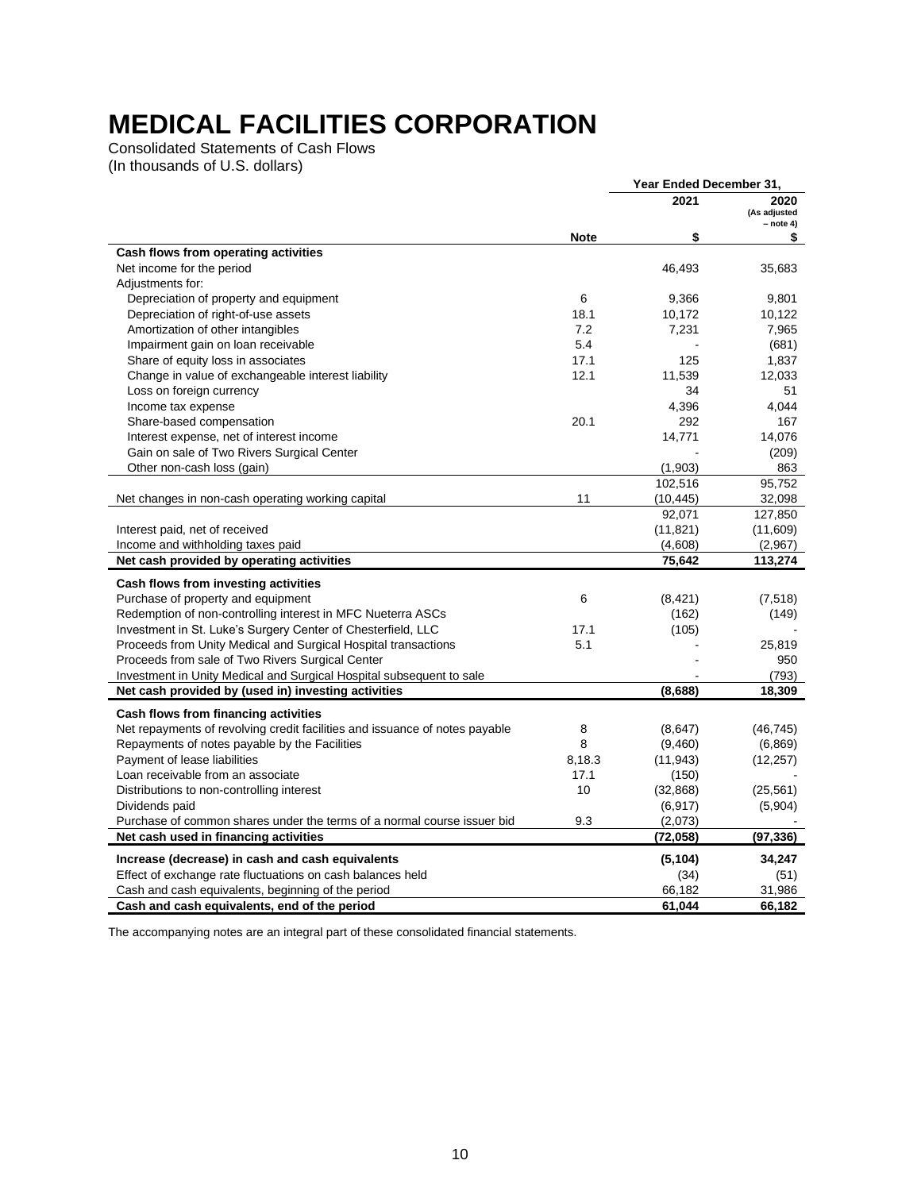# MEDICAL FACILITIES CORPORATION

Consolidated Statements of Cash Flows
(In thousands of U.S. dollars)

| | | Year Ended December 31, | |
|---|---|---|---|
| | | 2021 | 2020 (As adjusted – note 4) |
| | Note | $ | $ |
| **Cash flows from operating activities** | | | |
| Net income for the period | | 46,493 | 35,683 |
| Adjustments for: | | | |
| Depreciation of property and equipment | 6 | 9,366 | 9,801 |
| Depreciation of right-of-use assets | 18.1 | 10,172 | 10,122 |
| Amortization of other intangibles | 7.2 | 7,231 | 7,965 |
| Impairment gain on loan receivable | 5.4 | - | (681) |
| Share of equity loss in associates | 17.1 | 125 | 1,837 |
| Change in value of exchangeable interest liability | 12.1 | 11,539 | 12,033 |
| Loss on foreign currency | | 34 | 51 |
| Income tax expense | | 4,396 | 4,044 |
| Share-based compensation | 20.1 | 292 | 167 |
| Interest expense, net of interest income | | 14,771 | 14,076 |
| Gain on sale of Two Rivers Surgical Center | | - | (209) |
| Other non-cash loss (gain) | | (1,903) | 863 |
| | | 102,516 | 95,752 |
| Net changes in non-cash operating working capital | 11 | (10,445) | 32,098 |
| | | 92,071 | 127,850 |
| Interest paid, net of received | | (11,821) | (11,609) |
| Income and withholding taxes paid | | (4,608) | (2,967) |
| **Net cash provided by operating activities** | | **75,642** | **113,274** |
| **Cash flows from investing activities** | | | |
| Purchase of property and equipment | 6 | (8,421) | (7,518) |
| Redemption of non-controlling interest in MFC Nueterra ASCs | | (162) | (149) |
| Investment in St. Luke's Surgery Center of Chesterfield, LLC | 17.1 | (105) | - |
| Proceeds from Unity Medical and Surgical Hospital transactions | 5.1 | - | 25,819 |
| Proceeds from sale of Two Rivers Surgical Center | | - | 950 |
| Investment in Unity Medical and Surgical Hospital subsequent to sale | | - | (793) |
| **Net cash provided by (used in) investing activities** | | **(8,688)** | **18,309** |
| **Cash flows from financing activities** | | | |
| Net repayments of revolving credit facilities and issuance of notes payable | 8 | (8,647) | (46,745) |
| Repayments of notes payable by the Facilities | 8 | (9,460) | (6,869) |
| Payment of lease liabilities | 8,18.3 | (11,943) | (12,257) |
| Loan receivable from an associate | 17.1 | (150) | - |
| Distributions to non-controlling interest | 10 | (32,868) | (25,561) |
| Dividends paid | | (6,917) | (5,904) |
| Purchase of common shares under the terms of a normal course issuer bid | 9.3 | (2,073) | - |
| **Net cash used in financing activities** | | **(72,058)** | **(97,336)** |
| **Increase (decrease) in cash and cash equivalents** | | **(5,104)** | **34,247** |
| Effect of exchange rate fluctuations on cash balances held | | (34) | (51) |
| Cash and cash equivalents, beginning of the period | | 66,182 | 31,986 |
| **Cash and cash equivalents, end of the period** | | **61,044** | **66,182** |

The accompanying notes are an integral part of these consolidated financial statements.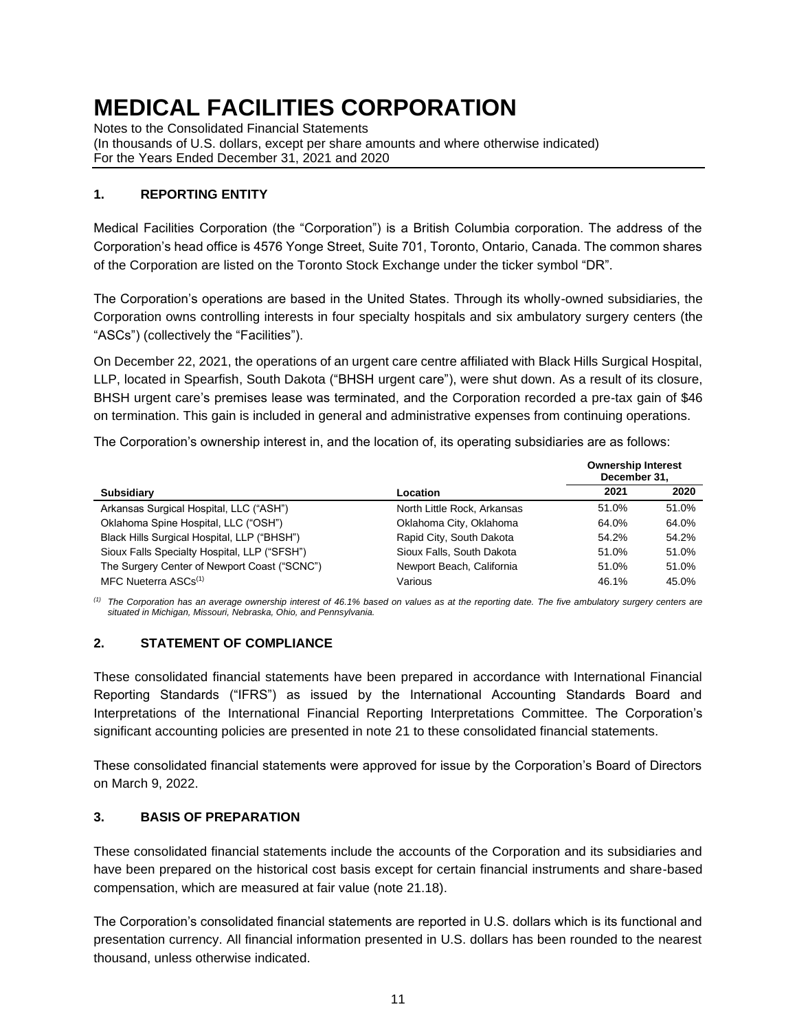# MEDICAL FACILITIES CORPORATION

Notes to the Consolidated Financial Statements
(In thousands of U.S. dollars, except per share amounts and where otherwise indicated)
For the Years Ended December 31, 2021 and 2020

## 1. REPORTING ENTITY

Medical Facilities Corporation (the "Corporation") is a British Columbia corporation. The address of the Corporation's head office is 4576 Yonge Street, Suite 701, Toronto, Ontario, Canada. The common shares of the Corporation are listed on the Toronto Stock Exchange under the ticker symbol "DR".

The Corporation's operations are based in the United States. Through its wholly-owned subsidiaries, the Corporation owns controlling interests in four specialty hospitals and six ambulatory surgery centers (the "ASCs") (collectively the "Facilities").

On December 22, 2021, the operations of an urgent care centre affiliated with Black Hills Surgical Hospital, LLP, located in Spearfish, South Dakota ("BHSH urgent care"), were shut down. As a result of its closure, BHSH urgent care's premises lease was terminated, and the Corporation recorded a pre-tax gain of $46 on termination. This gain is included in general and administrative expenses from continuing operations.

The Corporation's ownership interest in, and the location of, its operating subsidiaries are as follows:

| | | Ownership Interest December 31, | |
|---|---|---|---|
| **Subsidiary** | **Location** | **2021** | **2020** |
| Arkansas Surgical Hospital, LLC ("ASH") | North Little Rock, Arkansas | 51.0% | 51.0% |
| Oklahoma Spine Hospital, LLC ("OSH") | Oklahoma City, Oklahoma | 64.0% | 64.0% |
| Black Hills Surgical Hospital, LLP ("BHSH") | Rapid City, South Dakota | 54.2% | 54.2% |
| Sioux Falls Specialty Hospital, LLP ("SFSH") | Sioux Falls, South Dakota | 51.0% | 51.0% |
| The Surgery Center of Newport Coast ("SCNC") | Newport Beach, California | 51.0% | 51.0% |
| MFC Nueterra ASCs[(1)] | Various | 46.1% | 45.0% |

*[(1)] The Corporation has an average ownership interest of 46.1% based on values as at the reporting date. The five ambulatory surgery centers are situated in Michigan, Missouri, Nebraska, Ohio, and Pennsylvania.*

## 2. STATEMENT OF COMPLIANCE

These consolidated financial statements have been prepared in accordance with International Financial Reporting Standards ("IFRS") as issued by the International Accounting Standards Board and Interpretations of the International Financial Reporting Interpretations Committee. The Corporation's significant accounting policies are presented in note 21 to these consolidated financial statements.

These consolidated financial statements were approved for issue by the Corporation's Board of Directors on March 9, 2022.

## 3. BASIS OF PREPARATION

These consolidated financial statements include the accounts of the Corporation and its subsidiaries and have been prepared on the historical cost basis except for certain financial instruments and share-based compensation, which are measured at fair value (note 21.18).

The Corporation's consolidated financial statements are reported in U.S. dollars which is its functional and presentation currency. All financial information presented in U.S. dollars has been rounded to the nearest thousand, unless otherwise indicated.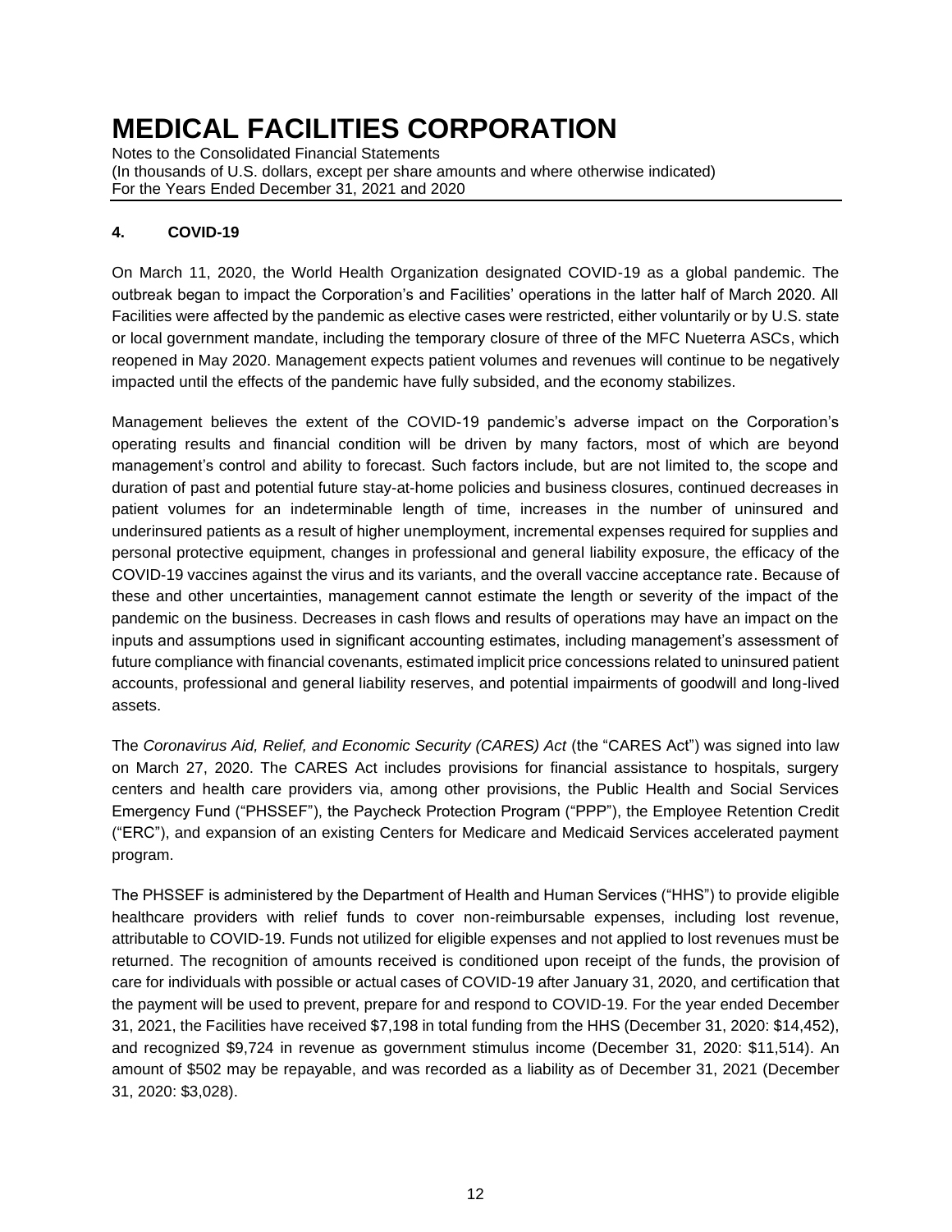## 4. COVID-19

On March 11, 2020, the World Health Organization designated COVID-19 as a global pandemic. The outbreak began to impact the Corporation's and Facilities' operations in the latter half of March 2020. All Facilities were affected by the pandemic as elective cases were restricted, either voluntarily or by U.S. state or local government mandate, including the temporary closure of three of the MFC Nueterra ASCs, which reopened in May 2020. Management expects patient volumes and revenues will continue to be negatively impacted until the effects of the pandemic have fully subsided, and the economy stabilizes.

Management believes the extent of the COVID-19 pandemic's adverse impact on the Corporation's operating results and financial condition will be driven by many factors, most of which are beyond management's control and ability to forecast. Such factors include, but are not limited to, the scope and duration of past and potential future stay-at-home policies and business closures, continued decreases in patient volumes for an indeterminable length of time, increases in the number of uninsured and underinsured patients as a result of higher unemployment, incremental expenses required for supplies and personal protective equipment, changes in professional and general liability exposure, the efficacy of the COVID-19 vaccines against the virus and its variants, and the overall vaccine acceptance rate. Because of these and other uncertainties, management cannot estimate the length or severity of the impact of the pandemic on the business. Decreases in cash flows and results of operations may have an impact on the inputs and assumptions used in significant accounting estimates, including management's assessment of future compliance with financial covenants, estimated implicit price concessions related to uninsured patient accounts, professional and general liability reserves, and potential impairments of goodwill and long-lived assets.

The *Coronavirus Aid, Relief, and Economic Security (CARES) Act* (the "CARES Act") was signed into law on March 27, 2020. The CARES Act includes provisions for financial assistance to hospitals, surgery centers and health care providers via, among other provisions, the Public Health and Social Services Emergency Fund ("PHSSEF"), the Paycheck Protection Program ("PPP"), the Employee Retention Credit ("ERC"), and expansion of an existing Centers for Medicare and Medicaid Services accelerated payment program.

The PHSSEF is administered by the Department of Health and Human Services ("HHS") to provide eligible healthcare providers with relief funds to cover non-reimbursable expenses, including lost revenue, attributable to COVID-19. Funds not utilized for eligible expenses and not applied to lost revenues must be returned. The recognition of amounts received is conditioned upon receipt of the funds, the provision of care for individuals with possible or actual cases of COVID-19 after January 31, 2020, and certification that the payment will be used to prevent, prepare for and respond to COVID-19. For the year ended December 31, 2021, the Facilities have received $7,198 in total funding from the HHS (December 31, 2020: $14,452), and recognized $9,724 in revenue as government stimulus income (December 31, 2020: $11,514). An amount of $502 may be repayable, and was recorded as a liability as of December 31, 2021 (December 31, 2020: $3,028).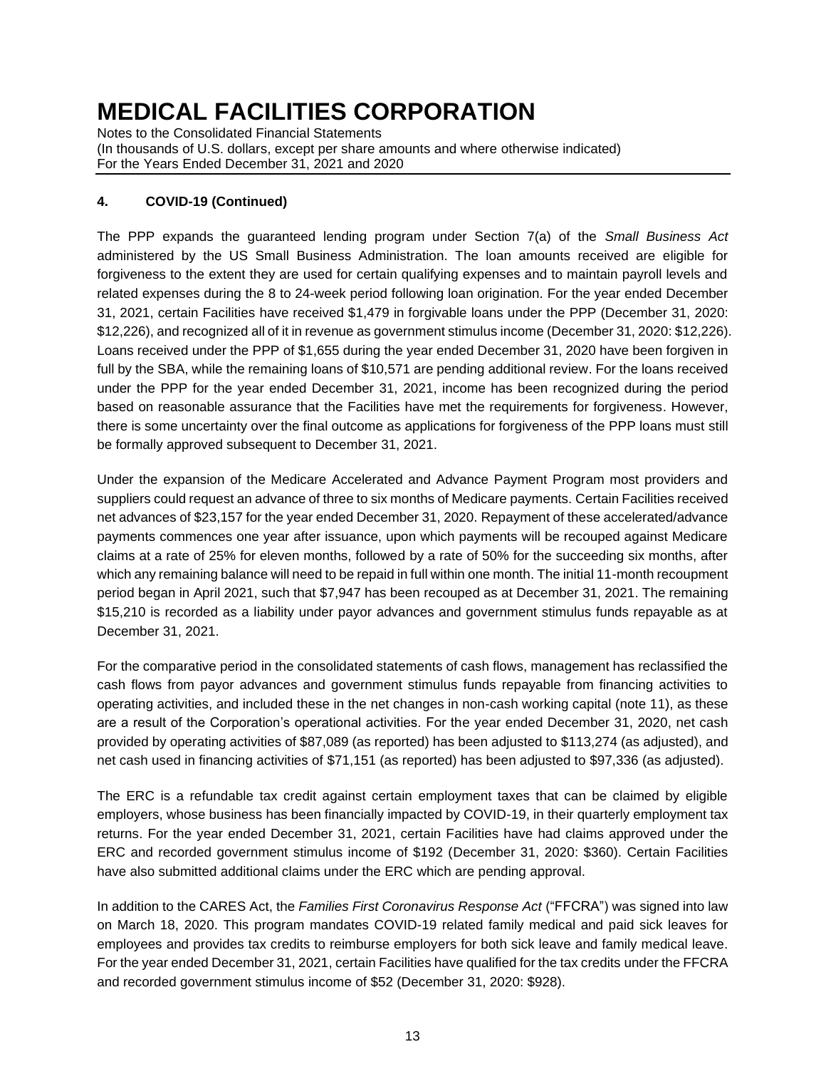### 4. COVID-19 (Continued)

The PPP expands the guaranteed lending program under Section 7(a) of the *Small Business Act* administered by the US Small Business Administration. The loan amounts received are eligible for forgiveness to the extent they are used for certain qualifying expenses and to maintain payroll levels and related expenses during the 8 to 24-week period following loan origination. For the year ended December 31, 2021, certain Facilities have received $1,479 in forgivable loans under the PPP (December 31, 2020: $12,226), and recognized all of it in revenue as government stimulus income (December 31, 2020: $12,226). Loans received under the PPP of $1,655 during the year ended December 31, 2020 have been forgiven in full by the SBA, while the remaining loans of $10,571 are pending additional review. For the loans received under the PPP for the year ended December 31, 2021, income has been recognized during the period based on reasonable assurance that the Facilities have met the requirements for forgiveness. However, there is some uncertainty over the final outcome as applications for forgiveness of the PPP loans must still be formally approved subsequent to December 31, 2021.

Under the expansion of the Medicare Accelerated and Advance Payment Program most providers and suppliers could request an advance of three to six months of Medicare payments. Certain Facilities received net advances of $23,157 for the year ended December 31, 2020. Repayment of these accelerated/advance payments commences one year after issuance, upon which payments will be recouped against Medicare claims at a rate of 25% for eleven months, followed by a rate of 50% for the succeeding six months, after which any remaining balance will need to be repaid in full within one month. The initial 11-month recoupment period began in April 2021, such that $7,947 has been recouped as at December 31, 2021. The remaining $15,210 is recorded as a liability under payor advances and government stimulus funds repayable as at December 31, 2021.

For the comparative period in the consolidated statements of cash flows, management has reclassified the cash flows from payor advances and government stimulus funds repayable from financing activities to operating activities, and included these in the net changes in non-cash working capital (note 11), as these are a result of the Corporation's operational activities. For the year ended December 31, 2020, net cash provided by operating activities of $87,089 (as reported) has been adjusted to $113,274 (as adjusted), and net cash used in financing activities of $71,151 (as reported) has been adjusted to $97,336 (as adjusted).

The ERC is a refundable tax credit against certain employment taxes that can be claimed by eligible employers, whose business has been financially impacted by COVID-19, in their quarterly employment tax returns. For the year ended December 31, 2021, certain Facilities have had claims approved under the ERC and recorded government stimulus income of $192 (December 31, 2020: $360). Certain Facilities have also submitted additional claims under the ERC which are pending approval.

In addition to the CARES Act, the *Families First Coronavirus Response Act* ("FFCRA") was signed into law on March 18, 2020. This program mandates COVID-19 related family medical and paid sick leaves for employees and provides tax credits to reimburse employers for both sick leave and family medical leave. For the year ended December 31, 2021, certain Facilities have qualified for the tax credits under the FFCRA and recorded government stimulus income of $52 (December 31, 2020: $928).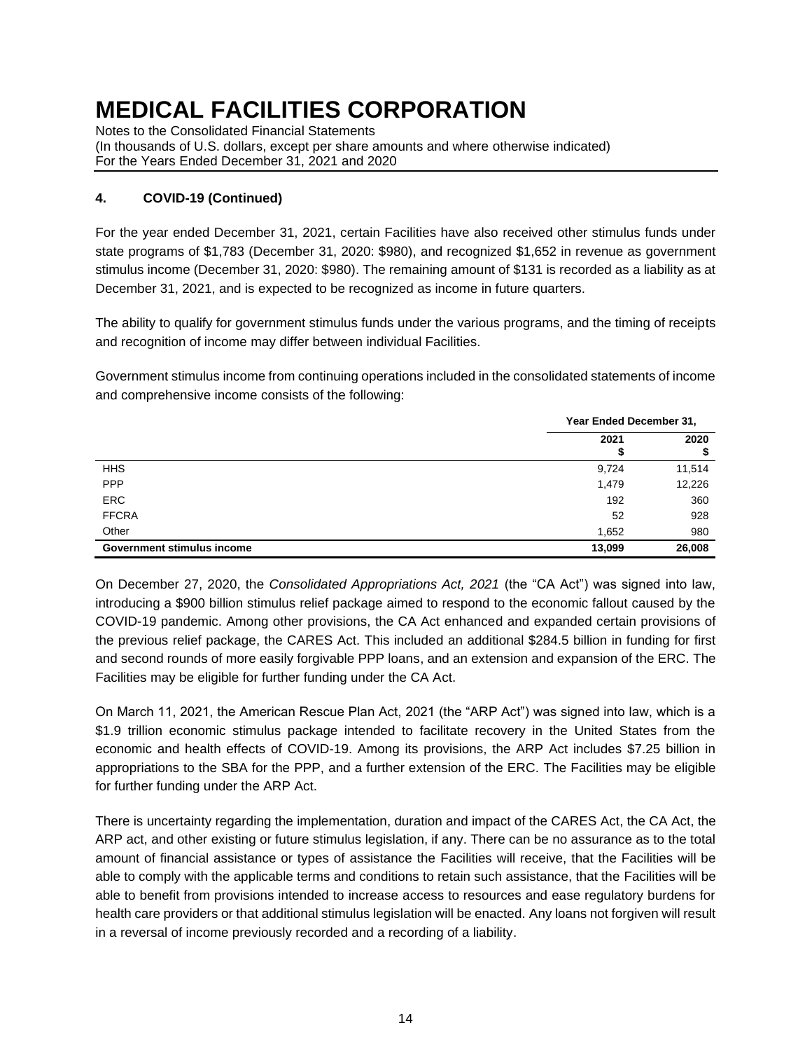### 4. COVID-19 (Continued)

For the year ended December 31, 2021, certain Facilities have also received other stimulus funds under state programs of $1,783 (December 31, 2020: $980), and recognized $1,652 in revenue as government stimulus income (December 31, 2020: $980). The remaining amount of $131 is recorded as a liability as at December 31, 2021, and is expected to be recognized as income in future quarters.

The ability to qualify for government stimulus funds under the various programs, and the timing of receipts and recognition of income may differ between individual Facilities.

Government stimulus income from continuing operations included in the consolidated statements of income and comprehensive income consists of the following:

| | Year Ended December 31, | |
|---|---|---|
| | 2021<br>$ | 2020<br>$ |
| HHS | 9,724 | 11,514 |
| PPP | 1,479 | 12,226 |
| ERC | 192 | 360 |
| FFCRA | 52 | 928 |
| Other | 1,652 | 980 |
| **Government stimulus income** | **13,099** | **26,008** |

On December 27, 2020, the *Consolidated Appropriations Act, 2021* (the "CA Act") was signed into law, introducing a $900 billion stimulus relief package aimed to respond to the economic fallout caused by the COVID-19 pandemic. Among other provisions, the CA Act enhanced and expanded certain provisions of the previous relief package, the CARES Act. This included an additional $284.5 billion in funding for first and second rounds of more easily forgivable PPP loans, and an extension and expansion of the ERC. The Facilities may be eligible for further funding under the CA Act.

On March 11, 2021, the American Rescue Plan Act, 2021 (the "ARP Act") was signed into law, which is a $1.9 trillion economic stimulus package intended to facilitate recovery in the United States from the economic and health effects of COVID-19. Among its provisions, the ARP Act includes $7.25 billion in appropriations to the SBA for the PPP, and a further extension of the ERC. The Facilities may be eligible for further funding under the ARP Act.

There is uncertainty regarding the implementation, duration and impact of the CARES Act, the CA Act, the ARP act, and other existing or future stimulus legislation, if any. There can be no assurance as to the total amount of financial assistance or types of assistance the Facilities will receive, that the Facilities will be able to comply with the applicable terms and conditions to retain such assistance, that the Facilities will be able to benefit from provisions intended to increase access to resources and ease regulatory burdens for health care providers or that additional stimulus legislation will be enacted. Any loans not forgiven will result in a reversal of income previously recorded and a recording of a liability.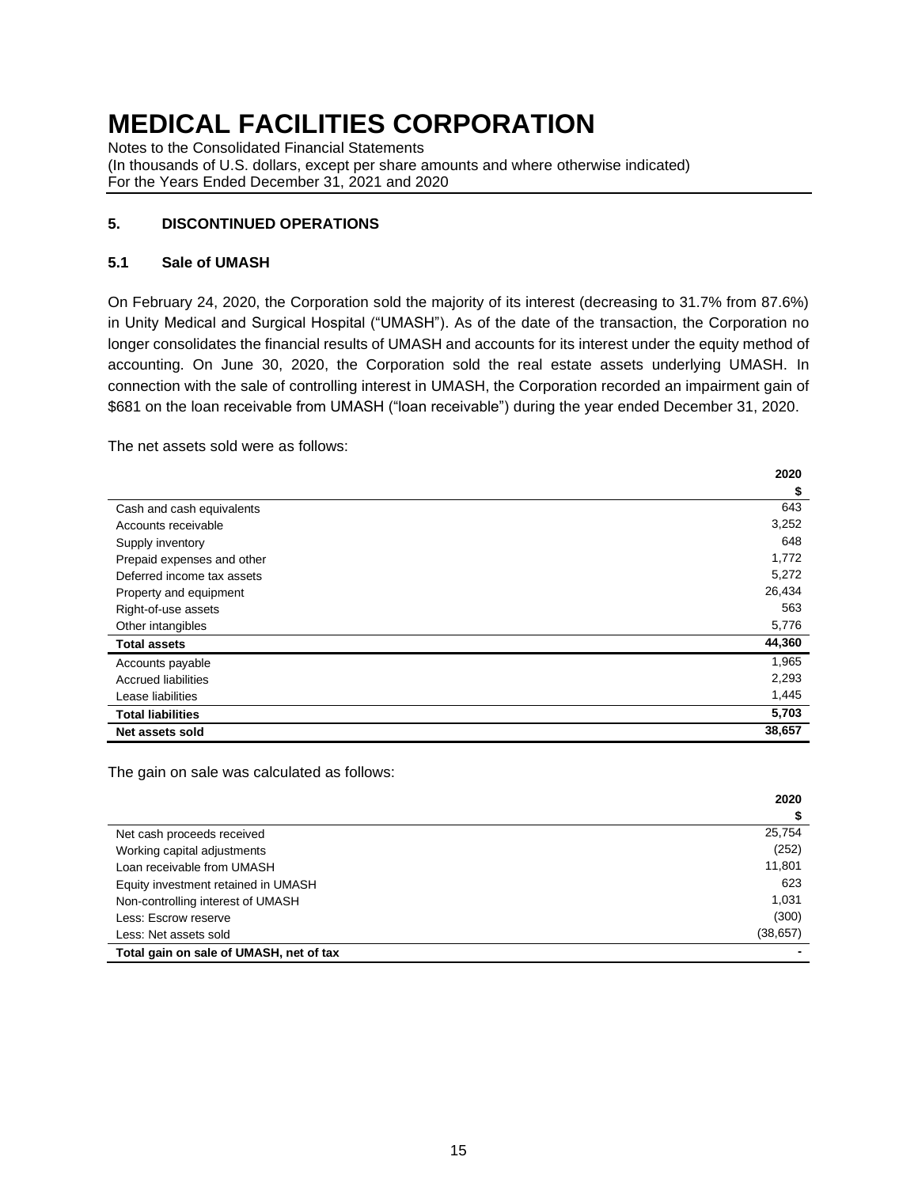# MEDICAL FACILITIES CORPORATION

Notes to the Consolidated Financial Statements
(In thousands of U.S. dollars, except per share amounts and where otherwise indicated)
For the Years Ended December 31, 2021 and 2020

## 5. DISCONTINUED OPERATIONS

### 5.1 Sale of UMASH

On February 24, 2020, the Corporation sold the majority of its interest (decreasing to 31.7% from 87.6%) in Unity Medical and Surgical Hospital ("UMASH"). As of the date of the transaction, the Corporation no longer consolidates the financial results of UMASH and accounts for its interest under the equity method of accounting. On June 30, 2020, the Corporation sold the real estate assets underlying UMASH. In connection with the sale of controlling interest in UMASH, the Corporation recorded an impairment gain of $681 on the loan receivable from UMASH ("loan receivable") during the year ended December 31, 2020.

The net assets sold were as follows:

| | 2020 |
|---|---|
| | $ |
| Cash and cash equivalents | 643 |
| Accounts receivable | 3,252 |
| Supply inventory | 648 |
| Prepaid expenses and other | 1,772 |
| Deferred income tax assets | 5,272 |
| Property and equipment | 26,434 |
| Right-of-use assets | 563 |
| Other intangibles | 5,776 |
| **Total assets** | **44,360** |
| Accounts payable | 1,965 |
| Accrued liabilities | 2,293 |
| Lease liabilities | 1,445 |
| **Total liabilities** | **5,703** |
| **Net assets sold** | **38,657** |

The gain on sale was calculated as follows:

| | 2020 |
|---|---|
| | $ |
| Net cash proceeds received | 25,754 |
| Working capital adjustments | (252) |
| Loan receivable from UMASH | 11,801 |
| Equity investment retained in UMASH | 623 |
| Non-controlling interest of UMASH | 1,031 |
| Less: Escrow reserve | (300) |
| Less: Net assets sold | (38,657) |
| **Total gain on sale of UMASH, net of tax** | **-** |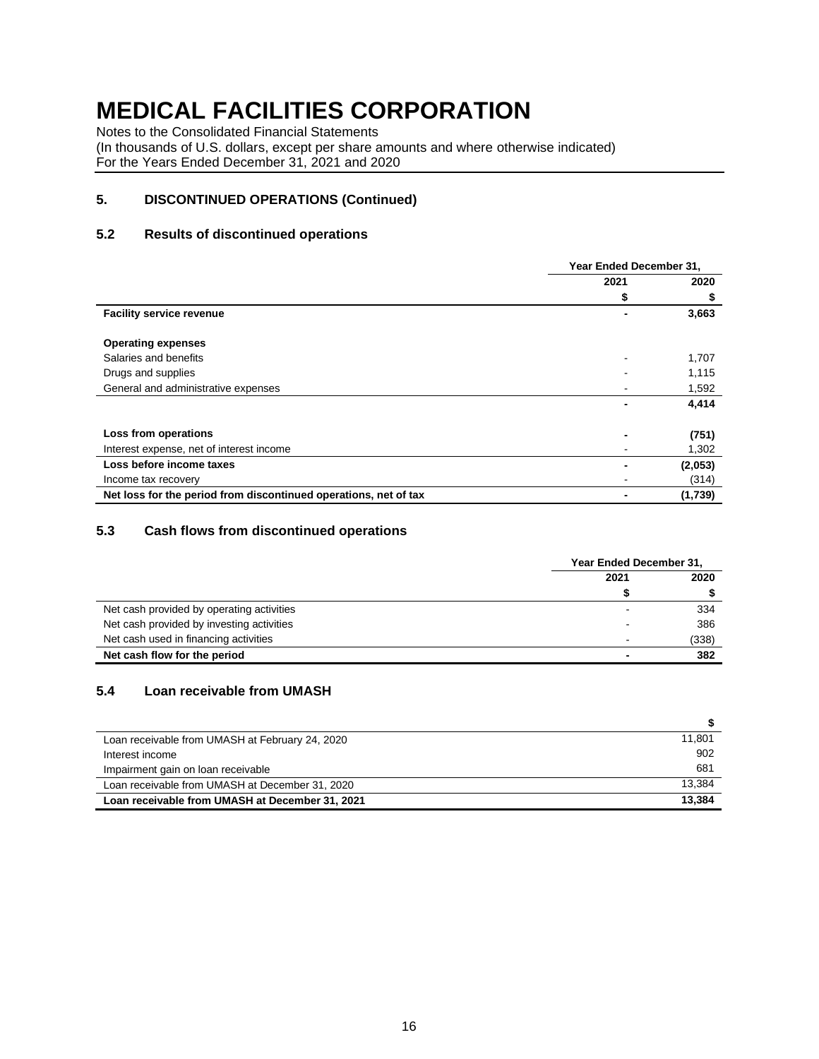# MEDICAL FACILITIES CORPORATION

Notes to the Consolidated Financial Statements
(In thousands of U.S. dollars, except per share amounts and where otherwise indicated)
For the Years Ended December 31, 2021 and 2020

## 5. DISCONTINUED OPERATIONS (Continued)

### 5.2 Results of discontinued operations

| | Year Ended December 31, | |
|---|---|---|
| | 2021 | 2020 |
| | $ | $ |
| **Facility service revenue** | **-** | **3,663** |
| | | |
| **Operating expenses** | | |
| Salaries and benefits | - | 1,707 |
| Drugs and supplies | - | 1,115 |
| General and administrative expenses | - | 1,592 |
| | **-** | **4,414** |
| | | |
| **Loss from operations** | **-** | **(751)** |
| Interest expense, net of interest income | - | 1,302 |
| **Loss before income taxes** | **-** | **(2,053)** |
| Income tax recovery | - | (314) |
| **Net loss for the period from discontinued operations, net of tax** | **-** | **(1,739)** |

### 5.3 Cash flows from discontinued operations

| | Year Ended December 31, | |
|---|---|---|
| | 2021 | 2020 |
| | $ | $ |
| Net cash provided by operating activities | - | 334 |
| Net cash provided by investing activities | - | 386 |
| Net cash used in financing activities | - | (338) |
| **Net cash flow for the period** | **-** | **382** |

### 5.4 Loan receivable from UMASH

| | $ |
|---|---|
| Loan receivable from UMASH at February 24, 2020 | 11,801 |
| Interest income | 902 |
| Impairment gain on loan receivable | 681 |
| Loan receivable from UMASH at December 31, 2020 | 13,384 |
| **Loan receivable from UMASH at December 31, 2021** | **13,384** |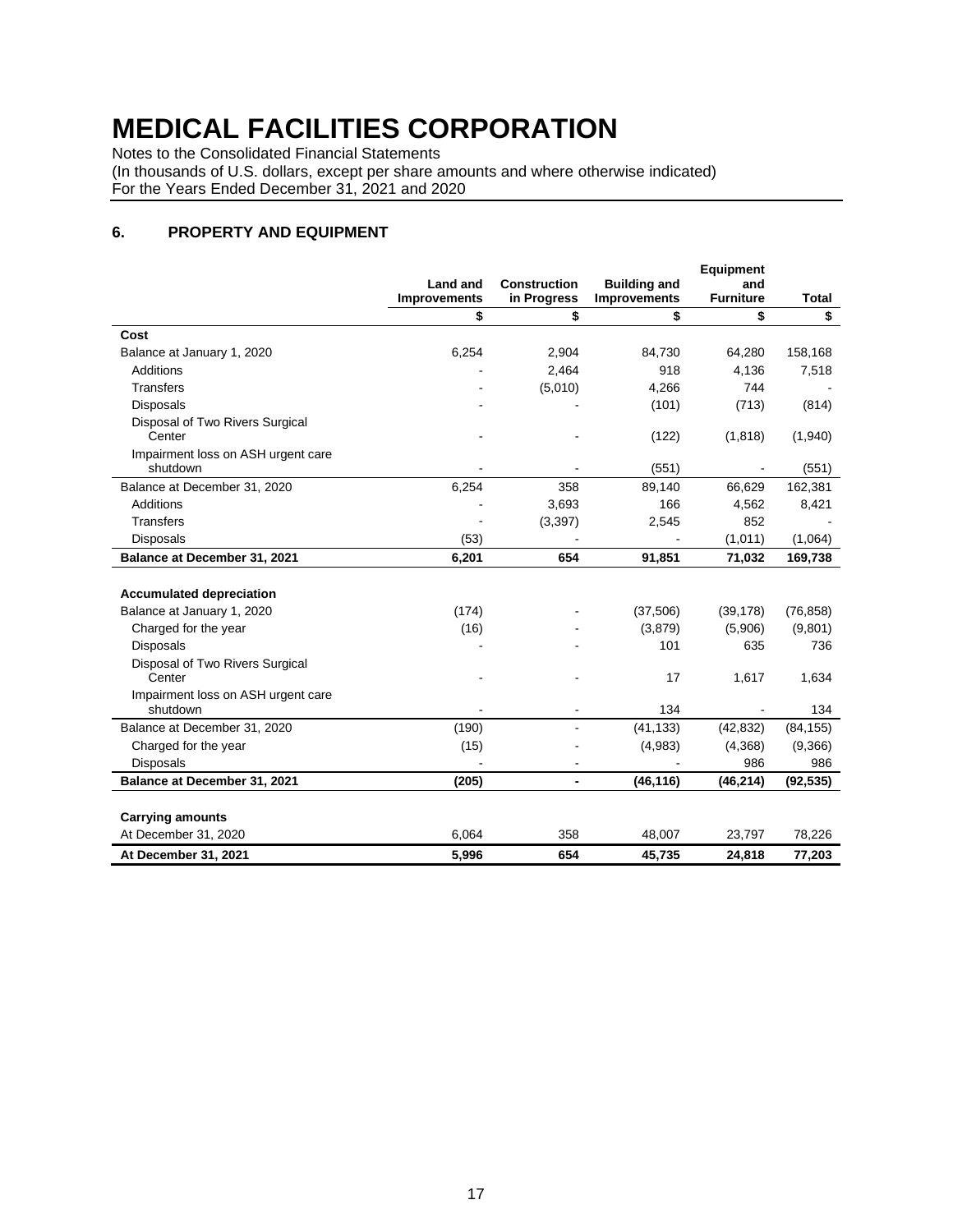# MEDICAL FACILITIES CORPORATION

Notes to the Consolidated Financial Statements
(In thousands of U.S. dollars, except per share amounts and where otherwise indicated)
For the Years Ended December 31, 2021 and 2020

## 6. PROPERTY AND EQUIPMENT

| | Land and Improvements | Construction in Progress | Building and Improvements | Equipment and Furniture | Total |
|---|---|---|---|---|---|
| | $ | $ | $ | $ | $ |
| **Cost** | | | | | |
| Balance at January 1, 2020 | 6,254 | 2,904 | 84,730 | 64,280 | 158,168 |
| Additions | - | 2,464 | 918 | 4,136 | 7,518 |
| Transfers | - | (5,010) | 4,266 | 744 | - |
| Disposals | - | - | (101) | (713) | (814) |
| Disposal of Two Rivers Surgical Center | - | - | (122) | (1,818) | (1,940) |
| Impairment loss on ASH urgent care shutdown | - | - | (551) | - | (551) |
| Balance at December 31, 2020 | 6,254 | 358 | 89,140 | 66,629 | 162,381 |
| Additions | - | 3,693 | 166 | 4,562 | 8,421 |
| Transfers | - | (3,397) | 2,545 | 852 | - |
| Disposals | (53) | - | - | (1,011) | (1,064) |
| **Balance at December 31, 2021** | **6,201** | **654** | **91,851** | **71,032** | **169,738** |
| | | | | | |
| **Accumulated depreciation** | | | | | |
| Balance at January 1, 2020 | (174) | - | (37,506) | (39,178) | (76,858) |
| Charged for the year | (16) | - | (3,879) | (5,906) | (9,801) |
| Disposals | - | - | 101 | 635 | 736 |
| Disposal of Two Rivers Surgical Center | - | - | 17 | 1,617 | 1,634 |
| Impairment loss on ASH urgent care shutdown | - | - | 134 | - | 134 |
| Balance at December 31, 2020 | (190) | - | (41,133) | (42,832) | (84,155) |
| Charged for the year | (15) | - | (4,983) | (4,368) | (9,366) |
| Disposals | - | - | - | 986 | 986 |
| **Balance at December 31, 2021** | **(205)** | **-** | **(46,116)** | **(46,214)** | **(92,535)** |
| | | | | | |
| **Carrying amounts** | | | | | |
| At December 31, 2020 | 6,064 | 358 | 48,007 | 23,797 | 78,226 |
| **At December 31, 2021** | **5,996** | **654** | **45,735** | **24,818** | **77,203** |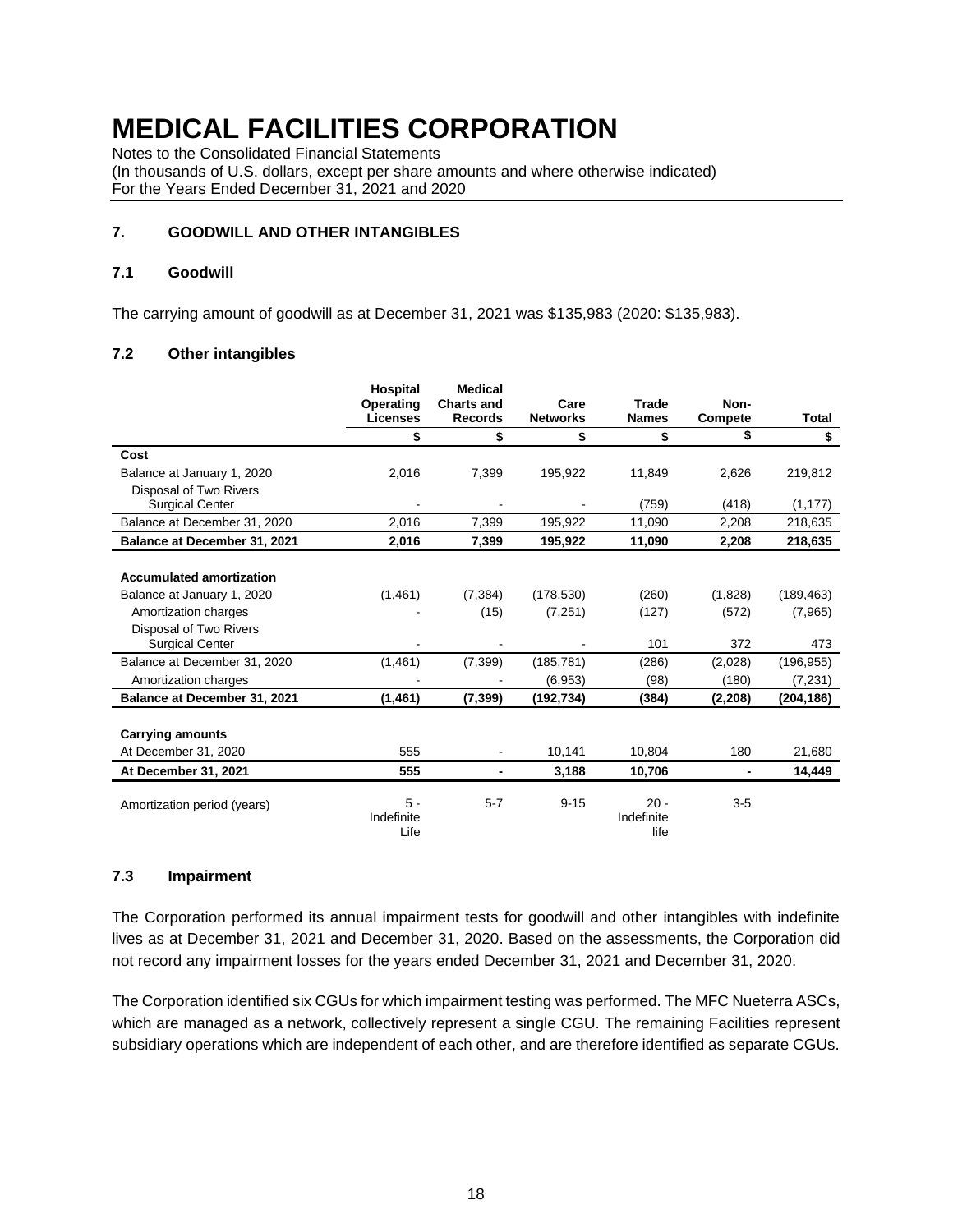# MEDICAL FACILITIES CORPORATION

Notes to the Consolidated Financial Statements
(In thousands of U.S. dollars, except per share amounts and where otherwise indicated)
For the Years Ended December 31, 2021 and 2020

## 7. GOODWILL AND OTHER INTANGIBLES

### 7.1 Goodwill

The carrying amount of goodwill as at December 31, 2021 was $135,983 (2020: $135,983).

### 7.2 Other intangibles

| | Hospital Operating Licenses | Medical Charts and Records | Care Networks | Trade Names | Non-Compete | Total |
|---|---|---|---|---|---|---|
| | $ | $ | $ | $ | $ | $ |
| **Cost** | | | | | | |
| Balance at January 1, 2020 | 2,016 | 7,399 | 195,922 | 11,849 | 2,626 | 219,812 |
| Disposal of Two Rivers Surgical Center | - | - | - | (759) | (418) | (1,177) |
| Balance at December 31, 2020 | 2,016 | 7,399 | 195,922 | 11,090 | 2,208 | 218,635 |
| **Balance at December 31, 2021** | **2,016** | **7,399** | **195,922** | **11,090** | **2,208** | **218,635** |
| **Accumulated amortization** | | | | | | |
| Balance at January 1, 2020 | (1,461) | (7,384) | (178,530) | (260) | (1,828) | (189,463) |
| Amortization charges | - | (15) | (7,251) | (127) | (572) | (7,965) |
| Disposal of Two Rivers Surgical Center | - | - | - | 101 | 372 | 473 |
| Balance at December 31, 2020 | (1,461) | (7,399) | (185,781) | (286) | (2,028) | (196,955) |
| Amortization charges | - | - | (6,953) | (98) | (180) | (7,231) |
| **Balance at December 31, 2021** | **(1,461)** | **(7,399)** | **(192,734)** | **(384)** | **(2,208)** | **(204,186)** |
| **Carrying amounts** | | | | | | |
| At December 31, 2020 | 555 | - | 10,141 | 10,804 | 180 | 21,680 |
| **At December 31, 2021** | **555** | **-** | **3,188** | **10,706** | **-** | **14,449** |
| Amortization period (years) | 5 - Indefinite Life | 5-7 | 9-15 | 20 - Indefinite life | 3-5 | |

### 7.3 Impairment

The Corporation performed its annual impairment tests for goodwill and other intangibles with indefinite lives as at December 31, 2021 and December 31, 2020. Based on the assessments, the Corporation did not record any impairment losses for the years ended December 31, 2021 and December 31, 2020.

The Corporation identified six CGUs for which impairment testing was performed. The MFC Nueterra ASCs, which are managed as a network, collectively represent a single CGU. The remaining Facilities represent subsidiary operations which are independent of each other, and are therefore identified as separate CGUs.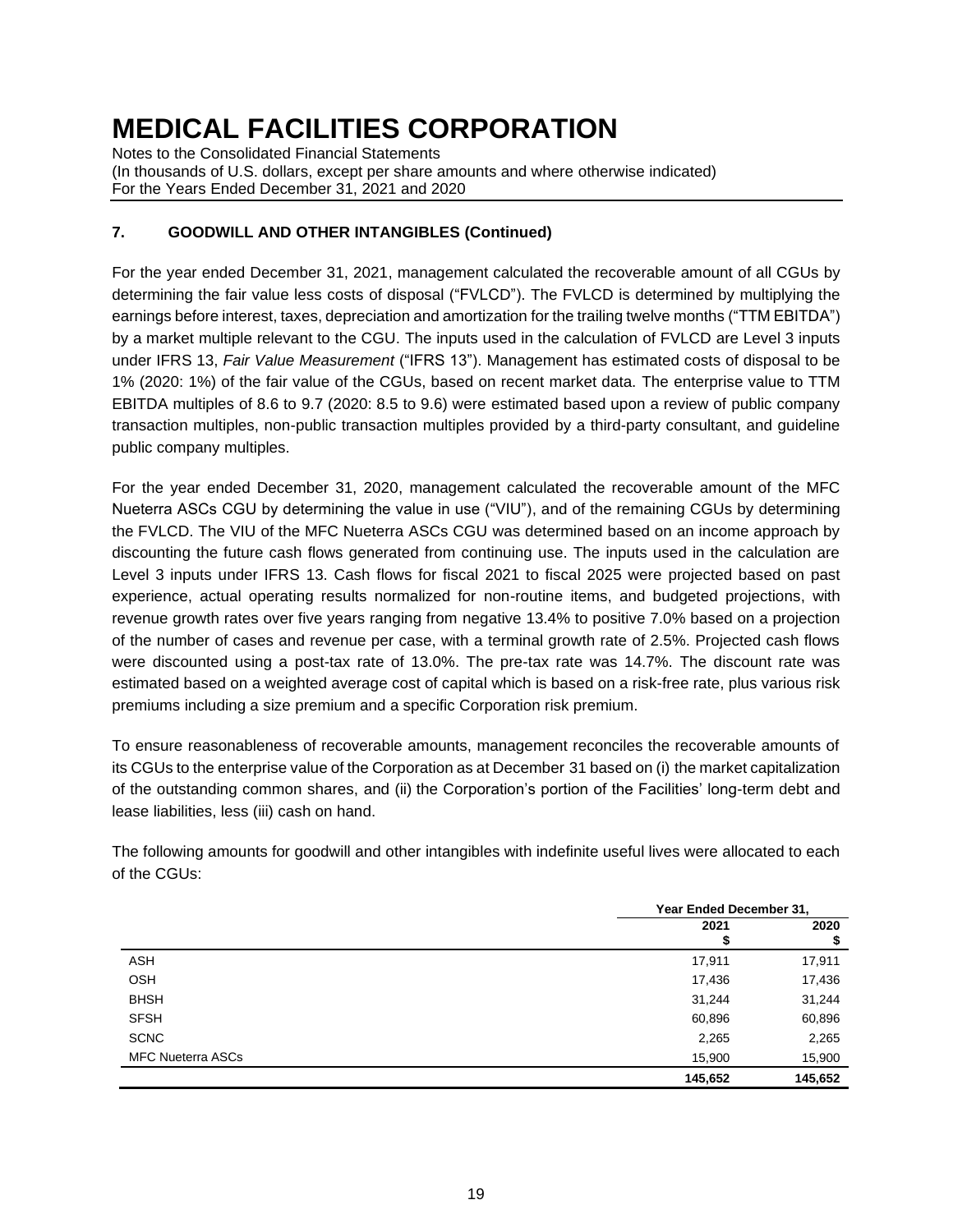# MEDICAL FACILITIES CORPORATION

Notes to the Consolidated Financial Statements
(In thousands of U.S. dollars, except per share amounts and where otherwise indicated)
For the Years Ended December 31, 2021 and 2020

## 7. GOODWILL AND OTHER INTANGIBLES (Continued)

For the year ended December 31, 2021, management calculated the recoverable amount of all CGUs by determining the fair value less costs of disposal ("FVLCD"). The FVLCD is determined by multiplying the earnings before interest, taxes, depreciation and amortization for the trailing twelve months ("TTM EBITDA") by a market multiple relevant to the CGU. The inputs used in the calculation of FVLCD are Level 3 inputs under IFRS 13, *Fair Value Measurement* ("IFRS 13"). Management has estimated costs of disposal to be 1% (2020: 1%) of the fair value of the CGUs, based on recent market data. The enterprise value to TTM EBITDA multiples of 8.6 to 9.7 (2020: 8.5 to 9.6) were estimated based upon a review of public company transaction multiples, non-public transaction multiples provided by a third-party consultant, and guideline public company multiples.

For the year ended December 31, 2020, management calculated the recoverable amount of the MFC Nueterra ASCs CGU by determining the value in use ("VIU"), and of the remaining CGUs by determining the FVLCD. The VIU of the MFC Nueterra ASCs CGU was determined based on an income approach by discounting the future cash flows generated from continuing use. The inputs used in the calculation are Level 3 inputs under IFRS 13. Cash flows for fiscal 2021 to fiscal 2025 were projected based on past experience, actual operating results normalized for non-routine items, and budgeted projections, with revenue growth rates over five years ranging from negative 13.4% to positive 7.0% based on a projection of the number of cases and revenue per case, with a terminal growth rate of 2.5%. Projected cash flows were discounted using a post-tax rate of 13.0%. The pre-tax rate was 14.7%. The discount rate was estimated based on a weighted average cost of capital which is based on a risk-free rate, plus various risk premiums including a size premium and a specific Corporation risk premium.

To ensure reasonableness of recoverable amounts, management reconciles the recoverable amounts of its CGUs to the enterprise value of the Corporation as at December 31 based on (i) the market capitalization of the outstanding common shares, and (ii) the Corporation's portion of the Facilities' long-term debt and lease liabilities, less (iii) cash on hand.

The following amounts for goodwill and other intangibles with indefinite useful lives were allocated to each of the CGUs:

| | Year Ended December 31, | |
|---|---|---|
| | 2021 $ | 2020 $ |
| ASH | 17,911 | 17,911 |
| OSH | 17,436 | 17,436 |
| BHSH | 31,244 | 31,244 |
| SFSH | 60,896 | 60,896 |
| SCNC | 2,265 | 2,265 |
| MFC Nueterra ASCs | 15,900 | 15,900 |
| | **145,652** | **145,652** |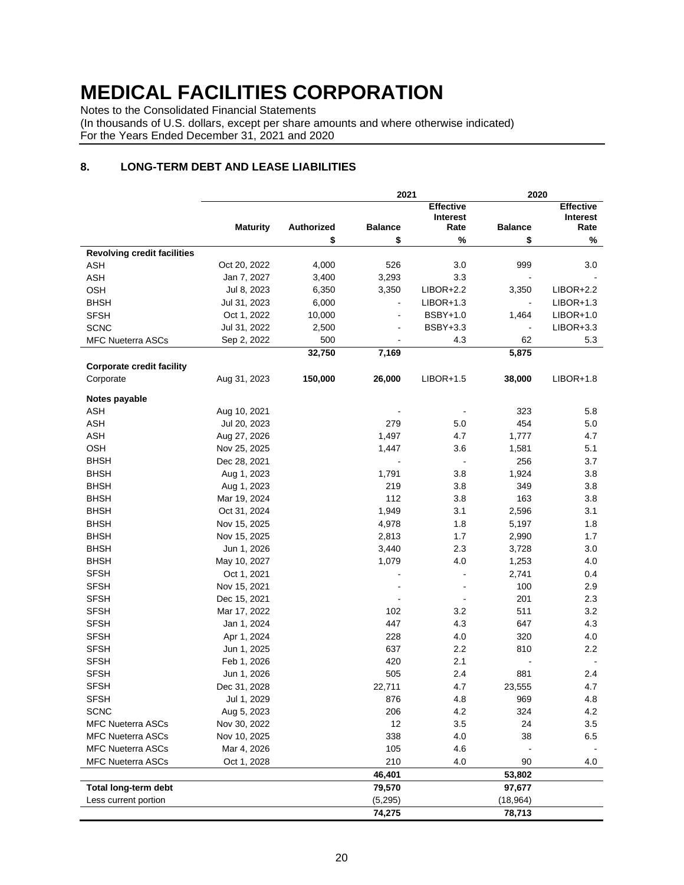# MEDICAL FACILITIES CORPORATION

Notes to the Consolidated Financial Statements
(In thousands of U.S. dollars, except per share amounts and where otherwise indicated)
For the Years Ended December 31, 2021 and 2020

## 8. LONG-TERM DEBT AND LEASE LIABILITIES

| | | | 2021 | | 2020 | |
|---|---|---|---|---|---|---|
| | Maturity | Authorized | Balance | Effective Interest Rate | Balance | Effective Interest Rate |
| | | $ | $ | % | $ | % |
| **Revolving credit facilities** | | | | | | |
| ASH | Oct 20, 2022 | 4,000 | 526 | 3.0 | 999 | 3.0 |
| ASH | Jan 7, 2027 | 3,400 | 3,293 | 3.3 | - | - |
| OSH | Jul 8, 2023 | 6,350 | 3,350 | LIBOR+2.2 | 3,350 | LIBOR+2.2 |
| BHSH | Jul 31, 2023 | 6,000 | - | LIBOR+1.3 | - | LIBOR+1.3 |
| SFSH | Oct 1, 2022 | 10,000 | - | BSBY+1.0 | 1,464 | LIBOR+1.0 |
| SCNC | Jul 31, 2022 | 2,500 | - | BSBY+3.3 | - | LIBOR+3.3 |
| MFC Nueterra ASCs | Sep 2, 2022 | 500 | - | 4.3 | 62 | 5.3 |
| | | **32,750** | **7,169** | | **5,875** | |
| **Corporate credit facility** | | | | | | |
| Corporate | Aug 31, 2023 | **150,000** | **26,000** | LIBOR+1.5 | **38,000** | LIBOR+1.8 |
| **Notes payable** | | | | | | |
| ASH | Aug 10, 2021 | | - | - | 323 | 5.8 |
| ASH | Jul 20, 2023 | | 279 | 5.0 | 454 | 5.0 |
| ASH | Aug 27, 2026 | | 1,497 | 4.7 | 1,777 | 4.7 |
| OSH | Nov 25, 2025 | | 1,447 | 3.6 | 1,581 | 5.1 |
| BHSH | Dec 28, 2021 | | - | - | 256 | 3.7 |
| BHSH | Aug 1, 2023 | | 1,791 | 3.8 | 1,924 | 3.8 |
| BHSH | Aug 1, 2023 | | 219 | 3.8 | 349 | 3.8 |
| BHSH | Mar 19, 2024 | | 112 | 3.8 | 163 | 3.8 |
| BHSH | Oct 31, 2024 | | 1,949 | 3.1 | 2,596 | 3.1 |
| BHSH | Nov 15, 2025 | | 4,978 | 1.8 | 5,197 | 1.8 |
| BHSH | Nov 15, 2025 | | 2,813 | 1.7 | 2,990 | 1.7 |
| BHSH | Jun 1, 2026 | | 3,440 | 2.3 | 3,728 | 3.0 |
| BHSH | May 10, 2027 | | 1,079 | 4.0 | 1,253 | 4.0 |
| SFSH | Oct 1, 2021 | | - | - | 2,741 | 0.4 |
| SFSH | Nov 15, 2021 | | - | - | 100 | 2.9 |
| SFSH | Dec 15, 2021 | | - | - | 201 | 2.3 |
| SFSH | Mar 17, 2022 | | 102 | 3.2 | 511 | 3.2 |
| SFSH | Jan 1, 2024 | | 447 | 4.3 | 647 | 4.3 |
| SFSH | Apr 1, 2024 | | 228 | 4.0 | 320 | 4.0 |
| SFSH | Jun 1, 2025 | | 637 | 2.2 | 810 | 2.2 |
| SFSH | Feb 1, 2026 | | 420 | 2.1 | - | - |
| SFSH | Jun 1, 2026 | | 505 | 2.4 | 881 | 2.4 |
| SFSH | Dec 31, 2028 | | 22,711 | 4.7 | 23,555 | 4.7 |
| SFSH | Jul 1, 2029 | | 876 | 4.8 | 969 | 4.8 |
| SCNC | Aug 5, 2023 | | 206 | 4.2 | 324 | 4.2 |
| MFC Nueterra ASCs | Nov 30, 2022 | | 12 | 3.5 | 24 | 3.5 |
| MFC Nueterra ASCs | Nov 10, 2025 | | 338 | 4.0 | 38 | 6.5 |
| MFC Nueterra ASCs | Mar 4, 2026 | | 105 | 4.6 | - | - |
| MFC Nueterra ASCs | Oct 1, 2028 | | 210 | 4.0 | 90 | 4.0 |
| | | | **46,401** | | **53,802** | |
| **Total long-term debt** | | | **79,570** | | **97,677** | |
| Less current portion | | | (5,295) | | (18,964) | |
| | | | **74,275** | | **78,713** | |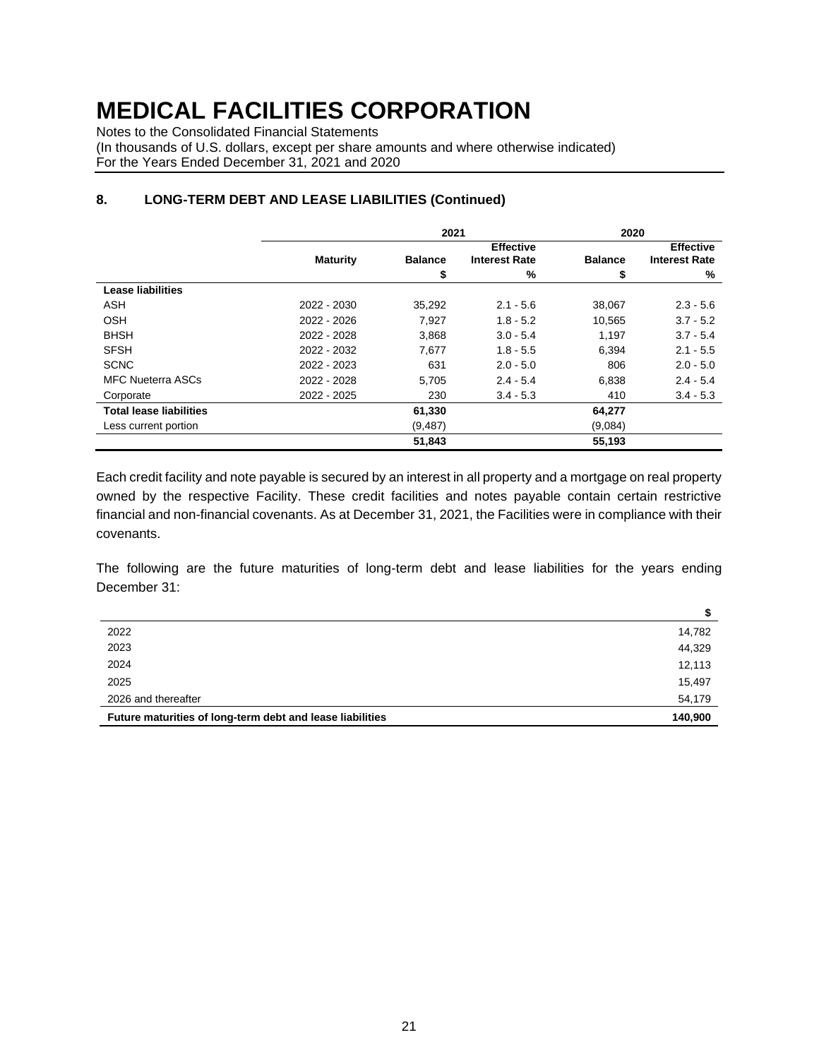# MEDICAL FACILITIES CORPORATION

Notes to the Consolidated Financial Statements
(In thousands of U.S. dollars, except per share amounts and where otherwise indicated)
For the Years Ended December 31, 2021 and 2020

## 8. LONG-TERM DEBT AND LEASE LIABILITIES (Continued)

| | | 2021 | | 2020 | |
|---|---|---|---|---|---|
| | **Maturity** | **Balance** | **Effective Interest Rate** | **Balance** | **Effective Interest Rate** |
| | | $ | % | $ | % |
| **Lease liabilities** | | | | | |
| ASH | 2022 - 2030 | 35,292 | 2.1 - 5.6 | 38,067 | 2.3 - 5.6 |
| OSH | 2022 - 2026 | 7,927 | 1.8 - 5.2 | 10,565 | 3.7 - 5.2 |
| BHSH | 2022 - 2028 | 3,868 | 3.0 - 5.4 | 1,197 | 3.7 - 5.4 |
| SFSH | 2022 - 2032 | 7,677 | 1.8 - 5.5 | 6,394 | 2.1 - 5.5 |
| SCNC | 2022 - 2023 | 631 | 2.0 - 5.0 | 806 | 2.0 - 5.0 |
| MFC Nueterra ASCs | 2022 - 2028 | 5,705 | 2.4 - 5.4 | 6,838 | 2.4 - 5.4 |
| Corporate | 2022 - 2025 | 230 | 3.4 - 5.3 | 410 | 3.4 - 5.3 |
| **Total lease liabilities** | | **61,330** | | **64,277** | |
| Less current portion | | (9,487) | | (9,084) | |
| | | **51,843** | | **55,193** | |

Each credit facility and note payable is secured by an interest in all property and a mortgage on real property owned by the respective Facility. These credit facilities and notes payable contain certain restrictive financial and non-financial covenants. As at December 31, 2021, the Facilities were in compliance with their covenants.

The following are the future maturities of long-term debt and lease liabilities for the years ending December 31:

| | $ |
|---|---|
| 2022 | 14,782 |
| 2023 | 44,329 |
| 2024 | 12,113 |
| 2025 | 15,497 |
| 2026 and thereafter | 54,179 |
| **Future maturities of long-term debt and lease liabilities** | **140,900** |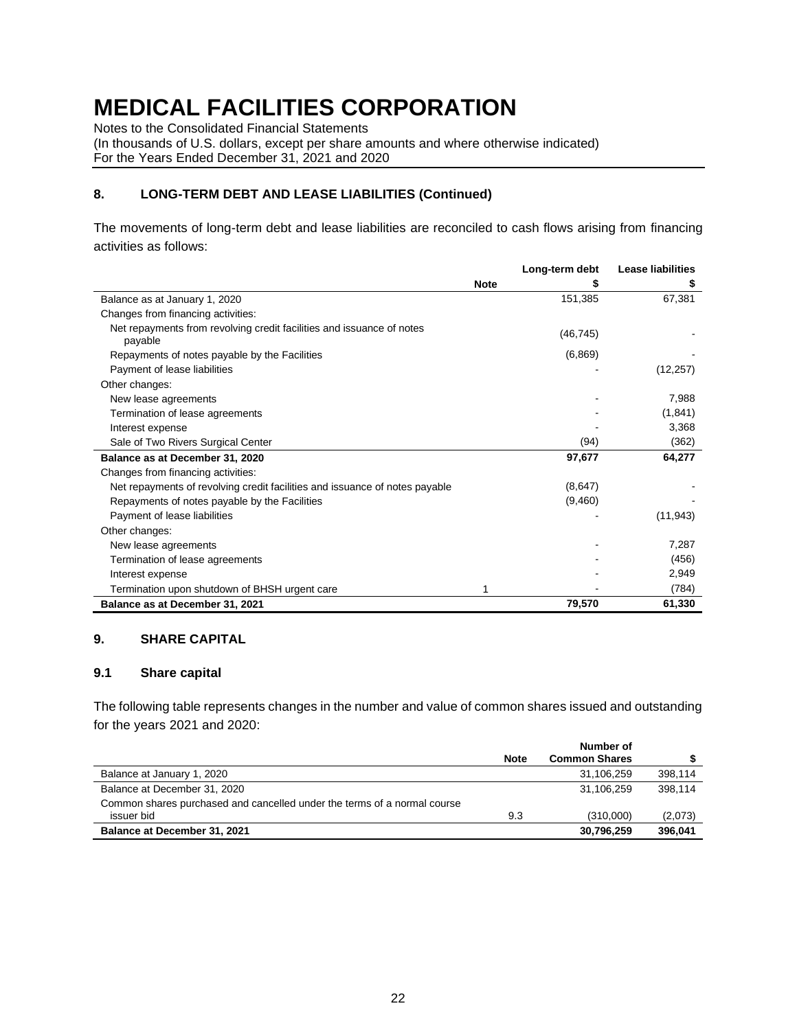# MEDICAL FACILITIES CORPORATION

Notes to the Consolidated Financial Statements
(In thousands of U.S. dollars, except per share amounts and where otherwise indicated)
For the Years Ended December 31, 2021 and 2020

## 8. LONG-TERM DEBT AND LEASE LIABILITIES (Continued)

The movements of long-term debt and lease liabilities are reconciled to cash flows arising from financing activities as follows:

| | Note | Long-term debt $ | Lease liabilities $ |
|---|---|---|---|
| Balance as at January 1, 2020 | | 151,385 | 67,381 |
| Changes from financing activities: | | | |
| Net repayments from revolving credit facilities and issuance of notes payable | | (46,745) | - |
| Repayments of notes payable by the Facilities | | (6,869) | - |
| Payment of lease liabilities | | - | (12,257) |
| Other changes: | | | |
| New lease agreements | | - | 7,988 |
| Termination of lease agreements | | - | (1,841) |
| Interest expense | | - | 3,368 |
| Sale of Two Rivers Surgical Center | | (94) | (362) |
| **Balance as at December 31, 2020** | | **97,677** | **64,277** |
| Changes from financing activities: | | | |
| Net repayments of revolving credit facilities and issuance of notes payable | | (8,647) | - |
| Repayments of notes payable by the Facilities | | (9,460) | - |
| Payment of lease liabilities | | - | (11,943) |
| Other changes: | | | |
| New lease agreements | | - | 7,287 |
| Termination of lease agreements | | - | (456) |
| Interest expense | | - | 2,949 |
| Termination upon shutdown of BHSH urgent care | 1 | - | (784) |
| **Balance as at December 31, 2021** | | **79,570** | **61,330** |

## 9. SHARE CAPITAL

### 9.1 Share capital

The following table represents changes in the number and value of common shares issued and outstanding for the years 2021 and 2020:

| | Note | Number of Common Shares | $ |
|---|---|---|---|
| Balance at January 1, 2020 | | 31,106,259 | 398,114 |
| Balance at December 31, 2020 | | 31,106,259 | 398,114 |
| Common shares purchased and cancelled under the terms of a normal course issuer bid | 9.3 | (310,000) | (2,073) |
| **Balance at December 31, 2021** | | **30,796,259** | **396,041** |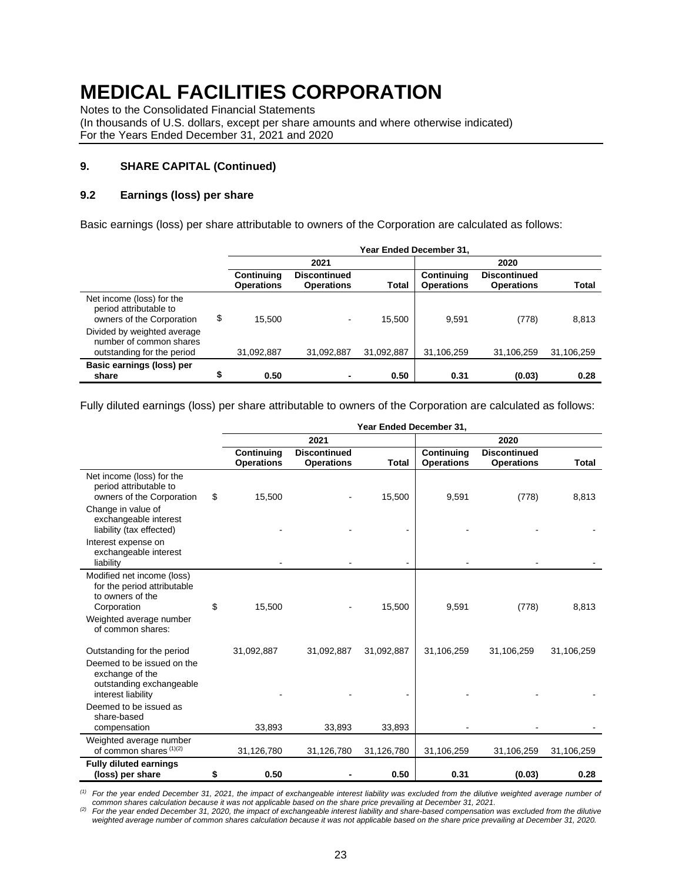# MEDICAL FACILITIES CORPORATION

Notes to the Consolidated Financial Statements
(In thousands of U.S. dollars, except per share amounts and where otherwise indicated)
For the Years Ended December 31, 2021 and 2020

## 9. SHARE CAPITAL (Continued)

### 9.2 Earnings (loss) per share

Basic earnings (loss) per share attributable to owners of the Corporation are calculated as follows:

| | Year Ended December 31, | | | | | |
|---|---|---|---|---|---|---|
| | 2021 | | | 2020 | | |
| | Continuing Operations | Discontinued Operations | Total | Continuing Operations | Discontinued Operations | Total |
| Net income (loss) for the period attributable to owners of the Corporation | $ 15,500 | - | 15,500 | 9,591 | (778) | 8,813 |
| Divided by weighted average number of common shares outstanding for the period | 31,092,887 | 31,092,887 | 31,092,887 | 31,106,259 | 31,106,259 | 31,106,259 |
| **Basic earnings (loss) per share** | **$ 0.50** | **-** | **0.50** | **0.31** | **(0.03)** | **0.28** |

Fully diluted earnings (loss) per share attributable to owners of the Corporation are calculated as follows:

| | Year Ended December 31, | | | | | |
|---|---|---|---|---|---|---|
| | 2021 | | | 2020 | | |
| | Continuing Operations | Discontinued Operations | Total | Continuing Operations | Discontinued Operations | Total |
| Net income (loss) for the period attributable to owners of the Corporation | $ 15,500 | - | 15,500 | 9,591 | (778) | 8,813 |
| Change in value of exchangeable interest liability (tax effected) | - | - | - | - | - | - |
| Interest expense on exchangeable interest liability | - | - | - | - | - | - |
| Modified net income (loss) for the period attributable to owners of the Corporation | $ 15,500 | - | 15,500 | 9,591 | (778) | 8,813 |
| Weighted average number of common shares: | | | | | | |
| Outstanding for the period | 31,092,887 | 31,092,887 | 31,092,887 | 31,106,259 | 31,106,259 | 31,106,259 |
| Deemed to be issued on the exchange of the outstanding exchangeable interest liability | - | - | - | - | - | - |
| Deemed to be issued as share-based compensation | 33,893 | 33,893 | 33,893 | - | - | - |
| Weighted average number of common shares (1)(2) | 31,126,780 | 31,126,780 | 31,126,780 | 31,106,259 | 31,106,259 | 31,106,259 |
| **Fully diluted earnings (loss) per share** | **$ 0.50** | **-** | **0.50** | **0.31** | **(0.03)** | **0.28** |

*(1) For the year ended December 31, 2021, the impact of exchangeable interest liability was excluded from the dilutive weighted average number of common shares calculation because it was not applicable based on the share price prevailing at December 31, 2021.*

*(2) For the year ended December 31, 2020, the impact of exchangeable interest liability and share-based compensation was excluded from the dilutive weighted average number of common shares calculation because it was not applicable based on the share price prevailing at December 31, 2020.*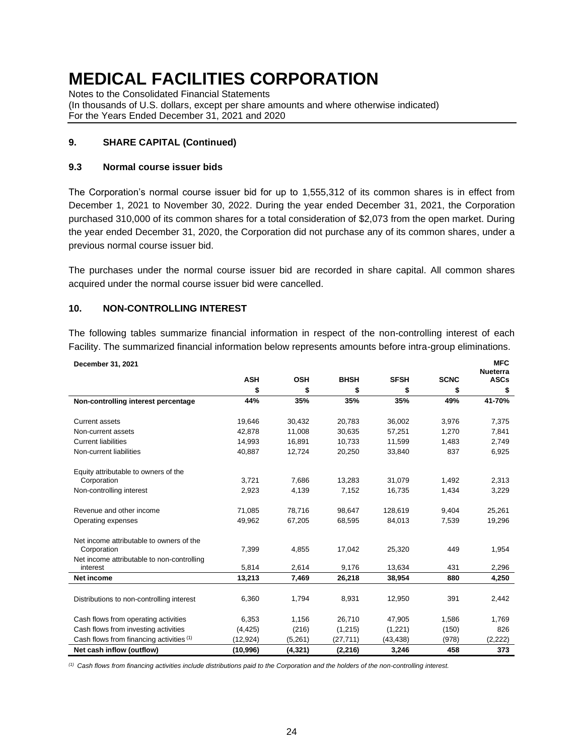# MEDICAL FACILITIES CORPORATION

Notes to the Consolidated Financial Statements
(In thousands of U.S. dollars, except per share amounts and where otherwise indicated)
For the Years Ended December 31, 2021 and 2020

### 9. SHARE CAPITAL (Continued)

### 9.3 Normal course issuer bids

The Corporation's normal course issuer bid for up to 1,555,312 of its common shares is in effect from December 1, 2021 to November 30, 2022. During the year ended December 31, 2021, the Corporation purchased 310,000 of its common shares for a total consideration of $2,073 from the open market. During the year ended December 31, 2020, the Corporation did not purchase any of its common shares, under a previous normal course issuer bid.

The purchases under the normal course issuer bid are recorded in share capital. All common shares acquired under the normal course issuer bid were cancelled.

### 10. NON-CONTROLLING INTEREST

The following tables summarize financial information in respect of the non-controlling interest of each Facility. The summarized financial information below represents amounts before intra-group eliminations.

| December 31, 2021 | ASH | OSH | BHSH | SFSH | SCNC | MFC Nueterra ASCs |
|---|---|---|---|---|---|---|
| | $ | $ | $ | $ | $ | $ |
| **Non-controlling interest percentage** | **44%** | **35%** | **35%** | **35%** | **49%** | **41-70%** |
| Current assets | 19,646 | 30,432 | 20,783 | 36,002 | 3,976 | 7,375 |
| Non-current assets | 42,878 | 11,008 | 30,635 | 57,251 | 1,270 | 7,841 |
| Current liabilities | 14,993 | 16,891 | 10,733 | 11,599 | 1,483 | 2,749 |
| Non-current liabilities | 40,887 | 12,724 | 20,250 | 33,840 | 837 | 6,925 |
| Equity attributable to owners of the Corporation | 3,721 | 7,686 | 13,283 | 31,079 | 1,492 | 2,313 |
| Non-controlling interest | 2,923 | 4,139 | 7,152 | 16,735 | 1,434 | 3,229 |
| Revenue and other income | 71,085 | 78,716 | 98,647 | 128,619 | 9,404 | 25,261 |
| Operating expenses | 49,962 | 67,205 | 68,595 | 84,013 | 7,539 | 19,296 |
| Net income attributable to owners of the Corporation | 7,399 | 4,855 | 17,042 | 25,320 | 449 | 1,954 |
| Net income attributable to non-controlling interest | 5,814 | 2,614 | 9,176 | 13,634 | 431 | 2,296 |
| **Net income** | **13,213** | **7,469** | **26,218** | **38,954** | **880** | **4,250** |
| Distributions to non-controlling interest | 6,360 | 1,794 | 8,931 | 12,950 | 391 | 2,442 |
| Cash flows from operating activities | 6,353 | 1,156 | 26,710 | 47,905 | 1,586 | 1,769 |
| Cash flows from investing activities | (4,425) | (216) | (1,215) | (1,221) | (150) | 826 |
| Cash flows from financing activities [(1)] | (12,924) | (5,261) | (27,711) | (43,438) | (978) | (2,222) |
| **Net cash inflow (outflow)** | **(10,996)** | **(4,321)** | **(2,216)** | **3,246** | **458** | **373** |

*[(1)] Cash flows from financing activities include distributions paid to the Corporation and the holders of the non-controlling interest.*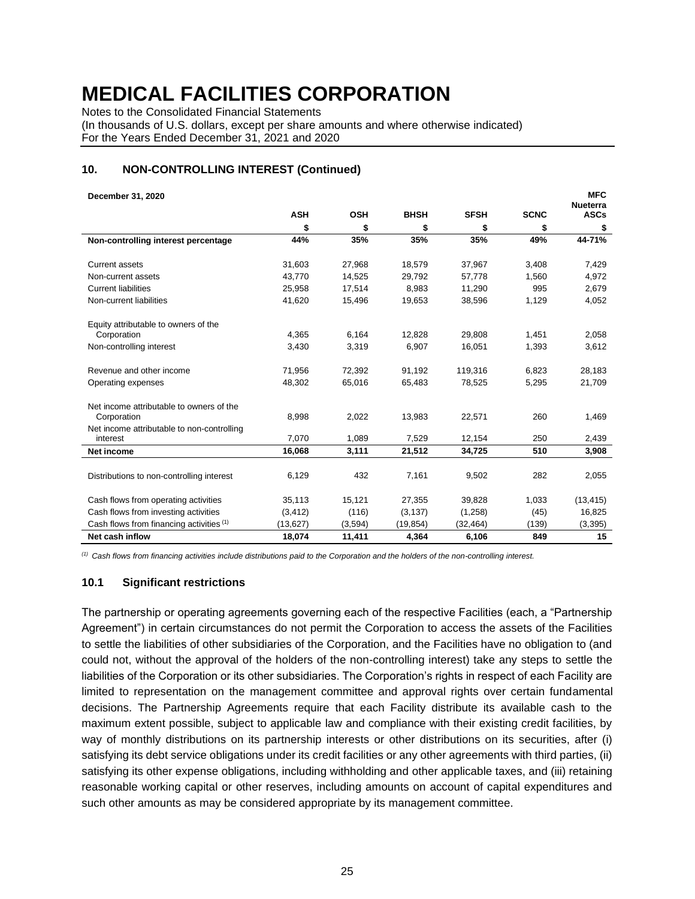# MEDICAL FACILITIES CORPORATION

Notes to the Consolidated Financial Statements
(In thousands of U.S. dollars, except per share amounts and where otherwise indicated)
For the Years Ended December 31, 2021 and 2020

## 10. NON-CONTROLLING INTEREST (Continued)

| December 31, 2020 | ASH | OSH | BHSH | SFSH | SCNC | MFC Nueterra ASCs |
|---|---|---|---|---|---|---|
| | $ | $ | $ | $ | $ | $ |
| **Non-controlling interest percentage** | **44%** | **35%** | **35%** | **35%** | **49%** | **44-71%** |
| Current assets | 31,603 | 27,968 | 18,579 | 37,967 | 3,408 | 7,429 |
| Non-current assets | 43,770 | 14,525 | 29,792 | 57,778 | 1,560 | 4,972 |
| Current liabilities | 25,958 | 17,514 | 8,983 | 11,290 | 995 | 2,679 |
| Non-current liabilities | 41,620 | 15,496 | 19,653 | 38,596 | 1,129 | 4,052 |
| Equity attributable to owners of the Corporation | 4,365 | 6,164 | 12,828 | 29,808 | 1,451 | 2,058 |
| Non-controlling interest | 3,430 | 3,319 | 6,907 | 16,051 | 1,393 | 3,612 |
| Revenue and other income | 71,956 | 72,392 | 91,192 | 119,316 | 6,823 | 28,183 |
| Operating expenses | 48,302 | 65,016 | 65,483 | 78,525 | 5,295 | 21,709 |
| Net income attributable to owners of the Corporation | 8,998 | 2,022 | 13,983 | 22,571 | 260 | 1,469 |
| Net income attributable to non-controlling interest | 7,070 | 1,089 | 7,529 | 12,154 | 250 | 2,439 |
| **Net income** | **16,068** | **3,111** | **21,512** | **34,725** | **510** | **3,908** |
| Distributions to non-controlling interest | 6,129 | 432 | 7,161 | 9,502 | 282 | 2,055 |
| Cash flows from operating activities | 35,113 | 15,121 | 27,355 | 39,828 | 1,033 | (13,415) |
| Cash flows from investing activities | (3,412) | (116) | (3,137) | (1,258) | (45) | 16,825 |
| Cash flows from financing activities [(1)] | (13,627) | (3,594) | (19,854) | (32,464) | (139) | (3,395) |
| **Net cash inflow** | **18,074** | **11,411** | **4,364** | **6,106** | **849** | **15** |

*[(1)] Cash flows from financing activities include distributions paid to the Corporation and the holders of the non-controlling interest.*

### 10.1 Significant restrictions

The partnership or operating agreements governing each of the respective Facilities (each, a "Partnership Agreement") in certain circumstances do not permit the Corporation to access the assets of the Facilities to settle the liabilities of other subsidiaries of the Corporation, and the Facilities have no obligation to (and could not, without the approval of the holders of the non-controlling interest) take any steps to settle the liabilities of the Corporation or its other subsidiaries. The Corporation's rights in respect of each Facility are limited to representation on the management committee and approval rights over certain fundamental decisions. The Partnership Agreements require that each Facility distribute its available cash to the maximum extent possible, subject to applicable law and compliance with their existing credit facilities, by way of monthly distributions on its partnership interests or other distributions on its securities, after (i) satisfying its debt service obligations under its credit facilities or any other agreements with third parties, (ii) satisfying its other expense obligations, including withholding and other applicable taxes, and (iii) retaining reasonable working capital or other reserves, including amounts on account of capital expenditures and such other amounts as may be considered appropriate by its management committee.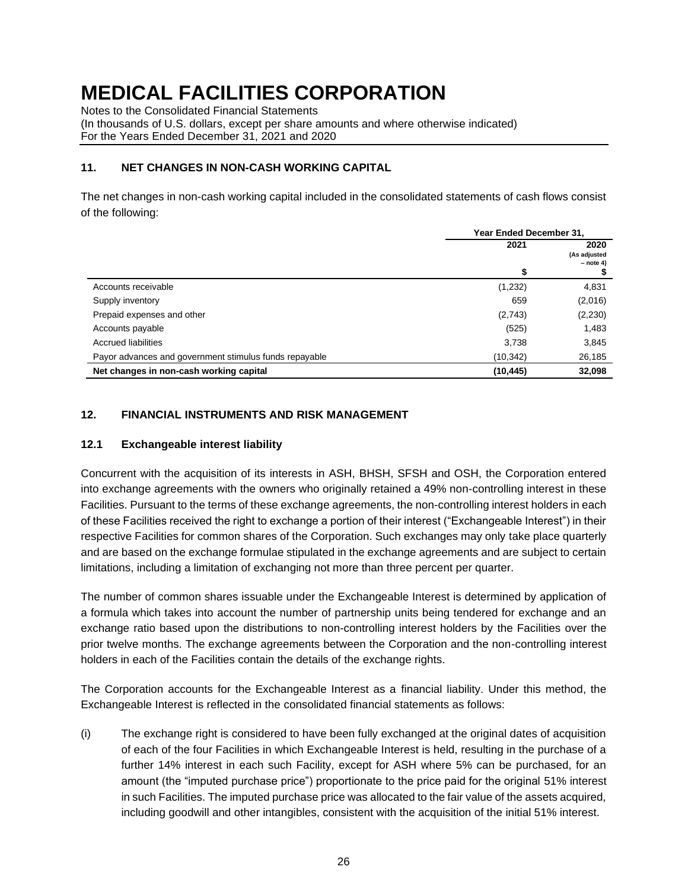# MEDICAL FACILITIES CORPORATION

Notes to the Consolidated Financial Statements
(In thousands of U.S. dollars, except per share amounts and where otherwise indicated)
For the Years Ended December 31, 2021 and 2020

## 11. NET CHANGES IN NON-CASH WORKING CAPITAL

The net changes in non-cash working capital included in the consolidated statements of cash flows consist of the following:

| | Year Ended December 31, | |
|---|---|---|
| | 2021 | 2020 (As adjusted – note 4) |
| | $ | $ |
| Accounts receivable | (1,232) | 4,831 |
| Supply inventory | 659 | (2,016) |
| Prepaid expenses and other | (2,743) | (2,230) |
| Accounts payable | (525) | 1,483 |
| Accrued liabilities | 3,738 | 3,845 |
| Payor advances and government stimulus funds repayable | (10,342) | 26,185 |
| **Net changes in non-cash working capital** | **(10,445)** | **32,098** |

## 12. FINANCIAL INSTRUMENTS AND RISK MANAGEMENT

### 12.1 Exchangeable interest liability

Concurrent with the acquisition of its interests in ASH, BHSH, SFSH and OSH, the Corporation entered into exchange agreements with the owners who originally retained a 49% non-controlling interest in these Facilities. Pursuant to the terms of these exchange agreements, the non-controlling interest holders in each of these Facilities received the right to exchange a portion of their interest ("Exchangeable Interest") in their respective Facilities for common shares of the Corporation. Such exchanges may only take place quarterly and are based on the exchange formulae stipulated in the exchange agreements and are subject to certain limitations, including a limitation of exchanging not more than three percent per quarter.

The number of common shares issuable under the Exchangeable Interest is determined by application of a formula which takes into account the number of partnership units being tendered for exchange and an exchange ratio based upon the distributions to non-controlling interest holders by the Facilities over the prior twelve months. The exchange agreements between the Corporation and the non-controlling interest holders in each of the Facilities contain the details of the exchange rights.

The Corporation accounts for the Exchangeable Interest as a financial liability. Under this method, the Exchangeable Interest is reflected in the consolidated financial statements as follows:

(i) The exchange right is considered to have been fully exchanged at the original dates of acquisition of each of the four Facilities in which Exchangeable Interest is held, resulting in the purchase of a further 14% interest in each such Facility, except for ASH where 5% can be purchased, for an amount (the "imputed purchase price") proportionate to the price paid for the original 51% interest in such Facilities. The imputed purchase price was allocated to the fair value of the assets acquired, including goodwill and other intangibles, consistent with the acquisition of the initial 51% interest.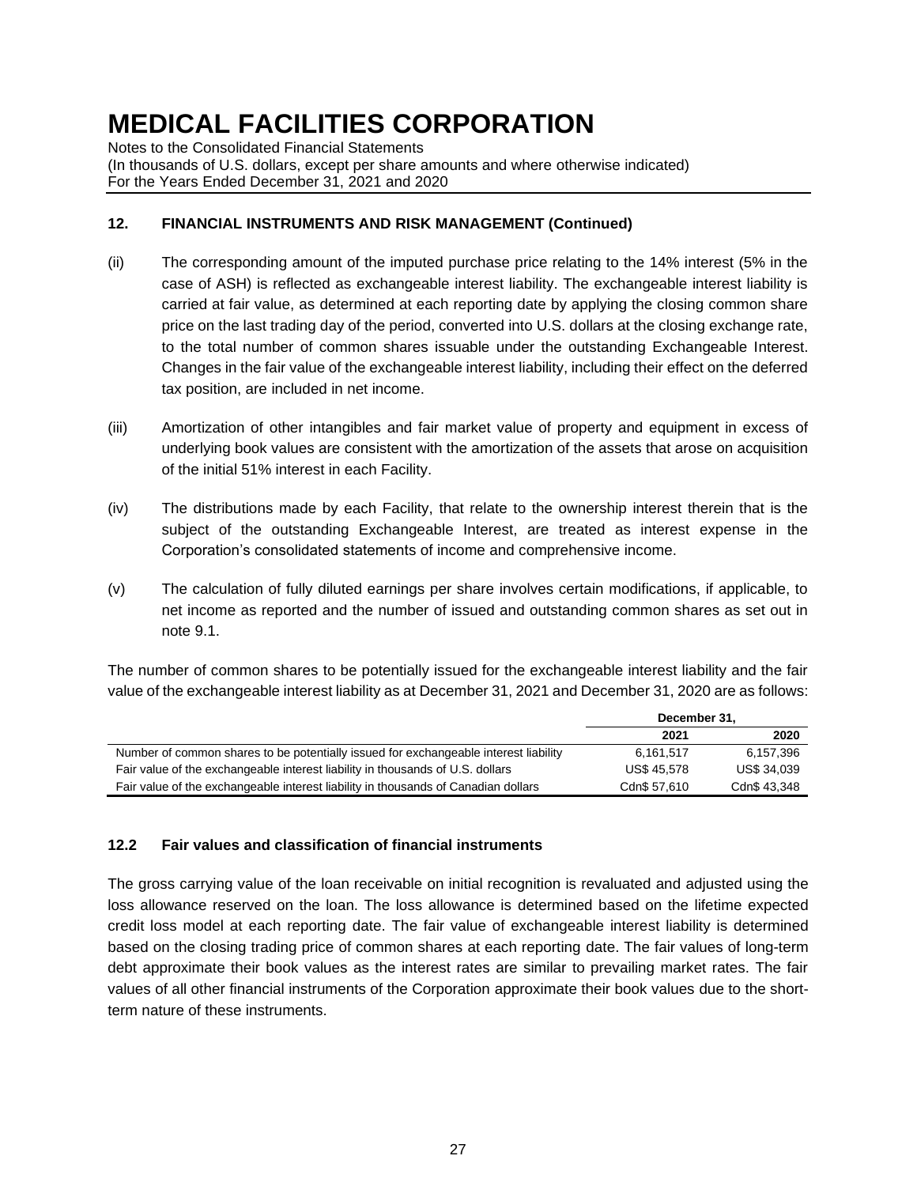## 12. FINANCIAL INSTRUMENTS AND RISK MANAGEMENT (Continued)

(ii) The corresponding amount of the imputed purchase price relating to the 14% interest (5% in the case of ASH) is reflected as exchangeable interest liability. The exchangeable interest liability is carried at fair value, as determined at each reporting date by applying the closing common share price on the last trading day of the period, converted into U.S. dollars at the closing exchange rate, to the total number of common shares issuable under the outstanding Exchangeable Interest. Changes in the fair value of the exchangeable interest liability, including their effect on the deferred tax position, are included in net income.

(iii) Amortization of other intangibles and fair market value of property and equipment in excess of underlying book values are consistent with the amortization of the assets that arose on acquisition of the initial 51% interest in each Facility.

(iv) The distributions made by each Facility, that relate to the ownership interest therein that is the subject of the outstanding Exchangeable Interest, are treated as interest expense in the Corporation's consolidated statements of income and comprehensive income.

(v) The calculation of fully diluted earnings per share involves certain modifications, if applicable, to net income as reported and the number of issued and outstanding common shares as set out in note 9.1.

The number of common shares to be potentially issued for the exchangeable interest liability and the fair value of the exchangeable interest liability as at December 31, 2021 and December 31, 2020 are as follows:

| | December 31, | |
|---|---|---|
| | 2021 | 2020 |
| Number of common shares to be potentially issued for exchangeable interest liability | 6,161,517 | 6,157,396 |
| Fair value of the exchangeable interest liability in thousands of U.S. dollars | US$ 45,578 | US$ 34,039 |
| Fair value of the exchangeable interest liability in thousands of Canadian dollars | Cdn$ 57,610 | Cdn$ 43,348 |

### 12.2 Fair values and classification of financial instruments

The gross carrying value of the loan receivable on initial recognition is revaluated and adjusted using the loss allowance reserved on the loan. The loss allowance is determined based on the lifetime expected credit loss model at each reporting date. The fair value of exchangeable interest liability is determined based on the closing trading price of common shares at each reporting date. The fair values of long-term debt approximate their book values as the interest rates are similar to prevailing market rates. The fair values of all other financial instruments of the Corporation approximate their book values due to the short-term nature of these instruments.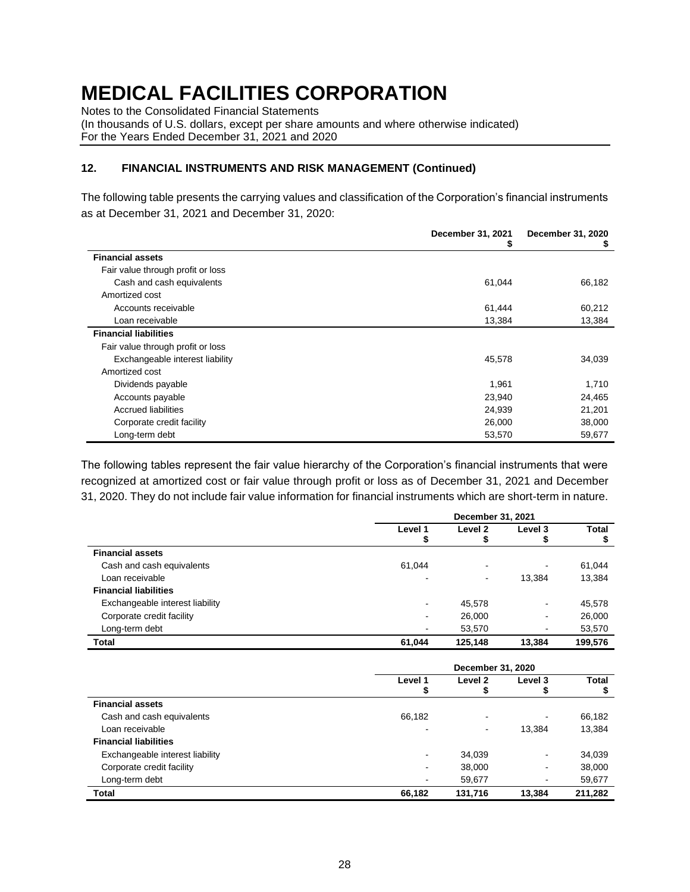# MEDICAL FACILITIES CORPORATION

Notes to the Consolidated Financial Statements
(In thousands of U.S. dollars, except per share amounts and where otherwise indicated)
For the Years Ended December 31, 2021 and 2020

## 12. FINANCIAL INSTRUMENTS AND RISK MANAGEMENT (Continued)

The following table presents the carrying values and classification of the Corporation's financial instruments as at December 31, 2021 and December 31, 2020:

| | December 31, 2021<br>$ | December 31, 2020<br>$ |
|---|---|---|
| **Financial assets** | | |
| Fair value through profit or loss | | |
| Cash and cash equivalents | 61,044 | 66,182 |
| Amortized cost | | |
| Accounts receivable | 61,444 | 60,212 |
| Loan receivable | 13,384 | 13,384 |
| **Financial liabilities** | | |
| Fair value through profit or loss | | |
| Exchangeable interest liability | 45,578 | 34,039 |
| Amortized cost | | |
| Dividends payable | 1,961 | 1,710 |
| Accounts payable | 23,940 | 24,465 |
| Accrued liabilities | 24,939 | 21,201 |
| Corporate credit facility | 26,000 | 38,000 |
| Long-term debt | 53,570 | 59,677 |

The following tables represent the fair value hierarchy of the Corporation's financial instruments that were recognized at amortized cost or fair value through profit or loss as of December 31, 2021 and December 31, 2020. They do not include fair value information for financial instruments which are short-term in nature.

| | December 31, 2021 | | | |
|---|---|---|---|---|
| | Level 1<br>$ | Level 2<br>$ | Level 3<br>$ | Total<br>$ |
| **Financial assets** | | | | |
| Cash and cash equivalents | 61,044 | - | - | 61,044 |
| Loan receivable | - | - | 13,384 | 13,384 |
| **Financial liabilities** | | | | |
| Exchangeable interest liability | - | 45,578 | - | 45,578 |
| Corporate credit facility | - | 26,000 | - | 26,000 |
| Long-term debt | - | 53,570 | - | 53,570 |
| **Total** | **61,044** | **125,148** | **13,384** | **199,576** |

| | December 31, 2020 | | | |
|---|---|---|---|---|
| | Level 1<br>$ | Level 2<br>$ | Level 3<br>$ | Total<br>$ |
| **Financial assets** | | | | |
| Cash and cash equivalents | 66,182 | - | - | 66,182 |
| Loan receivable | - | - | 13,384 | 13,384 |
| **Financial liabilities** | | | | |
| Exchangeable interest liability | - | 34,039 | - | 34,039 |
| Corporate credit facility | - | 38,000 | - | 38,000 |
| Long-term debt | - | 59,677 | - | 59,677 |
| **Total** | **66,182** | **131,716** | **13,384** | **211,282** |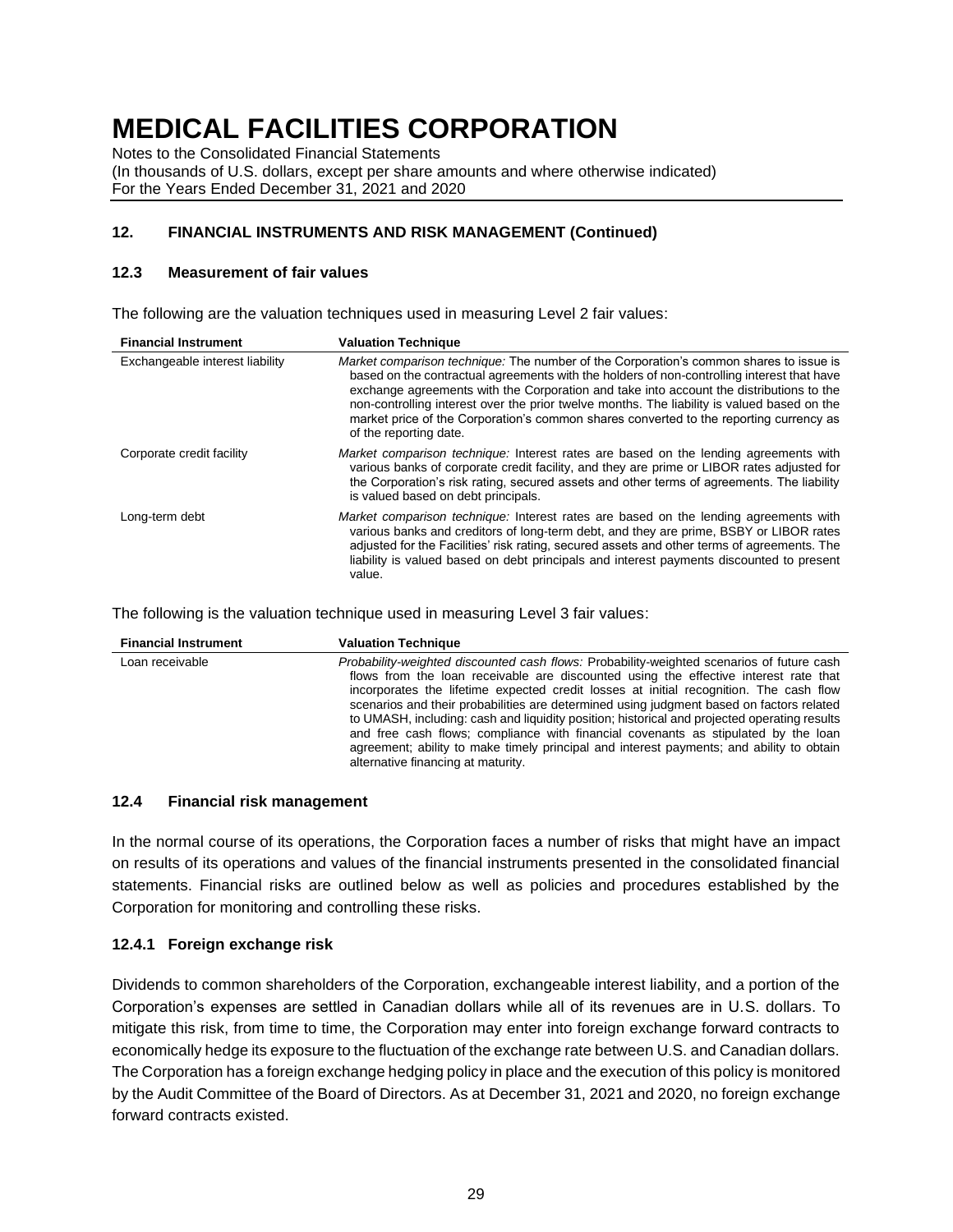# MEDICAL FACILITIES CORPORATION

Notes to the Consolidated Financial Statements
(In thousands of U.S. dollars, except per share amounts and where otherwise indicated)
For the Years Ended December 31, 2021 and 2020

## 12. FINANCIAL INSTRUMENTS AND RISK MANAGEMENT (Continued)

### 12.3 Measurement of fair values

The following are the valuation techniques used in measuring Level 2 fair values:

| Financial Instrument | Valuation Technique |
|---|---|
| Exchangeable interest liability | *Market comparison technique:* The number of the Corporation's common shares to issue is based on the contractual agreements with the holders of non-controlling interest that have exchange agreements with the Corporation and take into account the distributions to the non-controlling interest over the prior twelve months. The liability is valued based on the market price of the Corporation's common shares converted to the reporting currency as of the reporting date. |
| Corporate credit facility | *Market comparison technique:* Interest rates are based on the lending agreements with various banks of corporate credit facility, and they are prime or LIBOR rates adjusted for the Corporation's risk rating, secured assets and other terms of agreements. The liability is valued based on debt principals. |
| Long-term debt | *Market comparison technique:* Interest rates are based on the lending agreements with various banks and creditors of long-term debt, and they are prime, BSBY or LIBOR rates adjusted for the Facilities' risk rating, secured assets and other terms of agreements. The liability is valued based on debt principals and interest payments discounted to present value. |

The following is the valuation technique used in measuring Level 3 fair values:

| Financial Instrument | Valuation Technique |
|---|---|
| Loan receivable | *Probability-weighted discounted cash flows:* Probability-weighted scenarios of future cash flows from the loan receivable are discounted using the effective interest rate that incorporates the lifetime expected credit losses at initial recognition. The cash flow scenarios and their probabilities are determined using judgment based on factors related to UMASH, including: cash and liquidity position; historical and projected operating results and free cash flows; compliance with financial covenants as stipulated by the loan agreement; ability to make timely principal and interest payments; and ability to obtain alternative financing at maturity. |

### 12.4 Financial risk management

In the normal course of its operations, the Corporation faces a number of risks that might have an impact on results of its operations and values of the financial instruments presented in the consolidated financial statements. Financial risks are outlined below as well as policies and procedures established by the Corporation for monitoring and controlling these risks.

#### 12.4.1 Foreign exchange risk

Dividends to common shareholders of the Corporation, exchangeable interest liability, and a portion of the Corporation's expenses are settled in Canadian dollars while all of its revenues are in U.S. dollars. To mitigate this risk, from time to time, the Corporation may enter into foreign exchange forward contracts to economically hedge its exposure to the fluctuation of the exchange rate between U.S. and Canadian dollars. The Corporation has a foreign exchange hedging policy in place and the execution of this policy is monitored by the Audit Committee of the Board of Directors. As at December 31, 2021 and 2020, no foreign exchange forward contracts existed.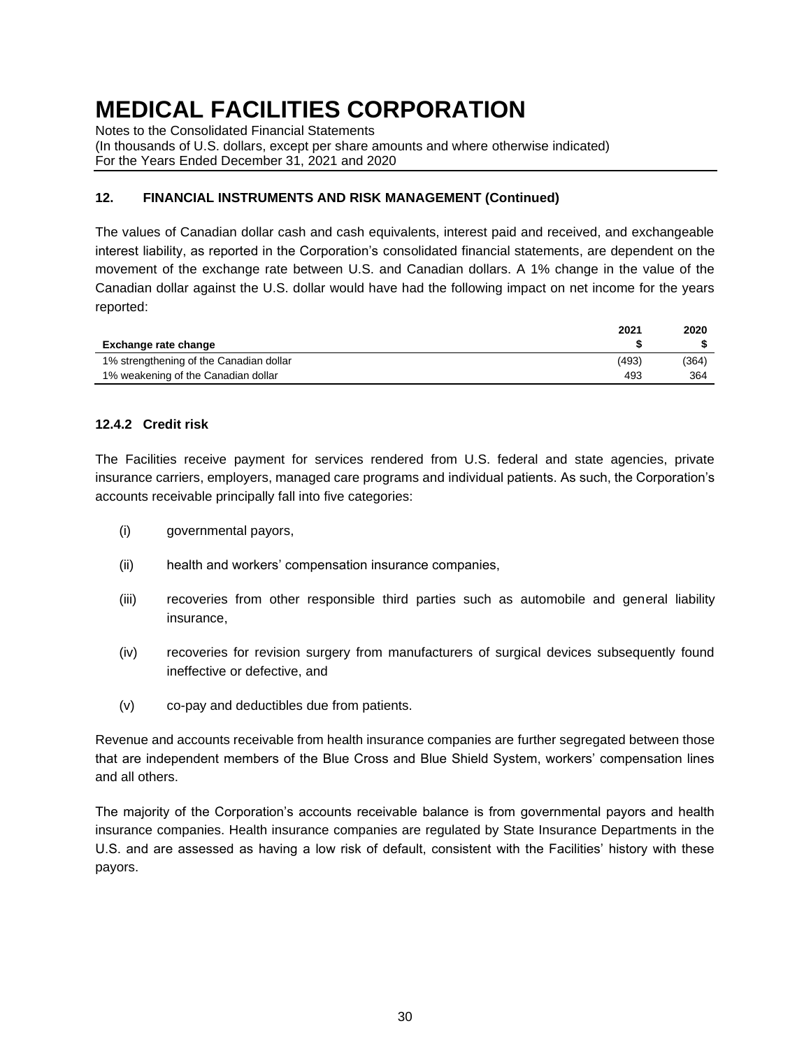## 12. FINANCIAL INSTRUMENTS AND RISK MANAGEMENT (Continued)

The values of Canadian dollar cash and cash equivalents, interest paid and received, and exchangeable interest liability, as reported in the Corporation's consolidated financial statements, are dependent on the movement of the exchange rate between U.S. and Canadian dollars. A 1% change in the value of the Canadian dollar against the U.S. dollar would have had the following impact on net income for the years reported:

| Exchange rate change | 2021<br>$ | 2020<br>$ |
|---|---|---|
| 1% strengthening of the Canadian dollar | (493) | (364) |
| 1% weakening of the Canadian dollar | 493 | 364 |

### 12.4.2 Credit risk

The Facilities receive payment for services rendered from U.S. federal and state agencies, private insurance carriers, employers, managed care programs and individual patients. As such, the Corporation's accounts receivable principally fall into five categories:

(i) governmental payors,

(ii) health and workers' compensation insurance companies,

(iii) recoveries from other responsible third parties such as automobile and general liability insurance,

(iv) recoveries for revision surgery from manufacturers of surgical devices subsequently found ineffective or defective, and

(v) co-pay and deductibles due from patients.

Revenue and accounts receivable from health insurance companies are further segregated between those that are independent members of the Blue Cross and Blue Shield System, workers' compensation lines and all others.

The majority of the Corporation's accounts receivable balance is from governmental payors and health insurance companies. Health insurance companies are regulated by State Insurance Departments in the U.S. and are assessed as having a low risk of default, consistent with the Facilities' history with these payors.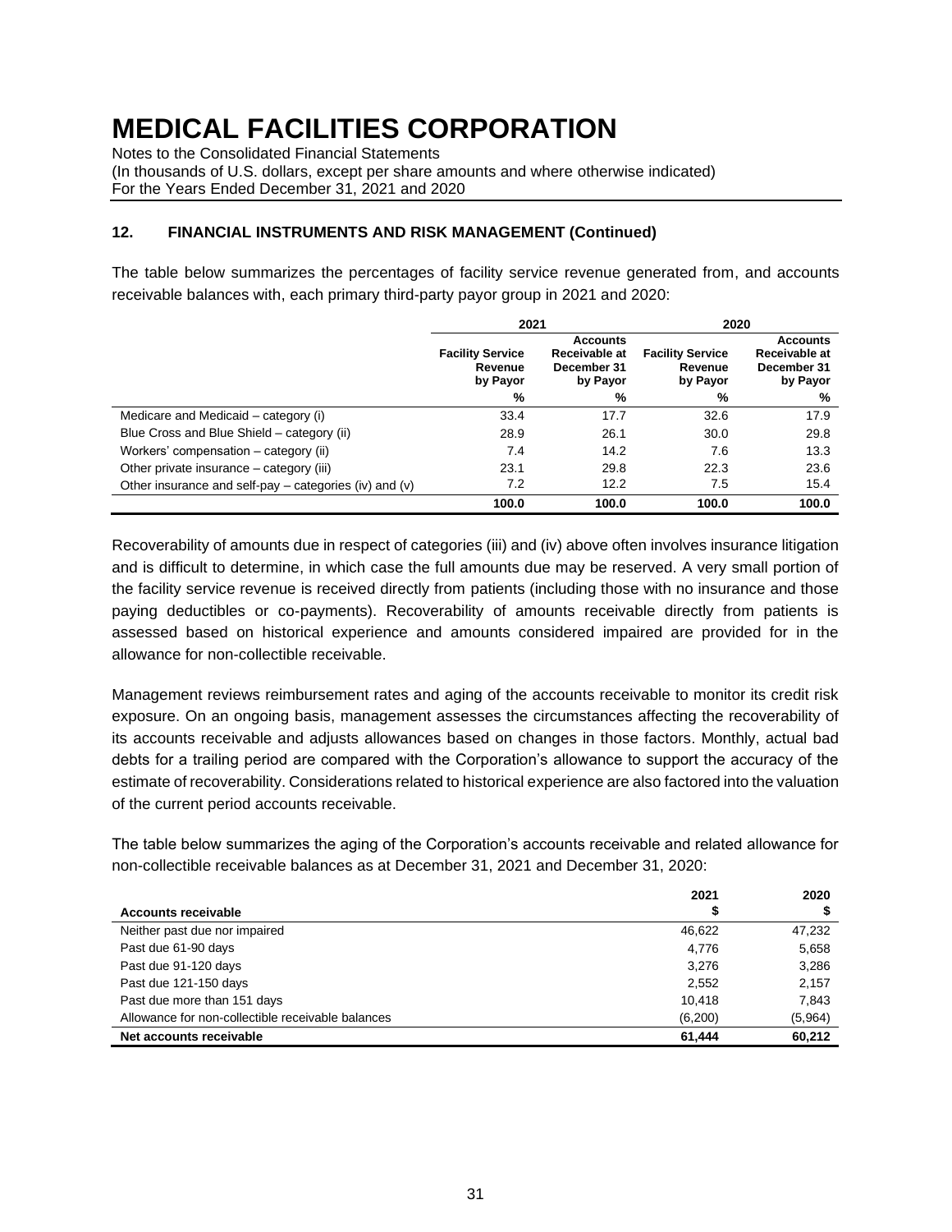## 12. FINANCIAL INSTRUMENTS AND RISK MANAGEMENT (Continued)

The table below summarizes the percentages of facility service revenue generated from, and accounts receivable balances with, each primary third-party payor group in 2021 and 2020:

| | 2021 | | 2020 | |
|---|---|---|---|---|
| | Facility Service Revenue by Payor | Accounts Receivable at December 31 by Payor | Facility Service Revenue by Payor | Accounts Receivable at December 31 by Payor |
| | % | % | % | % |
| Medicare and Medicaid – category (i) | 33.4 | 17.7 | 32.6 | 17.9 |
| Blue Cross and Blue Shield – category (ii) | 28.9 | 26.1 | 30.0 | 29.8 |
| Workers' compensation – category (ii) | 7.4 | 14.2 | 7.6 | 13.3 |
| Other private insurance – category (iii) | 23.1 | 29.8 | 22.3 | 23.6 |
| Other insurance and self-pay – categories (iv) and (v) | 7.2 | 12.2 | 7.5 | 15.4 |
| | **100.0** | **100.0** | **100.0** | **100.0** |

Recoverability of amounts due in respect of categories (iii) and (iv) above often involves insurance litigation and is difficult to determine, in which case the full amounts due may be reserved. A very small portion of the facility service revenue is received directly from patients (including those with no insurance and those paying deductibles or co-payments). Recoverability of amounts receivable directly from patients is assessed based on historical experience and amounts considered impaired are provided for in the allowance for non-collectible receivable.

Management reviews reimbursement rates and aging of the accounts receivable to monitor its credit risk exposure. On an ongoing basis, management assesses the circumstances affecting the recoverability of its accounts receivable and adjusts allowances based on changes in those factors. Monthly, actual bad debts for a trailing period are compared with the Corporation's allowance to support the accuracy of the estimate of recoverability. Considerations related to historical experience are also factored into the valuation of the current period accounts receivable.

The table below summarizes the aging of the Corporation's accounts receivable and related allowance for non-collectible receivable balances as at December 31, 2021 and December 31, 2020:

| Accounts receivable | 2021<br>$ | 2020<br>$ |
|---|---|---|
| Neither past due nor impaired | 46,622 | 47,232 |
| Past due 61-90 days | 4,776 | 5,658 |
| Past due 91-120 days | 3,276 | 3,286 |
| Past due 121-150 days | 2,552 | 2,157 |
| Past due more than 151 days | 10,418 | 7,843 |
| Allowance for non-collectible receivable balances | (6,200) | (5,964) |
| **Net accounts receivable** | **61,444** | **60,212** |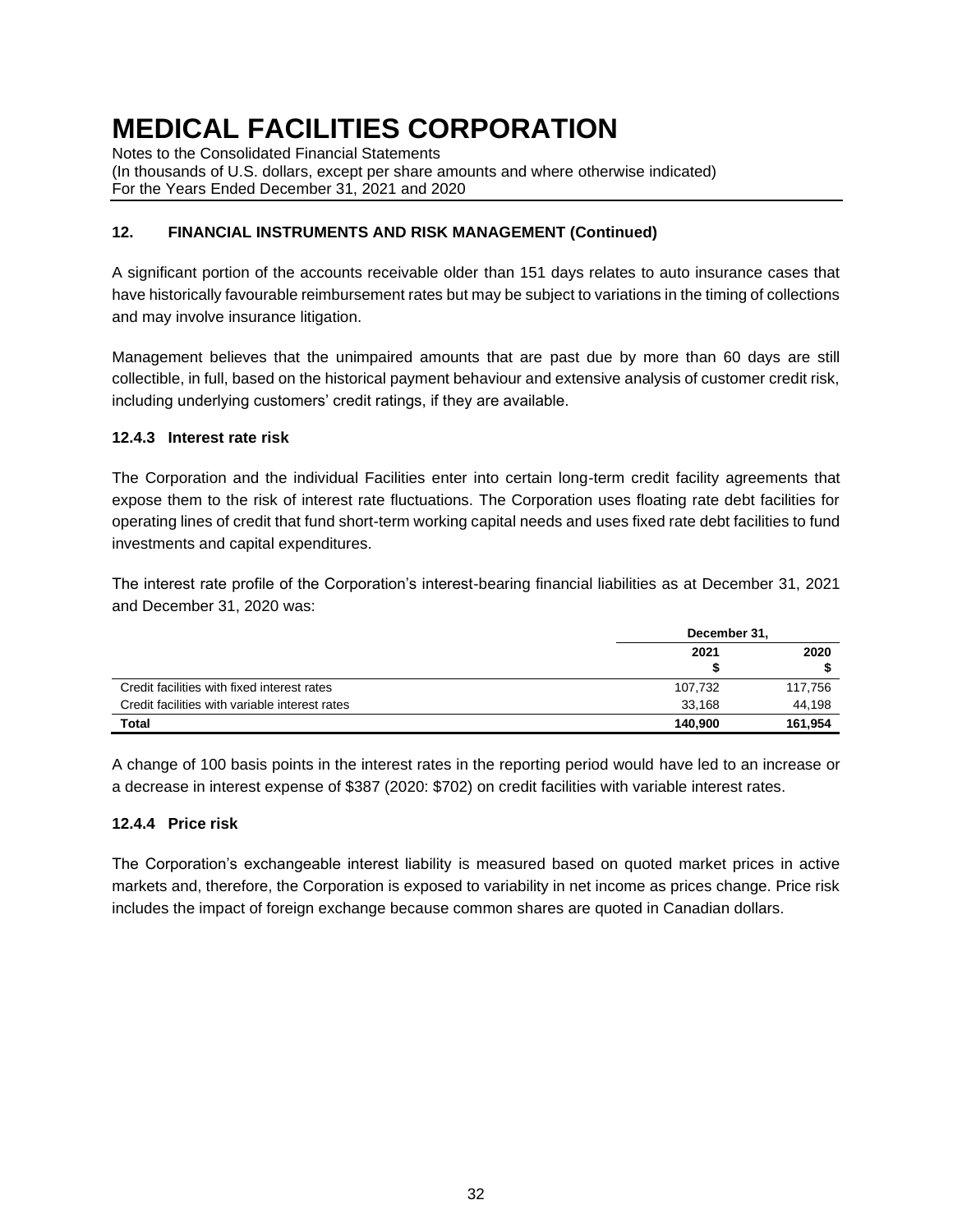# MEDICAL FACILITIES CORPORATION

Notes to the Consolidated Financial Statements
(In thousands of U.S. dollars, except per share amounts and where otherwise indicated)
For the Years Ended December 31, 2021 and 2020

## 12. FINANCIAL INSTRUMENTS AND RISK MANAGEMENT (Continued)

A significant portion of the accounts receivable older than 151 days relates to auto insurance cases that have historically favourable reimbursement rates but may be subject to variations in the timing of collections and may involve insurance litigation.

Management believes that the unimpaired amounts that are past due by more than 60 days are still collectible, in full, based on the historical payment behaviour and extensive analysis of customer credit risk, including underlying customers' credit ratings, if they are available.

### 12.4.3 Interest rate risk

The Corporation and the individual Facilities enter into certain long-term credit facility agreements that expose them to the risk of interest rate fluctuations. The Corporation uses floating rate debt facilities for operating lines of credit that fund short-term working capital needs and uses fixed rate debt facilities to fund investments and capital expenditures.

The interest rate profile of the Corporation's interest-bearing financial liabilities as at December 31, 2021 and December 31, 2020 was:

| | December 31, | |
|---|---|---|
| | **2021**<br>**$** | **2020**<br>**$** |
| Credit facilities with fixed interest rates | 107,732 | 117,756 |
| Credit facilities with variable interest rates | 33,168 | 44,198 |
| **Total** | **140,900** | **161,954** |

A change of 100 basis points in the interest rates in the reporting period would have led to an increase or a decrease in interest expense of $387 (2020: $702) on credit facilities with variable interest rates.

### 12.4.4 Price risk

The Corporation's exchangeable interest liability is measured based on quoted market prices in active markets and, therefore, the Corporation is exposed to variability in net income as prices change. Price risk includes the impact of foreign exchange because common shares are quoted in Canadian dollars.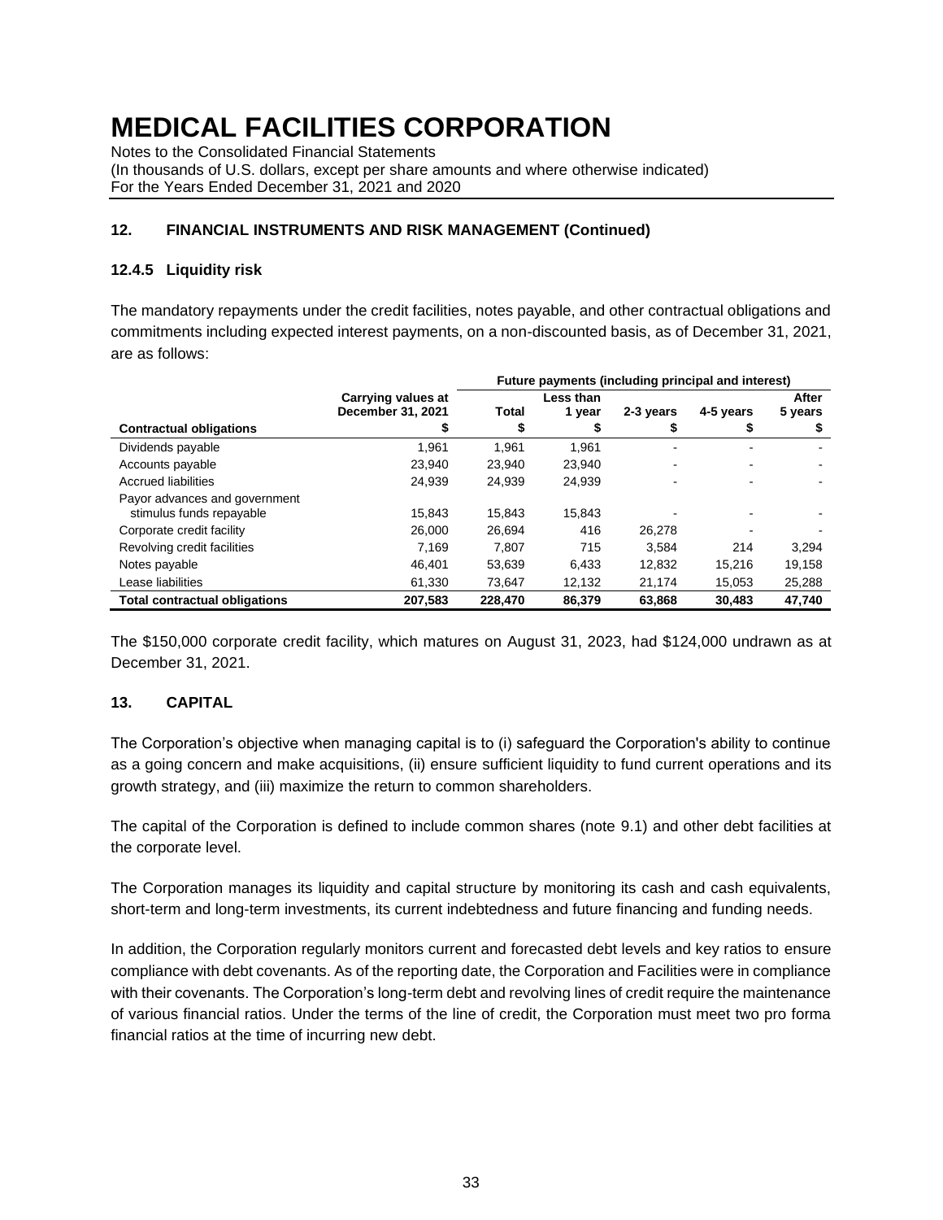# MEDICAL FACILITIES CORPORATION

Notes to the Consolidated Financial Statements
(In thousands of U.S. dollars, except per share amounts and where otherwise indicated)
For the Years Ended December 31, 2021 and 2020

## 12. FINANCIAL INSTRUMENTS AND RISK MANAGEMENT (Continued)

### 12.4.5 Liquidity risk

The mandatory repayments under the credit facilities, notes payable, and other contractual obligations and commitments including expected interest payments, on a non-discounted basis, as of December 31, 2021, are as follows:

| | | Future payments (including principal and interest) | | | | |
|---|---|---|---|---|---|---|
| **Contractual obligations** | **Carrying values at December 31, 2021 $** | **Total $** | **Less than 1 year $** | **2-3 years $** | **4-5 years $** | **After 5 years $** |
| Dividends payable | 1,961 | 1,961 | 1,961 | - | - | - |
| Accounts payable | 23,940 | 23,940 | 23,940 | - | - | - |
| Accrued liabilities | 24,939 | 24,939 | 24,939 | - | - | - |
| Payor advances and government stimulus funds repayable | 15,843 | 15,843 | 15,843 | - | - | - |
| Corporate credit facility | 26,000 | 26,694 | 416 | 26,278 | - | - |
| Revolving credit facilities | 7,169 | 7,807 | 715 | 3,584 | 214 | 3,294 |
| Notes payable | 46,401 | 53,639 | 6,433 | 12,832 | 15,216 | 19,158 |
| Lease liabilities | 61,330 | 73,647 | 12,132 | 21,174 | 15,053 | 25,288 |
| **Total contractual obligations** | **207,583** | **228,470** | **86,379** | **63,868** | **30,483** | **47,740** |

The $150,000 corporate credit facility, which matures on August 31, 2023, had $124,000 undrawn as at December 31, 2021.

## 13. CAPITAL

The Corporation's objective when managing capital is to (i) safeguard the Corporation's ability to continue as a going concern and make acquisitions, (ii) ensure sufficient liquidity to fund current operations and its growth strategy, and (iii) maximize the return to common shareholders.

The capital of the Corporation is defined to include common shares (note 9.1) and other debt facilities at the corporate level.

The Corporation manages its liquidity and capital structure by monitoring its cash and cash equivalents, short-term and long-term investments, its current indebtedness and future financing and funding needs.

In addition, the Corporation regularly monitors current and forecasted debt levels and key ratios to ensure compliance with debt covenants. As of the reporting date, the Corporation and Facilities were in compliance with their covenants. The Corporation's long-term debt and revolving lines of credit require the maintenance of various financial ratios. Under the terms of the line of credit, the Corporation must meet two pro forma financial ratios at the time of incurring new debt.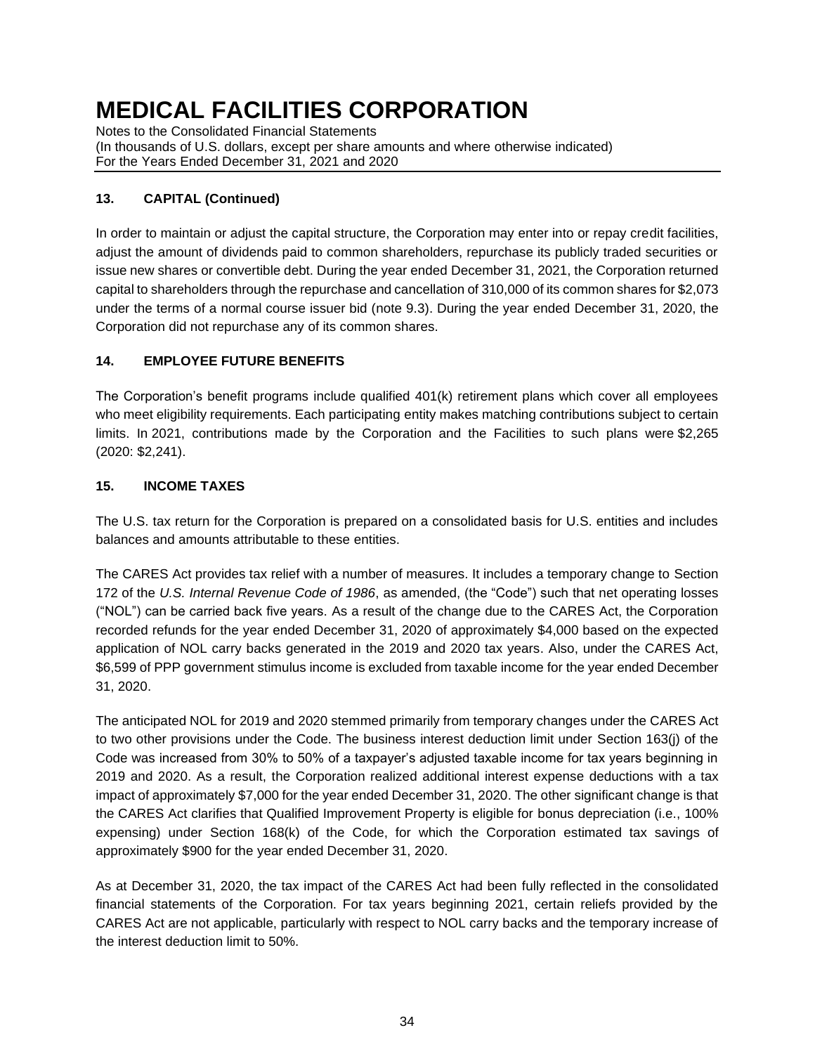## 13. CAPITAL (Continued)

In order to maintain or adjust the capital structure, the Corporation may enter into or repay credit facilities, adjust the amount of dividends paid to common shareholders, repurchase its publicly traded securities or issue new shares or convertible debt. During the year ended December 31, 2021, the Corporation returned capital to shareholders through the repurchase and cancellation of 310,000 of its common shares for $2,073 under the terms of a normal course issuer bid (note 9.3). During the year ended December 31, 2020, the Corporation did not repurchase any of its common shares.

## 14. EMPLOYEE FUTURE BENEFITS

The Corporation's benefit programs include qualified 401(k) retirement plans which cover all employees who meet eligibility requirements. Each participating entity makes matching contributions subject to certain limits. In 2021, contributions made by the Corporation and the Facilities to such plans were $2,265 (2020: $2,241).

## 15. INCOME TAXES

The U.S. tax return for the Corporation is prepared on a consolidated basis for U.S. entities and includes balances and amounts attributable to these entities.

The CARES Act provides tax relief with a number of measures. It includes a temporary change to Section 172 of the *U.S. Internal Revenue Code of 1986*, as amended, (the "Code") such that net operating losses ("NOL") can be carried back five years. As a result of the change due to the CARES Act, the Corporation recorded refunds for the year ended December 31, 2020 of approximately $4,000 based on the expected application of NOL carry backs generated in the 2019 and 2020 tax years. Also, under the CARES Act, $6,599 of PPP government stimulus income is excluded from taxable income for the year ended December 31, 2020.

The anticipated NOL for 2019 and 2020 stemmed primarily from temporary changes under the CARES Act to two other provisions under the Code. The business interest deduction limit under Section 163(j) of the Code was increased from 30% to 50% of a taxpayer's adjusted taxable income for tax years beginning in 2019 and 2020. As a result, the Corporation realized additional interest expense deductions with a tax impact of approximately $7,000 for the year ended December 31, 2020. The other significant change is that the CARES Act clarifies that Qualified Improvement Property is eligible for bonus depreciation (i.e., 100% expensing) under Section 168(k) of the Code, for which the Corporation estimated tax savings of approximately $900 for the year ended December 31, 2020.

As at December 31, 2020, the tax impact of the CARES Act had been fully reflected in the consolidated financial statements of the Corporation. For tax years beginning 2021, certain reliefs provided by the CARES Act are not applicable, particularly with respect to NOL carry backs and the temporary increase of the interest deduction limit to 50%.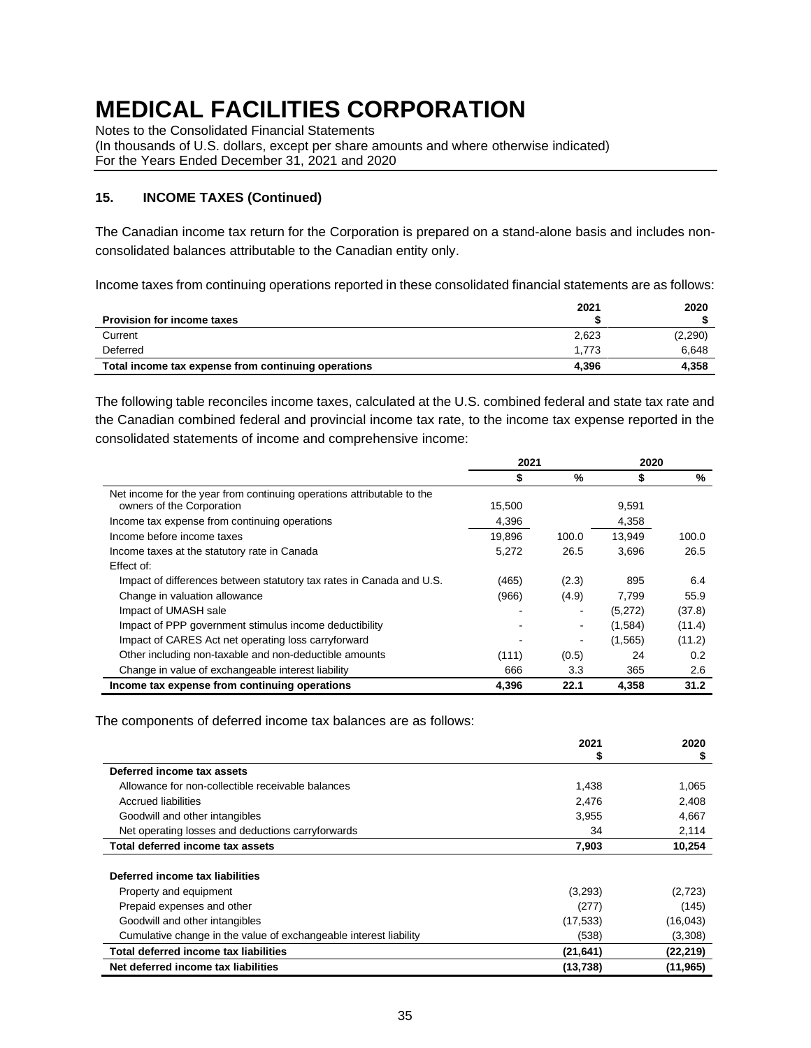## 15. INCOME TAXES (Continued)

The Canadian income tax return for the Corporation is prepared on a stand-alone basis and includes non-consolidated balances attributable to the Canadian entity only.

Income taxes from continuing operations reported in these consolidated financial statements are as follows:

| Provision for income taxes | 2021 $ | 2020 $ |
|---|---|---|
| Current | 2,623 | (2,290) |
| Deferred | 1,773 | 6,648 |
| **Total income tax expense from continuing operations** | **4,396** | **4,358** |

The following table reconciles income taxes, calculated at the U.S. combined federal and state tax rate and the Canadian combined federal and provincial income tax rate, to the income tax expense reported in the consolidated statements of income and comprehensive income:

| | 2021 | | 2020 | |
|---|---|---|---|---|
| | $ | % | $ | % |
| Net income for the year from continuing operations attributable to the owners of the Corporation | 15,500 | | 9,591 | |
| Income tax expense from continuing operations | 4,396 | | 4,358 | |
| Income before income taxes | 19,896 | 100.0 | 13,949 | 100.0 |
| Income taxes at the statutory rate in Canada | 5,272 | 26.5 | 3,696 | 26.5 |
| Effect of: | | | | |
| Impact of differences between statutory tax rates in Canada and U.S. | (465) | (2.3) | 895 | 6.4 |
| Change in valuation allowance | (966) | (4.9) | 7,799 | 55.9 |
| Impact of UMASH sale | - | - | (5,272) | (37.8) |
| Impact of PPP government stimulus income deductibility | - | - | (1,584) | (11.4) |
| Impact of CARES Act net operating loss carryforward | - | - | (1,565) | (11.2) |
| Other including non-taxable and non-deductible amounts | (111) | (0.5) | 24 | 0.2 |
| Change in value of exchangeable interest liability | 666 | 3.3 | 365 | 2.6 |
| **Income tax expense from continuing operations** | **4,396** | **22.1** | **4,358** | **31.2** |

The components of deferred income tax balances are as follows:

| | 2021 $ | 2020 $ |
|---|---|---|
| **Deferred income tax assets** | | |
| Allowance for non-collectible receivable balances | 1,438 | 1,065 |
| Accrued liabilities | 2,476 | 2,408 |
| Goodwill and other intangibles | 3,955 | 4,667 |
| Net operating losses and deductions carryforwards | 34 | 2,114 |
| **Total deferred income tax assets** | **7,903** | **10,254** |
| | | |
| **Deferred income tax liabilities** | | |
| Property and equipment | (3,293) | (2,723) |
| Prepaid expenses and other | (277) | (145) |
| Goodwill and other intangibles | (17,533) | (16,043) |
| Cumulative change in the value of exchangeable interest liability | (538) | (3,308) |
| **Total deferred income tax liabilities** | **(21,641)** | **(22,219)** |
| **Net deferred income tax liabilities** | **(13,738)** | **(11,965)** |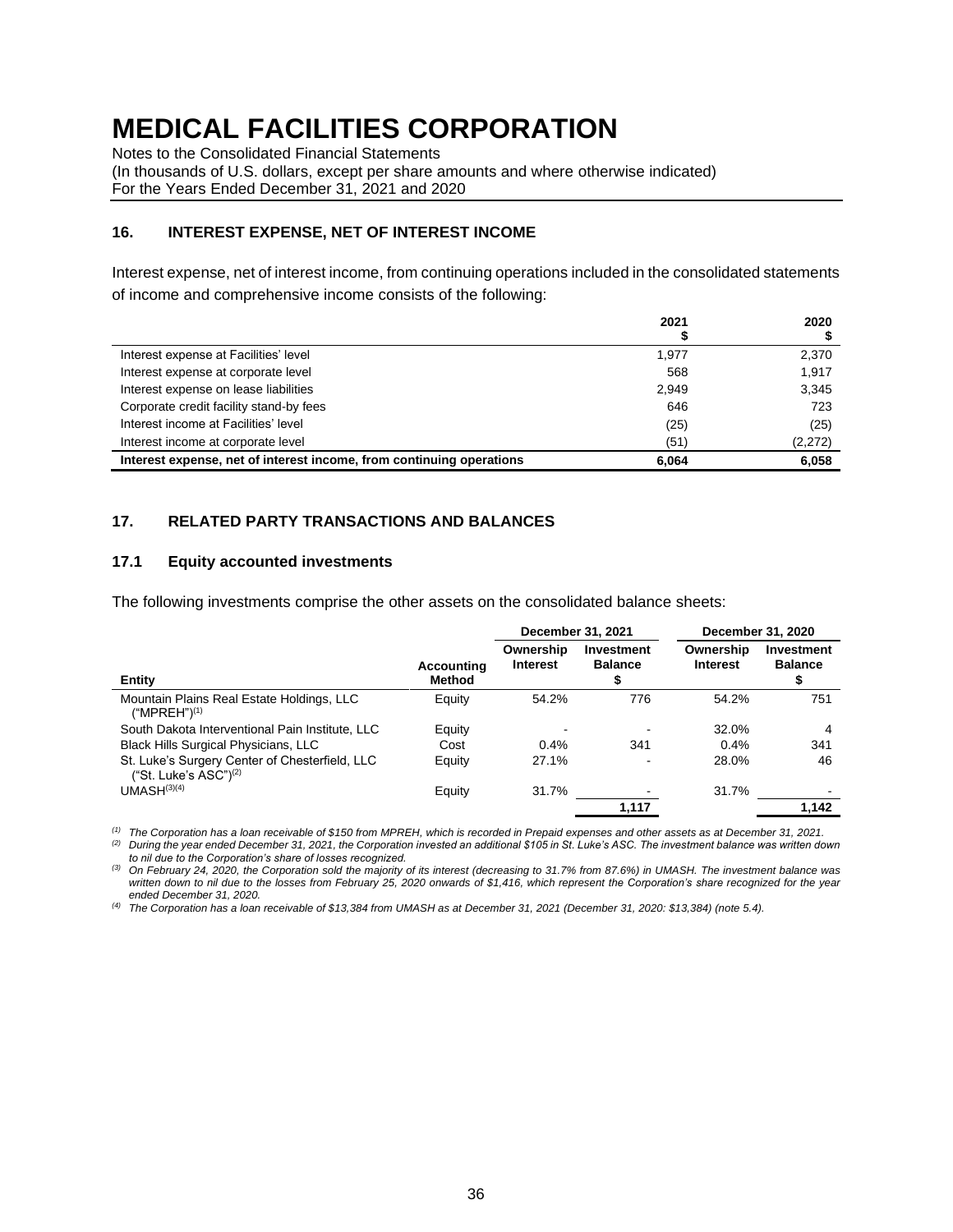# MEDICAL FACILITIES CORPORATION

Notes to the Consolidated Financial Statements
(In thousands of U.S. dollars, except per share amounts and where otherwise indicated)
For the Years Ended December 31, 2021 and 2020

## 16. INTEREST EXPENSE, NET OF INTEREST INCOME

Interest expense, net of interest income, from continuing operations included in the consolidated statements of income and comprehensive income consists of the following:

| | 2021 $ | 2020 $ |
|---|---|---|
| Interest expense at Facilities' level | 1,977 | 2,370 |
| Interest expense at corporate level | 568 | 1,917 |
| Interest expense on lease liabilities | 2,949 | 3,345 |
| Corporate credit facility stand-by fees | 646 | 723 |
| Interest income at Facilities' level | (25) | (25) |
| Interest income at corporate level | (51) | (2,272) |
| **Interest expense, net of interest income, from continuing operations** | **6,064** | **6,058** |

## 17. RELATED PARTY TRANSACTIONS AND BALANCES

### 17.1 Equity accounted investments

The following investments comprise the other assets on the consolidated balance sheets:

| | | December 31, 2021 | | December 31, 2020 | |
|---|---|---|---|---|---|
| Entity | Accounting Method | Ownership Interest | Investment Balance $ | Ownership Interest | Investment Balance $ |
| Mountain Plains Real Estate Holdings, LLC ("MPREH")[(1)] | Equity | 54.2% | 776 | 54.2% | 751 |
| South Dakota Interventional Pain Institute, LLC | Equity | - | - | 32.0% | 4 |
| Black Hills Surgical Physicians, LLC | Cost | 0.4% | 341 | 0.4% | 341 |
| St. Luke's Surgery Center of Chesterfield, LLC ("St. Luke's ASC")[(2)] | Equity | 27.1% | - | 28.0% | 46 |
| UMASH[(3)(4)] | Equity | 31.7% | - | 31.7% | - |
| | | | **1,117** | | **1,142** |

*(1) The Corporation has a loan receivable of $150 from MPREH, which is recorded in Prepaid expenses and other assets as at December 31, 2021.*

*(2) During the year ended December 31, 2021, the Corporation invested an additional $105 in St. Luke's ASC. The investment balance was written down to nil due to the Corporation's share of losses recognized.*

*(3) On February 24, 2020, the Corporation sold the majority of its interest (decreasing to 31.7% from 87.6%) in UMASH. The investment balance was written down to nil due to the losses from February 25, 2020 onwards of $1,416, which represent the Corporation's share recognized for the year ended December 31, 2020.*

*(4) The Corporation has a loan receivable of $13,384 from UMASH as at December 31, 2021 (December 31, 2020: $13,384) (note 5.4).*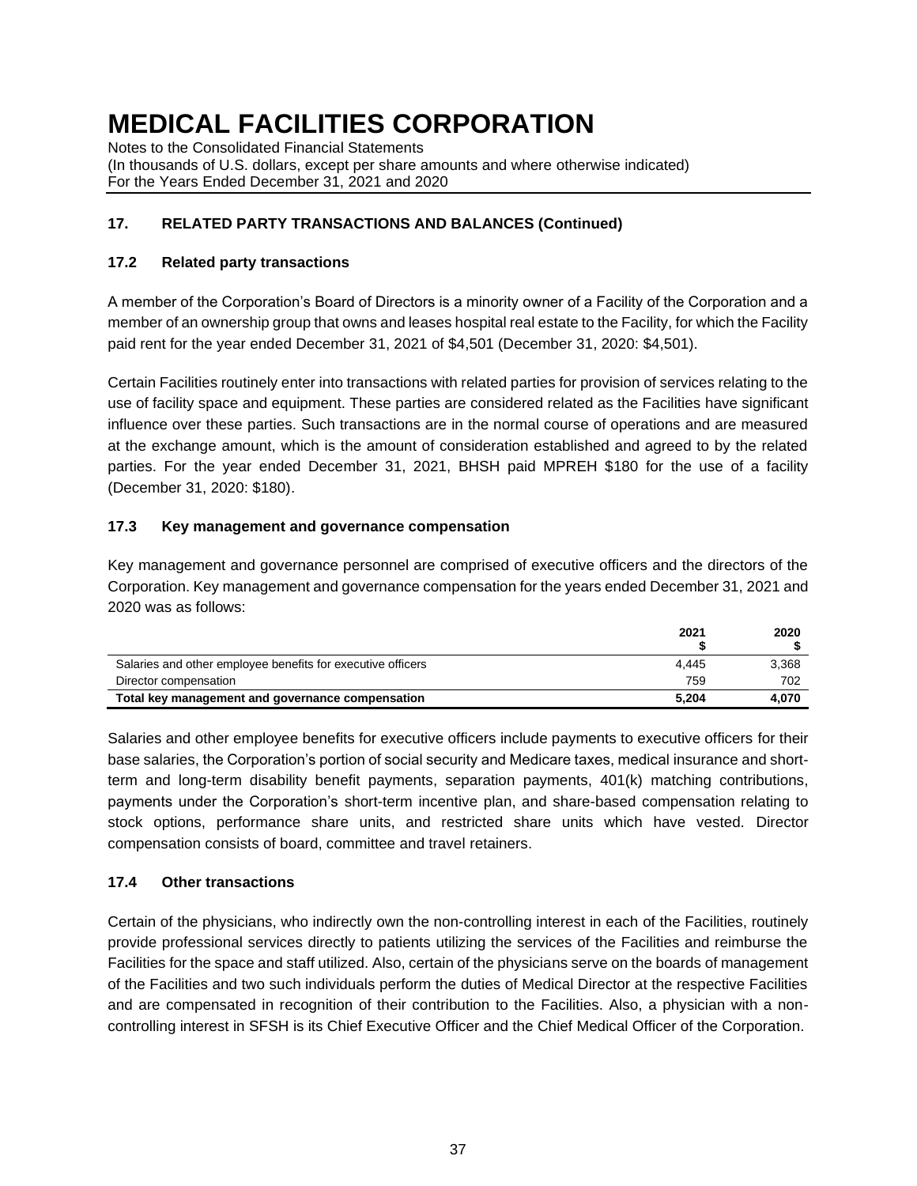# MEDICAL FACILITIES CORPORATION

Notes to the Consolidated Financial Statements
(In thousands of U.S. dollars, except per share amounts and where otherwise indicated)
For the Years Ended December 31, 2021 and 2020

## 17. RELATED PARTY TRANSACTIONS AND BALANCES (Continued)

### 17.2 Related party transactions

A member of the Corporation's Board of Directors is a minority owner of a Facility of the Corporation and a member of an ownership group that owns and leases hospital real estate to the Facility, for which the Facility paid rent for the year ended December 31, 2021 of $4,501 (December 31, 2020: $4,501).

Certain Facilities routinely enter into transactions with related parties for provision of services relating to the use of facility space and equipment. These parties are considered related as the Facilities have significant influence over these parties. Such transactions are in the normal course of operations and are measured at the exchange amount, which is the amount of consideration established and agreed to by the related parties. For the year ended December 31, 2021, BHSH paid MPREH $180 for the use of a facility (December 31, 2020: $180).

### 17.3 Key management and governance compensation

Key management and governance personnel are comprised of executive officers and the directors of the Corporation. Key management and governance compensation for the years ended December 31, 2021 and 2020 was as follows:

| | 2021<br>$ | 2020<br>$ |
|---|---|---|
| Salaries and other employee benefits for executive officers | 4,445 | 3,368 |
| Director compensation | 759 | 702 |
| **Total key management and governance compensation** | **5,204** | **4,070** |

Salaries and other employee benefits for executive officers include payments to executive officers for their base salaries, the Corporation's portion of social security and Medicare taxes, medical insurance and short-term and long-term disability benefit payments, separation payments, 401(k) matching contributions, payments under the Corporation's short-term incentive plan, and share-based compensation relating to stock options, performance share units, and restricted share units which have vested. Director compensation consists of board, committee and travel retainers.

### 17.4 Other transactions

Certain of the physicians, who indirectly own the non-controlling interest in each of the Facilities, routinely provide professional services directly to patients utilizing the services of the Facilities and reimburse the Facilities for the space and staff utilized. Also, certain of the physicians serve on the boards of management of the Facilities and two such individuals perform the duties of Medical Director at the respective Facilities and are compensated in recognition of their contribution to the Facilities. Also, a physician with a non-controlling interest in SFSH is its Chief Executive Officer and the Chief Medical Officer of the Corporation.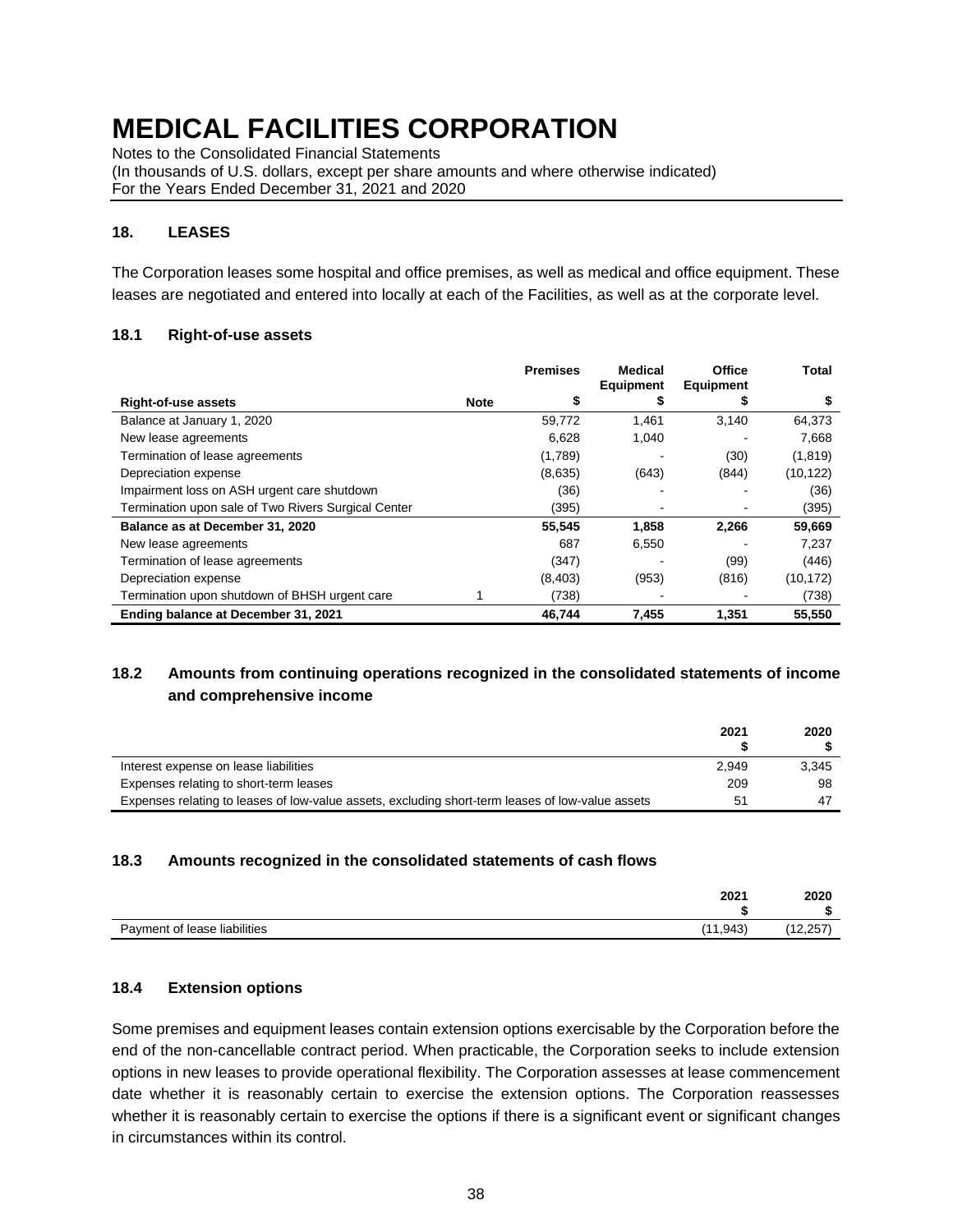# MEDICAL FACILITIES CORPORATION

Notes to the Consolidated Financial Statements
(In thousands of U.S. dollars, except per share amounts and where otherwise indicated)
For the Years Ended December 31, 2021 and 2020

## 18. LEASES

The Corporation leases some hospital and office premises, as well as medical and office equipment. These leases are negotiated and entered into locally at each of the Facilities, as well as at the corporate level.

### 18.1 Right-of-use assets

| Right-of-use assets | Note | Premises<br>$ | Medical Equipment<br>$ | Office Equipment<br>$ | Total<br>$ |
|---|---|---|---|---|---|
| Balance at January 1, 2020 | | 59,772 | 1,461 | 3,140 | 64,373 |
| New lease agreements | | 6,628 | 1,040 | - | 7,668 |
| Termination of lease agreements | | (1,789) | - | (30) | (1,819) |
| Depreciation expense | | (8,635) | (643) | (844) | (10,122) |
| Impairment loss on ASH urgent care shutdown | | (36) | - | - | (36) |
| Termination upon sale of Two Rivers Surgical Center | | (395) | - | - | (395) |
| **Balance as at December 31, 2020** | | **55,545** | **1,858** | **2,266** | **59,669** |
| New lease agreements | | 687 | 6,550 | - | 7,237 |
| Termination of lease agreements | | (347) | - | (99) | (446) |
| Depreciation expense | | (8,403) | (953) | (816) | (10,172) |
| Termination upon shutdown of BHSH urgent care | 1 | (738) | - | - | (738) |
| **Ending balance at December 31, 2021** | | **46,744** | **7,455** | **1,351** | **55,550** |

### 18.2 Amounts from continuing operations recognized in the consolidated statements of income and comprehensive income

| | 2021<br>$ | 2020<br>$ |
|---|---|---|
| Interest expense on lease liabilities | 2,949 | 3,345 |
| Expenses relating to short-term leases | 209 | 98 |
| Expenses relating to leases of low-value assets, excluding short-term leases of low-value assets | 51 | 47 |

### 18.3 Amounts recognized in the consolidated statements of cash flows

| | 2021<br>$ | 2020<br>$ |
|---|---|---|
| Payment of lease liabilities | (11,943) | (12,257) |

### 18.4 Extension options

Some premises and equipment leases contain extension options exercisable by the Corporation before the end of the non-cancellable contract period. When practicable, the Corporation seeks to include extension options in new leases to provide operational flexibility. The Corporation assesses at lease commencement date whether it is reasonably certain to exercise the extension options. The Corporation reassesses whether it is reasonably certain to exercise the options if there is a significant event or significant changes in circumstances within its control.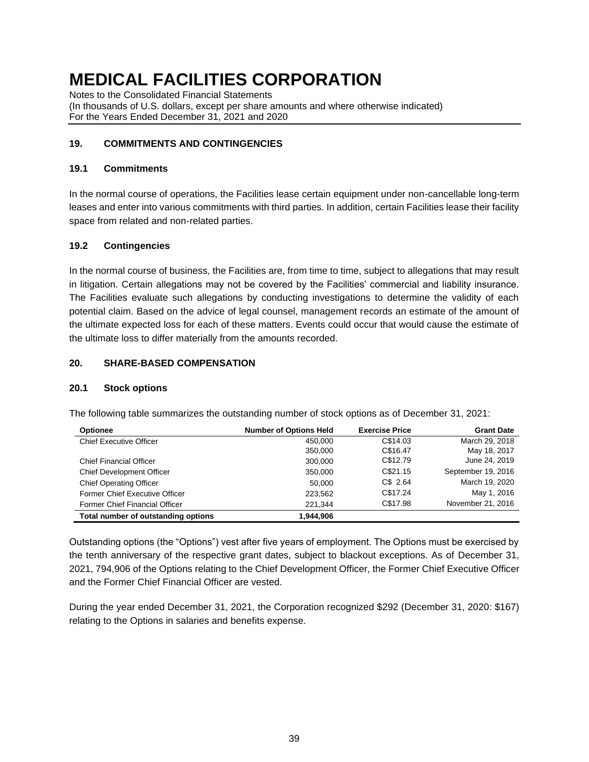# MEDICAL FACILITIES CORPORATION

Notes to the Consolidated Financial Statements
(In thousands of U.S. dollars, except per share amounts and where otherwise indicated)
For the Years Ended December 31, 2021 and 2020

## 19. COMMITMENTS AND CONTINGENCIES

### 19.1 Commitments

In the normal course of operations, the Facilities lease certain equipment under non-cancellable long-term leases and enter into various commitments with third parties. In addition, certain Facilities lease their facility space from related and non-related parties.

### 19.2 Contingencies

In the normal course of business, the Facilities are, from time to time, subject to allegations that may result in litigation. Certain allegations may not be covered by the Facilities' commercial and liability insurance. The Facilities evaluate such allegations by conducting investigations to determine the validity of each potential claim. Based on the advice of legal counsel, management records an estimate of the amount of the ultimate expected loss for each of these matters. Events could occur that would cause the estimate of the ultimate loss to differ materially from the amounts recorded.

## 20. SHARE-BASED COMPENSATION

### 20.1 Stock options

The following table summarizes the outstanding number of stock options as of December 31, 2021:

| Optionee | Number of Options Held | Exercise Price | Grant Date |
|---|---|---|---|
| Chief Executive Officer | 450,000 | C$14.03 | March 29, 2018 |
| | 350,000 | C$16.47 | May 18, 2017 |
| Chief Financial Officer | 300,000 | C$12.79 | June 24, 2019 |
| Chief Development Officer | 350,000 | C$21.15 | September 19, 2016 |
| Chief Operating Officer | 50,000 | C$ 2.64 | March 19, 2020 |
| Former Chief Executive Officer | 223,562 | C$17.24 | May 1, 2016 |
| Former Chief Financial Officer | 221,344 | C$17.98 | November 21, 2016 |
| **Total number of outstanding options** | **1,944,906** | | |

Outstanding options (the "Options") vest after five years of employment. The Options must be exercised by the tenth anniversary of the respective grant dates, subject to blackout exceptions. As of December 31, 2021, 794,906 of the Options relating to the Chief Development Officer, the Former Chief Executive Officer and the Former Chief Financial Officer are vested.

During the year ended December 31, 2021, the Corporation recognized $292 (December 31, 2020: $167) relating to the Options in salaries and benefits expense.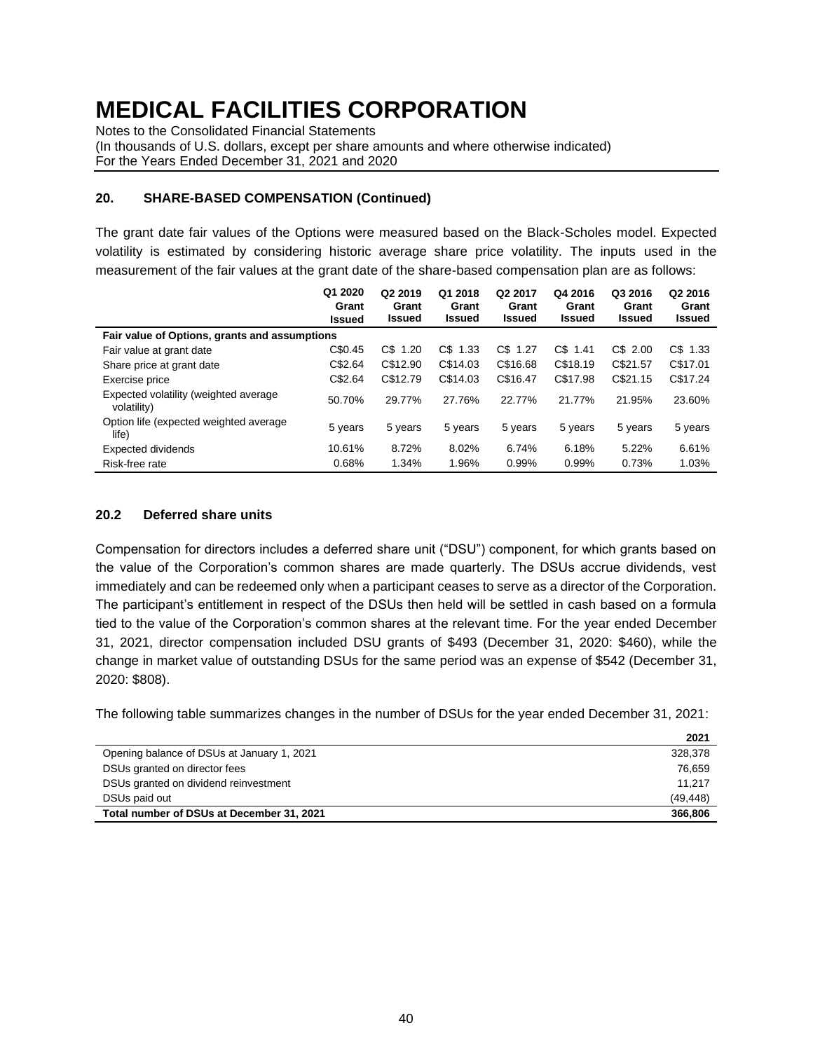# MEDICAL FACILITIES CORPORATION

Notes to the Consolidated Financial Statements
(In thousands of U.S. dollars, except per share amounts and where otherwise indicated)
For the Years Ended December 31, 2021 and 2020

## 20. SHARE-BASED COMPENSATION (Continued)

The grant date fair values of the Options were measured based on the Black-Scholes model. Expected volatility is estimated by considering historic average share price volatility. The inputs used in the measurement of the fair values at the grant date of the share-based compensation plan are as follows:

| | Q1 2020 Grant Issued | Q2 2019 Grant Issued | Q1 2018 Grant Issued | Q2 2017 Grant Issued | Q4 2016 Grant Issued | Q3 2016 Grant Issued | Q2 2016 Grant Issued |
|---|---|---|---|---|---|---|---|
| **Fair value of Options, grants and assumptions** | | | | | | | |
| Fair value at grant date | C$0.45 | C$ 1.20 | C$ 1.33 | C$ 1.27 | C$ 1.41 | C$ 2.00 | C$ 1.33 |
| Share price at grant date | C$2.64 | C$12.90 | C$14.03 | C$16.68 | C$18.19 | C$21.57 | C$17.01 |
| Exercise price | C$2.64 | C$12.79 | C$14.03 | C$16.47 | C$17.98 | C$21.15 | C$17.24 |
| Expected volatility (weighted average volatility) | 50.70% | 29.77% | 27.76% | 22.77% | 21.77% | 21.95% | 23.60% |
| Option life (expected weighted average life) | 5 years | 5 years | 5 years | 5 years | 5 years | 5 years | 5 years |
| Expected dividends | 10.61% | 8.72% | 8.02% | 6.74% | 6.18% | 5.22% | 6.61% |
| Risk-free rate | 0.68% | 1.34% | 1.96% | 0.99% | 0.99% | 0.73% | 1.03% |

### 20.2 Deferred share units

Compensation for directors includes a deferred share unit ("DSU") component, for which grants based on the value of the Corporation's common shares are made quarterly. The DSUs accrue dividends, vest immediately and can be redeemed only when a participant ceases to serve as a director of the Corporation. The participant's entitlement in respect of the DSUs then held will be settled in cash based on a formula tied to the value of the Corporation's common shares at the relevant time. For the year ended December 31, 2021, director compensation included DSU grants of $493 (December 31, 2020: $460), while the change in market value of outstanding DSUs for the same period was an expense of $542 (December 31, 2020: $808).

The following table summarizes changes in the number of DSUs for the year ended December 31, 2021:

| | 2021 |
|---|---|
| Opening balance of DSUs at January 1, 2021 | 328,378 |
| DSUs granted on director fees | 76,659 |
| DSUs granted on dividend reinvestment | 11,217 |
| DSUs paid out | (49,448) |
| **Total number of DSUs at December 31, 2021** | **366,806** |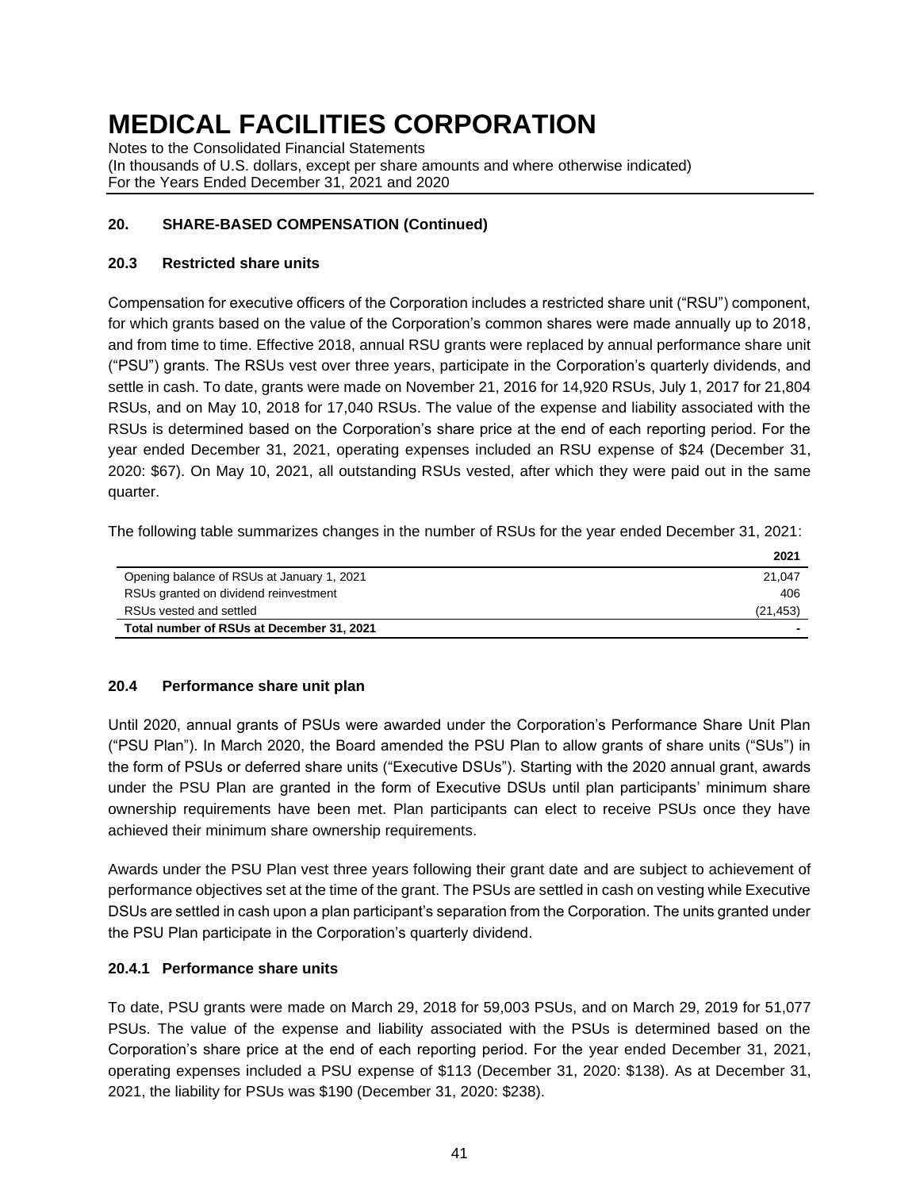# MEDICAL FACILITIES CORPORATION

Notes to the Consolidated Financial Statements
(In thousands of U.S. dollars, except per share amounts and where otherwise indicated)
For the Years Ended December 31, 2021 and 2020

## 20. SHARE-BASED COMPENSATION (Continued)

### 20.3 Restricted share units

Compensation for executive officers of the Corporation includes a restricted share unit ("RSU") component, for which grants based on the value of the Corporation's common shares were made annually up to 2018, and from time to time. Effective 2018, annual RSU grants were replaced by annual performance share unit ("PSU") grants. The RSUs vest over three years, participate in the Corporation's quarterly dividends, and settle in cash. To date, grants were made on November 21, 2016 for 14,920 RSUs, July 1, 2017 for 21,804 RSUs, and on May 10, 2018 for 17,040 RSUs. The value of the expense and liability associated with the RSUs is determined based on the Corporation's share price at the end of each reporting period. For the year ended December 31, 2021, operating expenses included an RSU expense of $24 (December 31, 2020: $67). On May 10, 2021, all outstanding RSUs vested, after which they were paid out in the same quarter.

The following table summarizes changes in the number of RSUs for the year ended December 31, 2021:

| | 2021 |
|---|---|
| Opening balance of RSUs at January 1, 2021 | 21,047 |
| RSUs granted on dividend reinvestment | 406 |
| RSUs vested and settled | (21,453) |
| **Total number of RSUs at December 31, 2021** | **-** |

### 20.4 Performance share unit plan

Until 2020, annual grants of PSUs were awarded under the Corporation's Performance Share Unit Plan ("PSU Plan"). In March 2020, the Board amended the PSU Plan to allow grants of share units ("SUs") in the form of PSUs or deferred share units ("Executive DSUs"). Starting with the 2020 annual grant, awards under the PSU Plan are granted in the form of Executive DSUs until plan participants' minimum share ownership requirements have been met. Plan participants can elect to receive PSUs once they have achieved their minimum share ownership requirements.

Awards under the PSU Plan vest three years following their grant date and are subject to achievement of performance objectives set at the time of the grant. The PSUs are settled in cash on vesting while Executive DSUs are settled in cash upon a plan participant's separation from the Corporation. The units granted under the PSU Plan participate in the Corporation's quarterly dividend.

#### 20.4.1 Performance share units

To date, PSU grants were made on March 29, 2018 for 59,003 PSUs, and on March 29, 2019 for 51,077 PSUs. The value of the expense and liability associated with the PSUs is determined based on the Corporation's share price at the end of each reporting period. For the year ended December 31, 2021, operating expenses included a PSU expense of $113 (December 31, 2020: $138). As at December 31, 2021, the liability for PSUs was $190 (December 31, 2020: $238).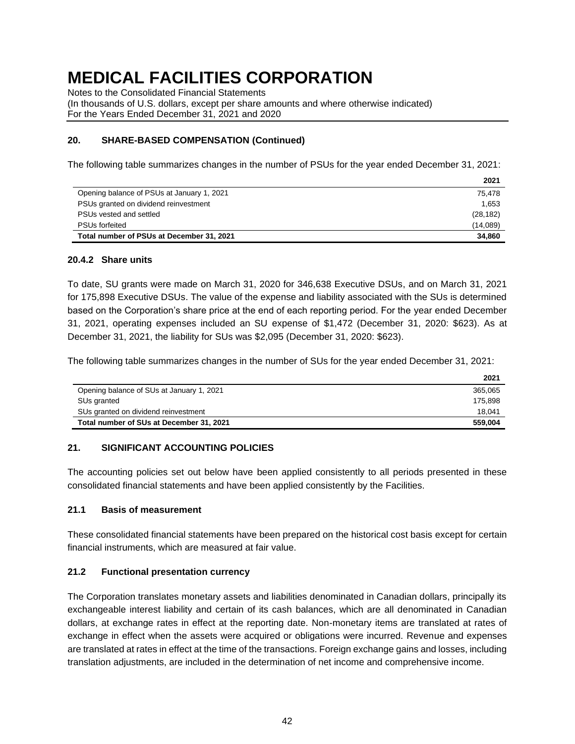# MEDICAL FACILITIES CORPORATION

Notes to the Consolidated Financial Statements
(In thousands of U.S. dollars, except per share amounts and where otherwise indicated)
For the Years Ended December 31, 2021 and 2020

## 20. SHARE-BASED COMPENSATION (Continued)

The following table summarizes changes in the number of PSUs for the year ended December 31, 2021:

| | 2021 |
|---|---|
| Opening balance of PSUs at January 1, 2021 | 75,478 |
| PSUs granted on dividend reinvestment | 1,653 |
| PSUs vested and settled | (28,182) |
| PSUs forfeited | (14,089) |
| **Total number of PSUs at December 31, 2021** | **34,860** |

### 20.4.2 Share units

To date, SU grants were made on March 31, 2020 for 346,638 Executive DSUs, and on March 31, 2021 for 175,898 Executive DSUs. The value of the expense and liability associated with the SUs is determined based on the Corporation's share price at the end of each reporting period. For the year ended December 31, 2021, operating expenses included an SU expense of $1,472 (December 31, 2020: $623). As at December 31, 2021, the liability for SUs was $2,095 (December 31, 2020: $623).

The following table summarizes changes in the number of SUs for the year ended December 31, 2021:

| | 2021 |
|---|---|
| Opening balance of SUs at January 1, 2021 | 365,065 |
| SUs granted | 175,898 |
| SUs granted on dividend reinvestment | 18,041 |
| **Total number of SUs at December 31, 2021** | **559,004** |

## 21. SIGNIFICANT ACCOUNTING POLICIES

The accounting policies set out below have been applied consistently to all periods presented in these consolidated financial statements and have been applied consistently by the Facilities.

### 21.1 Basis of measurement

These consolidated financial statements have been prepared on the historical cost basis except for certain financial instruments, which are measured at fair value.

### 21.2 Functional presentation currency

The Corporation translates monetary assets and liabilities denominated in Canadian dollars, principally its exchangeable interest liability and certain of its cash balances, which are all denominated in Canadian dollars, at exchange rates in effect at the reporting date. Non-monetary items are translated at rates of exchange in effect when the assets were acquired or obligations were incurred. Revenue and expenses are translated at rates in effect at the time of the transactions. Foreign exchange gains and losses, including translation adjustments, are included in the determination of net income and comprehensive income.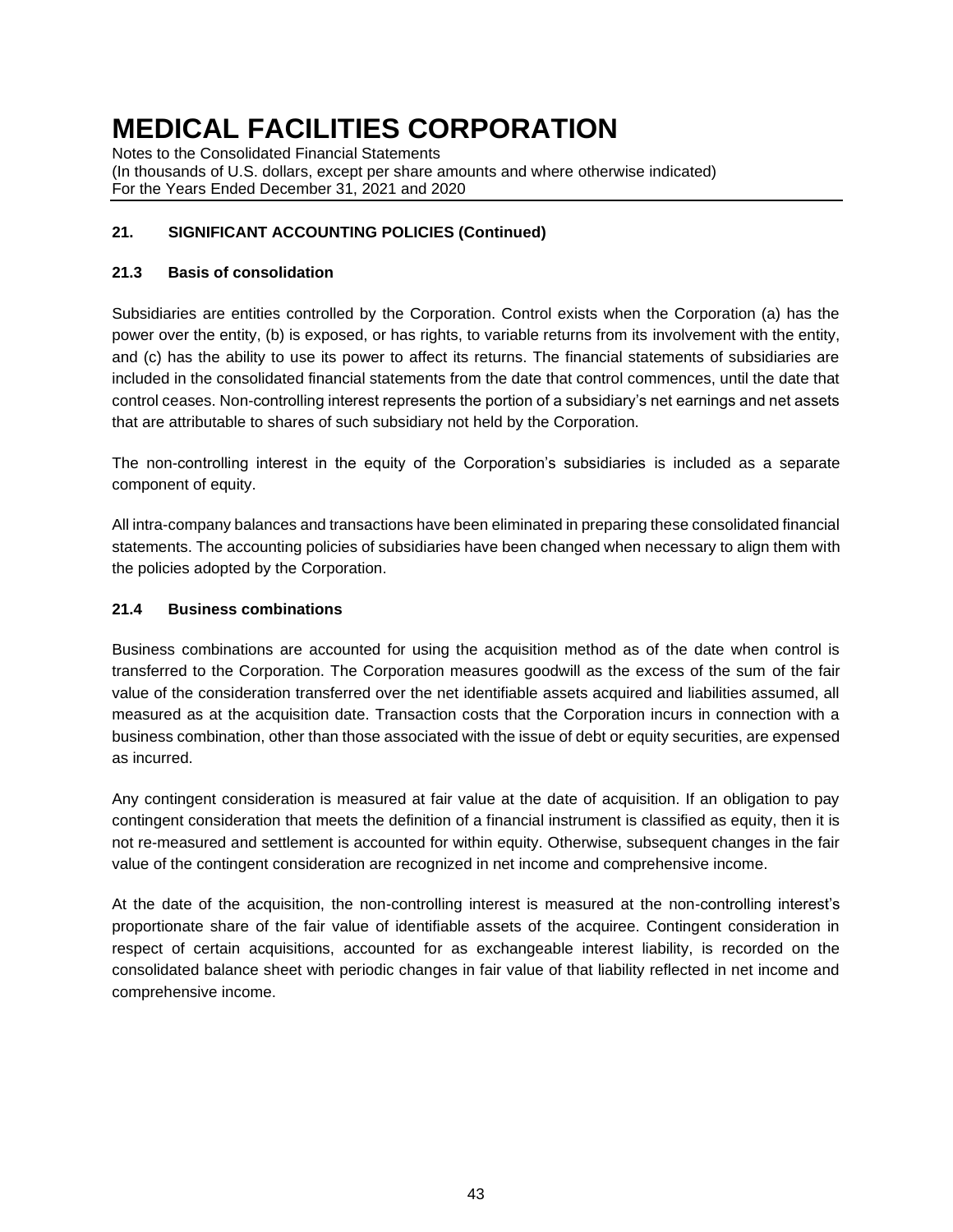## 21. SIGNIFICANT ACCOUNTING POLICIES (Continued)

### 21.3 Basis of consolidation

Subsidiaries are entities controlled by the Corporation. Control exists when the Corporation (a) has the power over the entity, (b) is exposed, or has rights, to variable returns from its involvement with the entity, and (c) has the ability to use its power to affect its returns. The financial statements of subsidiaries are included in the consolidated financial statements from the date that control commences, until the date that control ceases. Non-controlling interest represents the portion of a subsidiary's net earnings and net assets that are attributable to shares of such subsidiary not held by the Corporation.

The non-controlling interest in the equity of the Corporation's subsidiaries is included as a separate component of equity.

All intra-company balances and transactions have been eliminated in preparing these consolidated financial statements. The accounting policies of subsidiaries have been changed when necessary to align them with the policies adopted by the Corporation.

### 21.4 Business combinations

Business combinations are accounted for using the acquisition method as of the date when control is transferred to the Corporation. The Corporation measures goodwill as the excess of the sum of the fair value of the consideration transferred over the net identifiable assets acquired and liabilities assumed, all measured as at the acquisition date. Transaction costs that the Corporation incurs in connection with a business combination, other than those associated with the issue of debt or equity securities, are expensed as incurred.

Any contingent consideration is measured at fair value at the date of acquisition. If an obligation to pay contingent consideration that meets the definition of a financial instrument is classified as equity, then it is not re-measured and settlement is accounted for within equity. Otherwise, subsequent changes in the fair value of the contingent consideration are recognized in net income and comprehensive income.

At the date of the acquisition, the non-controlling interest is measured at the non-controlling interest's proportionate share of the fair value of identifiable assets of the acquiree. Contingent consideration in respect of certain acquisitions, accounted for as exchangeable interest liability, is recorded on the consolidated balance sheet with periodic changes in fair value of that liability reflected in net income and comprehensive income.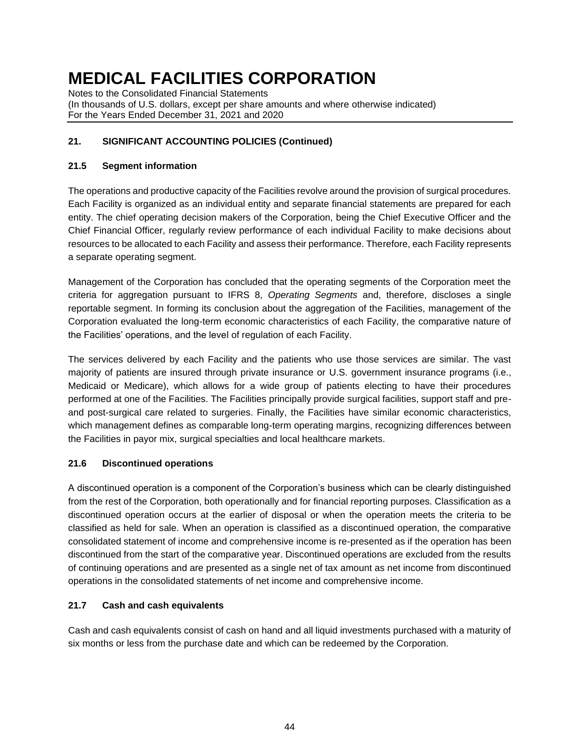## 21. SIGNIFICANT ACCOUNTING POLICIES (Continued)

### 21.5 Segment information

The operations and productive capacity of the Facilities revolve around the provision of surgical procedures. Each Facility is organized as an individual entity and separate financial statements are prepared for each entity. The chief operating decision makers of the Corporation, being the Chief Executive Officer and the Chief Financial Officer, regularly review performance of each individual Facility to make decisions about resources to be allocated to each Facility and assess their performance. Therefore, each Facility represents a separate operating segment.

Management of the Corporation has concluded that the operating segments of the Corporation meet the criteria for aggregation pursuant to IFRS 8, *Operating Segments* and, therefore, discloses a single reportable segment. In forming its conclusion about the aggregation of the Facilities, management of the Corporation evaluated the long-term economic characteristics of each Facility, the comparative nature of the Facilities' operations, and the level of regulation of each Facility.

The services delivered by each Facility and the patients who use those services are similar. The vast majority of patients are insured through private insurance or U.S. government insurance programs (i.e., Medicaid or Medicare), which allows for a wide group of patients electing to have their procedures performed at one of the Facilities. The Facilities principally provide surgical facilities, support staff and pre- and post-surgical care related to surgeries. Finally, the Facilities have similar economic characteristics, which management defines as comparable long-term operating margins, recognizing differences between the Facilities in payor mix, surgical specialties and local healthcare markets.

### 21.6 Discontinued operations

A discontinued operation is a component of the Corporation's business which can be clearly distinguished from the rest of the Corporation, both operationally and for financial reporting purposes. Classification as a discontinued operation occurs at the earlier of disposal or when the operation meets the criteria to be classified as held for sale. When an operation is classified as a discontinued operation, the comparative consolidated statement of income and comprehensive income is re-presented as if the operation has been discontinued from the start of the comparative year. Discontinued operations are excluded from the results of continuing operations and are presented as a single net of tax amount as net income from discontinued operations in the consolidated statements of net income and comprehensive income.

### 21.7 Cash and cash equivalents

Cash and cash equivalents consist of cash on hand and all liquid investments purchased with a maturity of six months or less from the purchase date and which can be redeemed by the Corporation.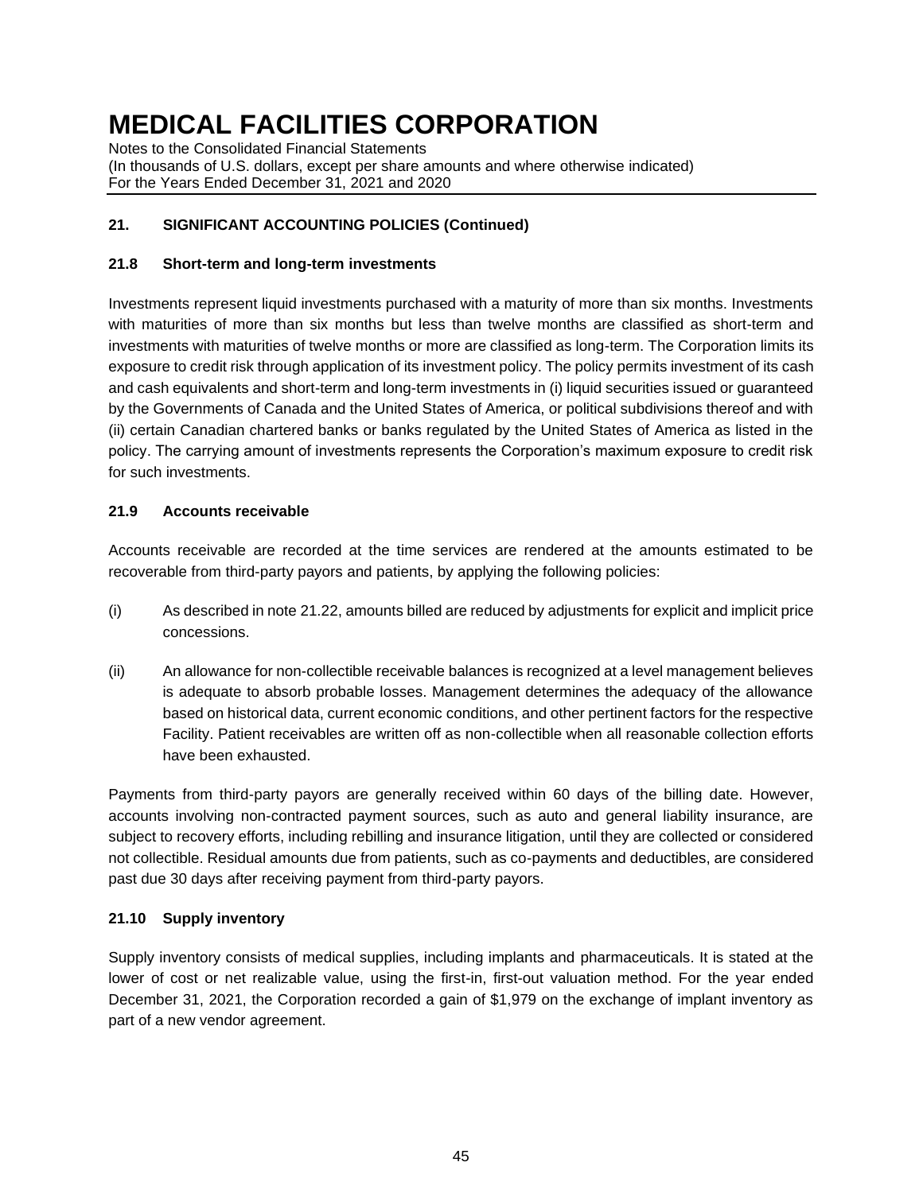## 21. SIGNIFICANT ACCOUNTING POLICIES (Continued)

### 21.8 Short-term and long-term investments

Investments represent liquid investments purchased with a maturity of more than six months. Investments with maturities of more than six months but less than twelve months are classified as short-term and investments with maturities of twelve months or more are classified as long-term. The Corporation limits its exposure to credit risk through application of its investment policy. The policy permits investment of its cash and cash equivalents and short-term and long-term investments in (i) liquid securities issued or guaranteed by the Governments of Canada and the United States of America, or political subdivisions thereof and with (ii) certain Canadian chartered banks or banks regulated by the United States of America as listed in the policy. The carrying amount of investments represents the Corporation's maximum exposure to credit risk for such investments.

### 21.9 Accounts receivable

Accounts receivable are recorded at the time services are rendered at the amounts estimated to be recoverable from third-party payors and patients, by applying the following policies:

(i) As described in note 21.22, amounts billed are reduced by adjustments for explicit and implicit price concessions.

(ii) An allowance for non-collectible receivable balances is recognized at a level management believes is adequate to absorb probable losses. Management determines the adequacy of the allowance based on historical data, current economic conditions, and other pertinent factors for the respective Facility. Patient receivables are written off as non-collectible when all reasonable collection efforts have been exhausted.

Payments from third-party payors are generally received within 60 days of the billing date. However, accounts involving non-contracted payment sources, such as auto and general liability insurance, are subject to recovery efforts, including rebilling and insurance litigation, until they are collected or considered not collectible. Residual amounts due from patients, such as co-payments and deductibles, are considered past due 30 days after receiving payment from third-party payors.

### 21.10 Supply inventory

Supply inventory consists of medical supplies, including implants and pharmaceuticals. It is stated at the lower of cost or net realizable value, using the first-in, first-out valuation method. For the year ended December 31, 2021, the Corporation recorded a gain of $1,979 on the exchange of implant inventory as part of a new vendor agreement.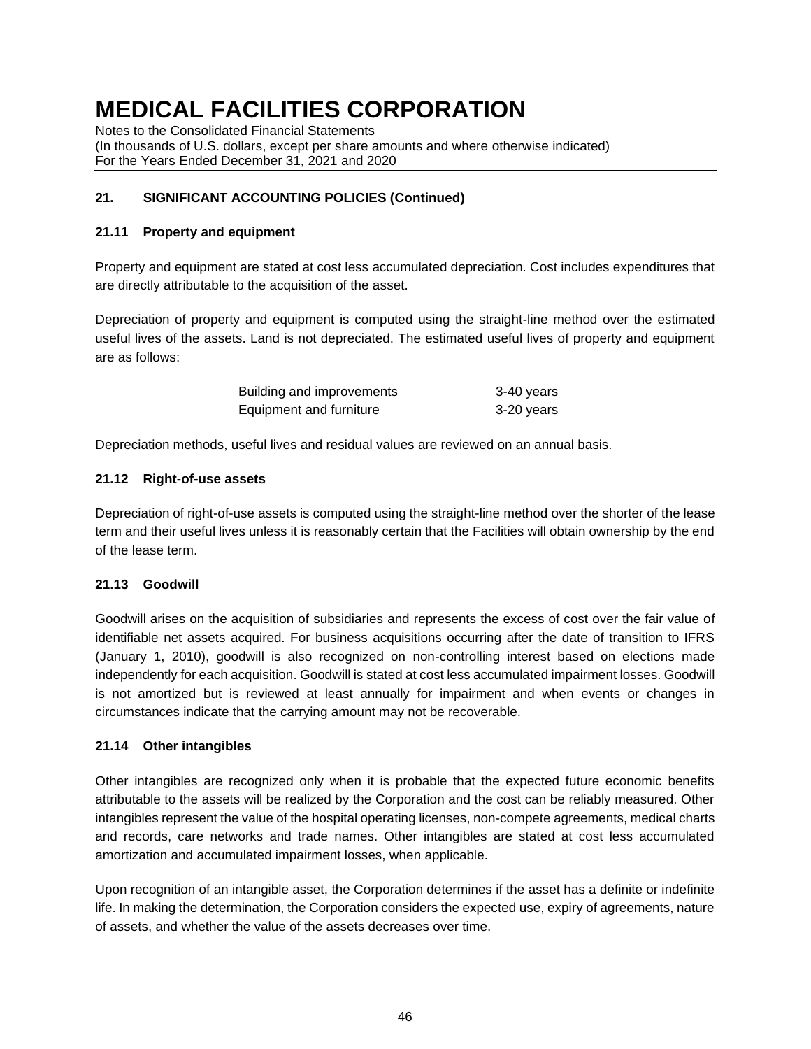# MEDICAL FACILITIES CORPORATION

Notes to the Consolidated Financial Statements
(In thousands of U.S. dollars, except per share amounts and where otherwise indicated)
For the Years Ended December 31, 2021 and 2020

## 21. SIGNIFICANT ACCOUNTING POLICIES (Continued)

### 21.11 Property and equipment

Property and equipment are stated at cost less accumulated depreciation. Cost includes expenditures that are directly attributable to the acquisition of the asset.

Depreciation of property and equipment is computed using the straight-line method over the estimated useful lives of the assets. Land is not depreciated. The estimated useful lives of property and equipment are as follows:

| | |
|---|---|
| Building and improvements | 3-40 years |
| Equipment and furniture | 3-20 years |

Depreciation methods, useful lives and residual values are reviewed on an annual basis.

### 21.12 Right-of-use assets

Depreciation of right-of-use assets is computed using the straight-line method over the shorter of the lease term and their useful lives unless it is reasonably certain that the Facilities will obtain ownership by the end of the lease term.

### 21.13 Goodwill

Goodwill arises on the acquisition of subsidiaries and represents the excess of cost over the fair value of identifiable net assets acquired. For business acquisitions occurring after the date of transition to IFRS (January 1, 2010), goodwill is also recognized on non-controlling interest based on elections made independently for each acquisition. Goodwill is stated at cost less accumulated impairment losses. Goodwill is not amortized but is reviewed at least annually for impairment and when events or changes in circumstances indicate that the carrying amount may not be recoverable.

### 21.14 Other intangibles

Other intangibles are recognized only when it is probable that the expected future economic benefits attributable to the assets will be realized by the Corporation and the cost can be reliably measured. Other intangibles represent the value of the hospital operating licenses, non-compete agreements, medical charts and records, care networks and trade names. Other intangibles are stated at cost less accumulated amortization and accumulated impairment losses, when applicable.

Upon recognition of an intangible asset, the Corporation determines if the asset has a definite or indefinite life. In making the determination, the Corporation considers the expected use, expiry of agreements, nature of assets, and whether the value of the assets decreases over time.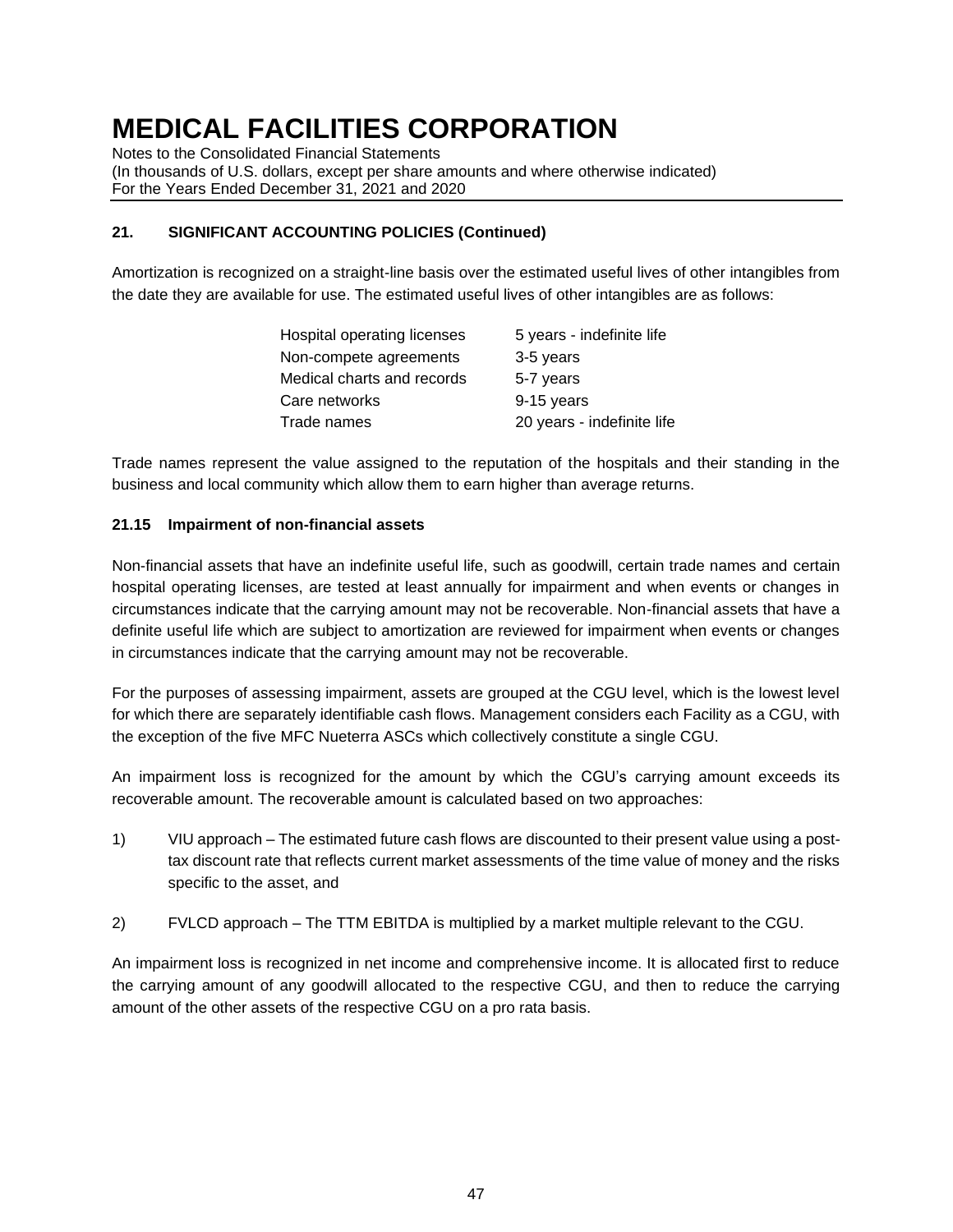## 21. SIGNIFICANT ACCOUNTING POLICIES (Continued)

Amortization is recognized on a straight-line basis over the estimated useful lives of other intangibles from the date they are available for use. The estimated useful lives of other intangibles are as follows:

| | |
|---|---|
| Hospital operating licenses | 5 years - indefinite life |
| Non-compete agreements | 3-5 years |
| Medical charts and records | 5-7 years |
| Care networks | 9-15 years |
| Trade names | 20 years - indefinite life |

Trade names represent the value assigned to the reputation of the hospitals and their standing in the business and local community which allow them to earn higher than average returns.

### 21.15 Impairment of non-financial assets

Non-financial assets that have an indefinite useful life, such as goodwill, certain trade names and certain hospital operating licenses, are tested at least annually for impairment and when events or changes in circumstances indicate that the carrying amount may not be recoverable. Non-financial assets that have a definite useful life which are subject to amortization are reviewed for impairment when events or changes in circumstances indicate that the carrying amount may not be recoverable.

For the purposes of assessing impairment, assets are grouped at the CGU level, which is the lowest level for which there are separately identifiable cash flows. Management considers each Facility as a CGU, with the exception of the five MFC Nueterra ASCs which collectively constitute a single CGU.

An impairment loss is recognized for the amount by which the CGU's carrying amount exceeds its recoverable amount. The recoverable amount is calculated based on two approaches:

1) VIU approach – The estimated future cash flows are discounted to their present value using a post-tax discount rate that reflects current market assessments of the time value of money and the risks specific to the asset, and

2) FVLCD approach – The TTM EBITDA is multiplied by a market multiple relevant to the CGU.

An impairment loss is recognized in net income and comprehensive income. It is allocated first to reduce the carrying amount of any goodwill allocated to the respective CGU, and then to reduce the carrying amount of the other assets of the respective CGU on a pro rata basis.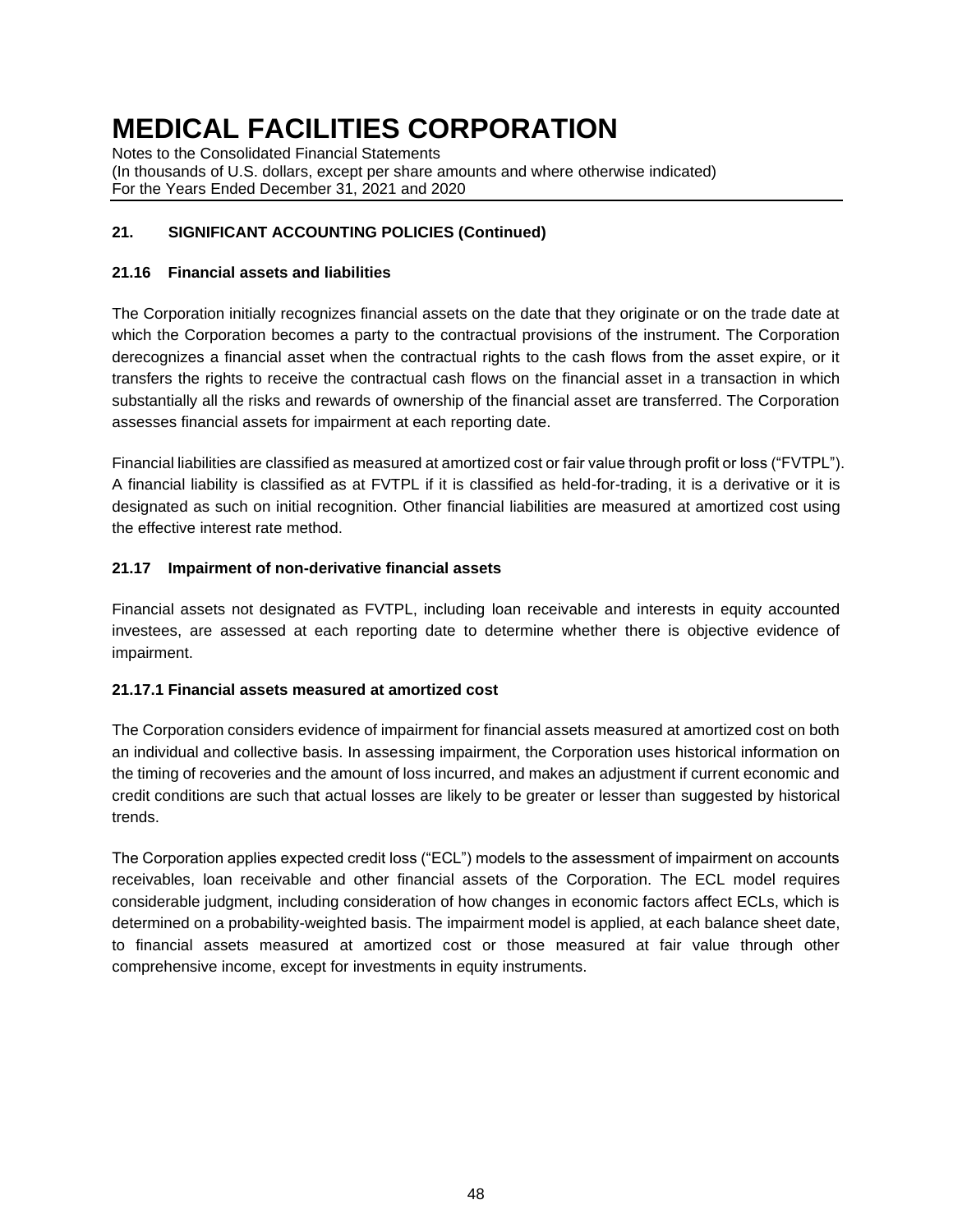## 21. SIGNIFICANT ACCOUNTING POLICIES (Continued)

### 21.16 Financial assets and liabilities

The Corporation initially recognizes financial assets on the date that they originate or on the trade date at which the Corporation becomes a party to the contractual provisions of the instrument. The Corporation derecognizes a financial asset when the contractual rights to the cash flows from the asset expire, or it transfers the rights to receive the contractual cash flows on the financial asset in a transaction in which substantially all the risks and rewards of ownership of the financial asset are transferred. The Corporation assesses financial assets for impairment at each reporting date.

Financial liabilities are classified as measured at amortized cost or fair value through profit or loss ("FVTPL"). A financial liability is classified as at FVTPL if it is classified as held-for-trading, it is a derivative or it is designated as such on initial recognition. Other financial liabilities are measured at amortized cost using the effective interest rate method.

### 21.17 Impairment of non-derivative financial assets

Financial assets not designated as FVTPL, including loan receivable and interests in equity accounted investees, are assessed at each reporting date to determine whether there is objective evidence of impairment.

#### 21.17.1 Financial assets measured at amortized cost

The Corporation considers evidence of impairment for financial assets measured at amortized cost on both an individual and collective basis. In assessing impairment, the Corporation uses historical information on the timing of recoveries and the amount of loss incurred, and makes an adjustment if current economic and credit conditions are such that actual losses are likely to be greater or lesser than suggested by historical trends.

The Corporation applies expected credit loss ("ECL") models to the assessment of impairment on accounts receivables, loan receivable and other financial assets of the Corporation. The ECL model requires considerable judgment, including consideration of how changes in economic factors affect ECLs, which is determined on a probability-weighted basis. The impairment model is applied, at each balance sheet date, to financial assets measured at amortized cost or those measured at fair value through other comprehensive income, except for investments in equity instruments.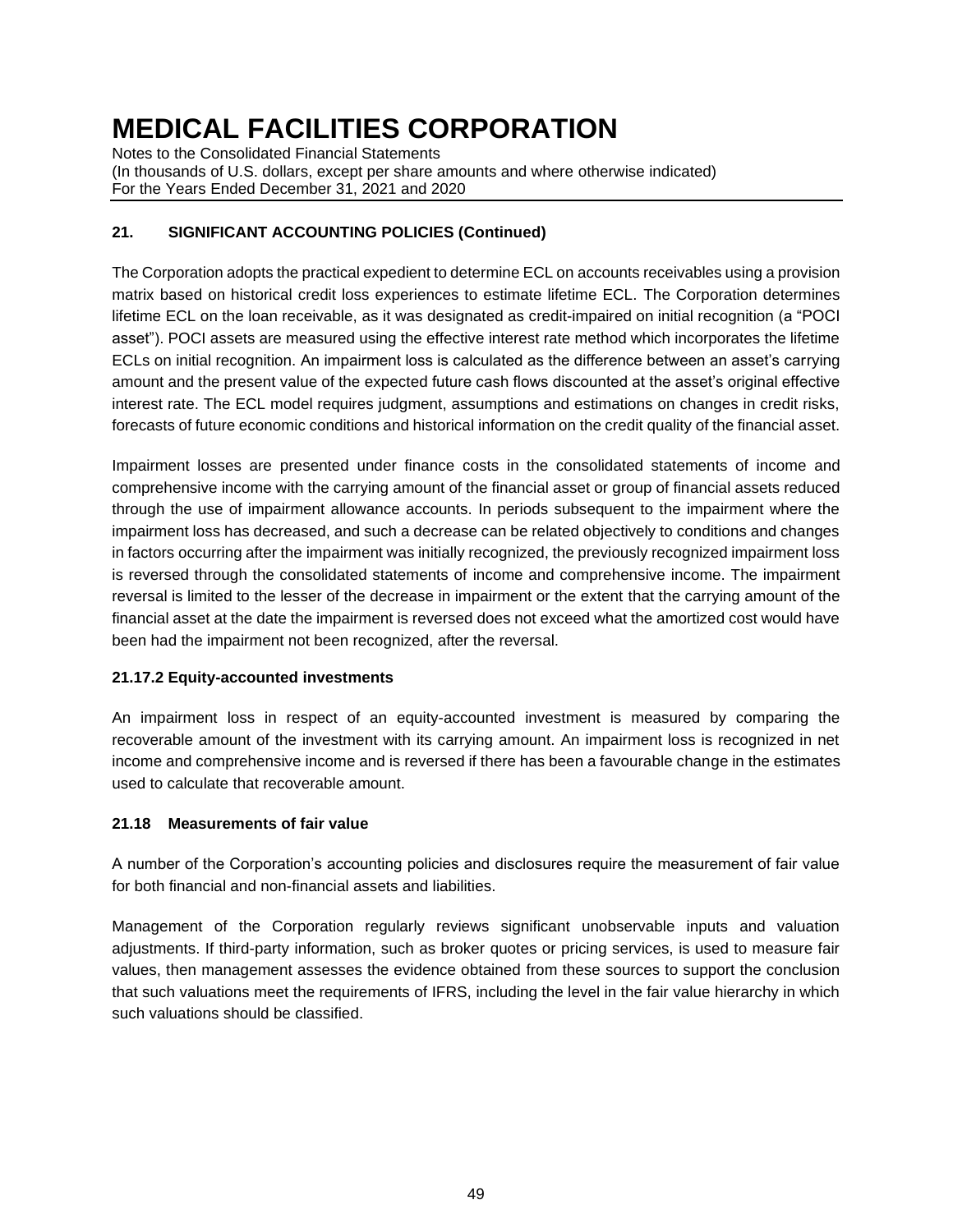## 21. SIGNIFICANT ACCOUNTING POLICIES (Continued)

The Corporation adopts the practical expedient to determine ECL on accounts receivables using a provision matrix based on historical credit loss experiences to estimate lifetime ECL. The Corporation determines lifetime ECL on the loan receivable, as it was designated as credit-impaired on initial recognition (a "POCI asset"). POCI assets are measured using the effective interest rate method which incorporates the lifetime ECLs on initial recognition. An impairment loss is calculated as the difference between an asset's carrying amount and the present value of the expected future cash flows discounted at the asset's original effective interest rate. The ECL model requires judgment, assumptions and estimations on changes in credit risks, forecasts of future economic conditions and historical information on the credit quality of the financial asset.

Impairment losses are presented under finance costs in the consolidated statements of income and comprehensive income with the carrying amount of the financial asset or group of financial assets reduced through the use of impairment allowance accounts. In periods subsequent to the impairment where the impairment loss has decreased, and such a decrease can be related objectively to conditions and changes in factors occurring after the impairment was initially recognized, the previously recognized impairment loss is reversed through the consolidated statements of income and comprehensive income. The impairment reversal is limited to the lesser of the decrease in impairment or the extent that the carrying amount of the financial asset at the date the impairment is reversed does not exceed what the amortized cost would have been had the impairment not been recognized, after the reversal.

### 21.17.2 Equity-accounted investments

An impairment loss in respect of an equity-accounted investment is measured by comparing the recoverable amount of the investment with its carrying amount. An impairment loss is recognized in net income and comprehensive income and is reversed if there has been a favourable change in the estimates used to calculate that recoverable amount.

### 21.18 Measurements of fair value

A number of the Corporation's accounting policies and disclosures require the measurement of fair value for both financial and non-financial assets and liabilities.

Management of the Corporation regularly reviews significant unobservable inputs and valuation adjustments. If third-party information, such as broker quotes or pricing services, is used to measure fair values, then management assesses the evidence obtained from these sources to support the conclusion that such valuations meet the requirements of IFRS, including the level in the fair value hierarchy in which such valuations should be classified.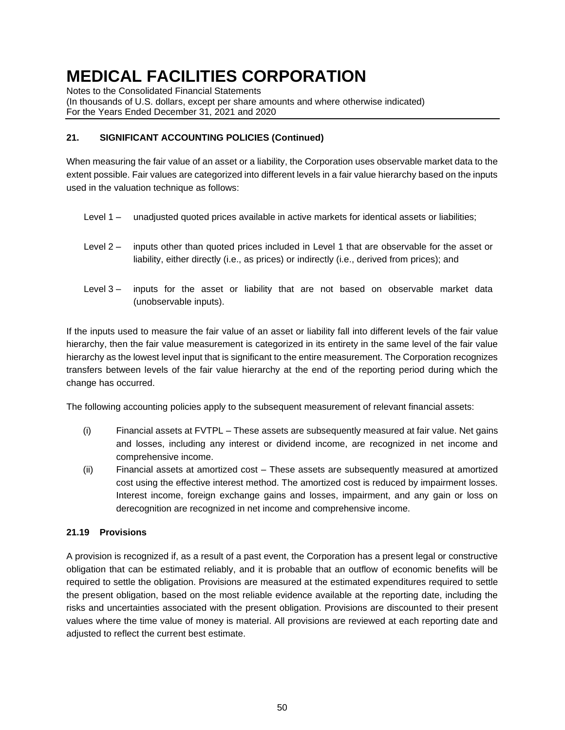## 21. SIGNIFICANT ACCOUNTING POLICIES (Continued)

When measuring the fair value of an asset or a liability, the Corporation uses observable market data to the extent possible. Fair values are categorized into different levels in a fair value hierarchy based on the inputs used in the valuation technique as follows:

- Level 1 – unadjusted quoted prices available in active markets for identical assets or liabilities;
- Level 2 – inputs other than quoted prices included in Level 1 that are observable for the asset or liability, either directly (i.e., as prices) or indirectly (i.e., derived from prices); and
- Level 3 – inputs for the asset or liability that are not based on observable market data (unobservable inputs).

If the inputs used to measure the fair value of an asset or liability fall into different levels of the fair value hierarchy, then the fair value measurement is categorized in its entirety in the same level of the fair value hierarchy as the lowest level input that is significant to the entire measurement. The Corporation recognizes transfers between levels of the fair value hierarchy at the end of the reporting period during which the change has occurred.

The following accounting policies apply to the subsequent measurement of relevant financial assets:

(i) Financial assets at FVTPL – These assets are subsequently measured at fair value. Net gains and losses, including any interest or dividend income, are recognized in net income and comprehensive income.

(ii) Financial assets at amortized cost – These assets are subsequently measured at amortized cost using the effective interest method. The amortized cost is reduced by impairment losses. Interest income, foreign exchange gains and losses, impairment, and any gain or loss on derecognition are recognized in net income and comprehensive income.

### 21.19 Provisions

A provision is recognized if, as a result of a past event, the Corporation has a present legal or constructive obligation that can be estimated reliably, and it is probable that an outflow of economic benefits will be required to settle the obligation. Provisions are measured at the estimated expenditures required to settle the present obligation, based on the most reliable evidence available at the reporting date, including the risks and uncertainties associated with the present obligation. Provisions are discounted to their present values where the time value of money is material. All provisions are reviewed at each reporting date and adjusted to reflect the current best estimate.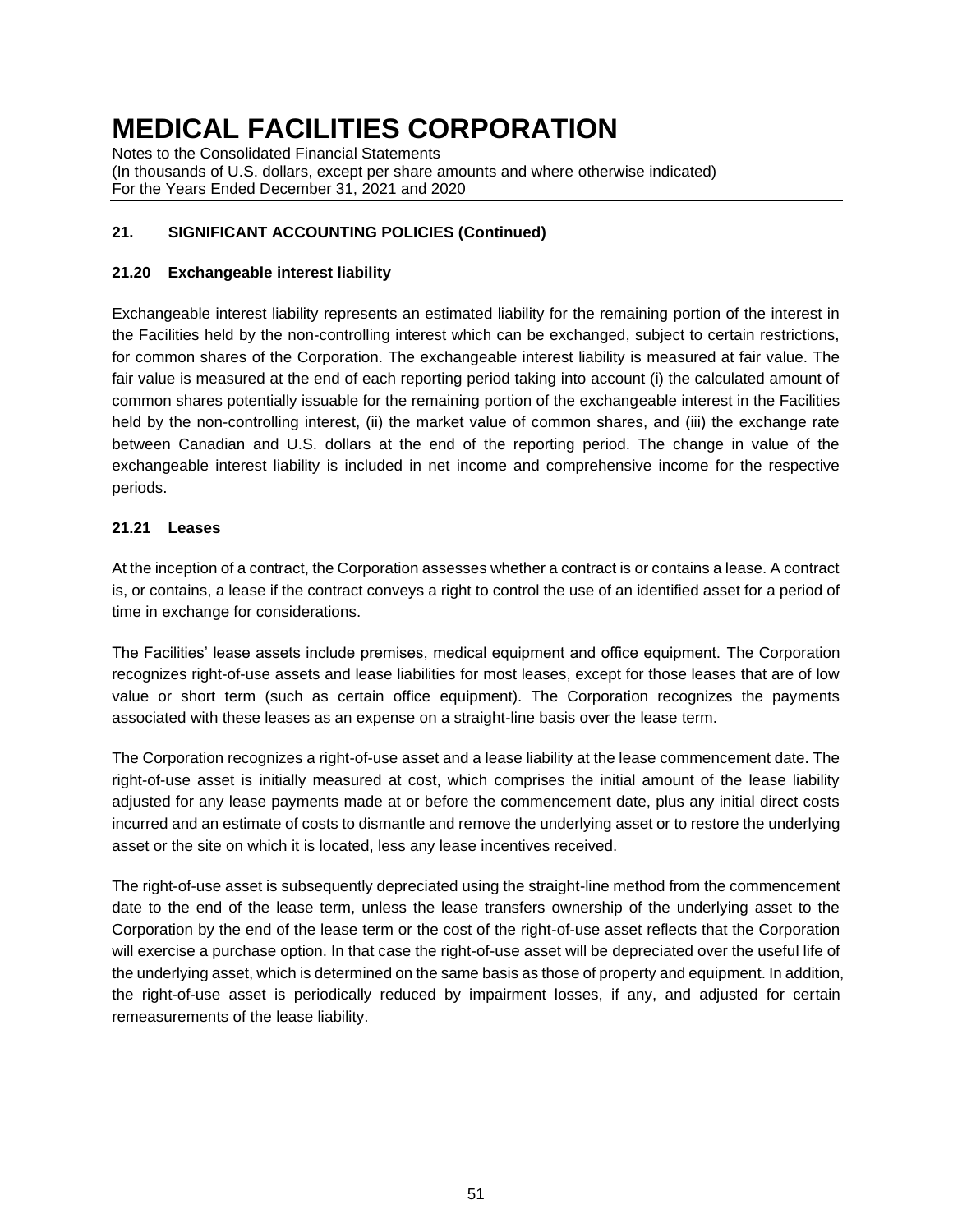## 21. SIGNIFICANT ACCOUNTING POLICIES (Continued)

### 21.20 Exchangeable interest liability

Exchangeable interest liability represents an estimated liability for the remaining portion of the interest in the Facilities held by the non-controlling interest which can be exchanged, subject to certain restrictions, for common shares of the Corporation. The exchangeable interest liability is measured at fair value. The fair value is measured at the end of each reporting period taking into account (i) the calculated amount of common shares potentially issuable for the remaining portion of the exchangeable interest in the Facilities held by the non-controlling interest, (ii) the market value of common shares, and (iii) the exchange rate between Canadian and U.S. dollars at the end of the reporting period. The change in value of the exchangeable interest liability is included in net income and comprehensive income for the respective periods.

### 21.21 Leases

At the inception of a contract, the Corporation assesses whether a contract is or contains a lease. A contract is, or contains, a lease if the contract conveys a right to control the use of an identified asset for a period of time in exchange for considerations.

The Facilities' lease assets include premises, medical equipment and office equipment. The Corporation recognizes right-of-use assets and lease liabilities for most leases, except for those leases that are of low value or short term (such as certain office equipment). The Corporation recognizes the payments associated with these leases as an expense on a straight-line basis over the lease term.

The Corporation recognizes a right-of-use asset and a lease liability at the lease commencement date. The right-of-use asset is initially measured at cost, which comprises the initial amount of the lease liability adjusted for any lease payments made at or before the commencement date, plus any initial direct costs incurred and an estimate of costs to dismantle and remove the underlying asset or to restore the underlying asset or the site on which it is located, less any lease incentives received.

The right-of-use asset is subsequently depreciated using the straight-line method from the commencement date to the end of the lease term, unless the lease transfers ownership of the underlying asset to the Corporation by the end of the lease term or the cost of the right-of-use asset reflects that the Corporation will exercise a purchase option. In that case the right-of-use asset will be depreciated over the useful life of the underlying asset, which is determined on the same basis as those of property and equipment. In addition, the right-of-use asset is periodically reduced by impairment losses, if any, and adjusted for certain remeasurements of the lease liability.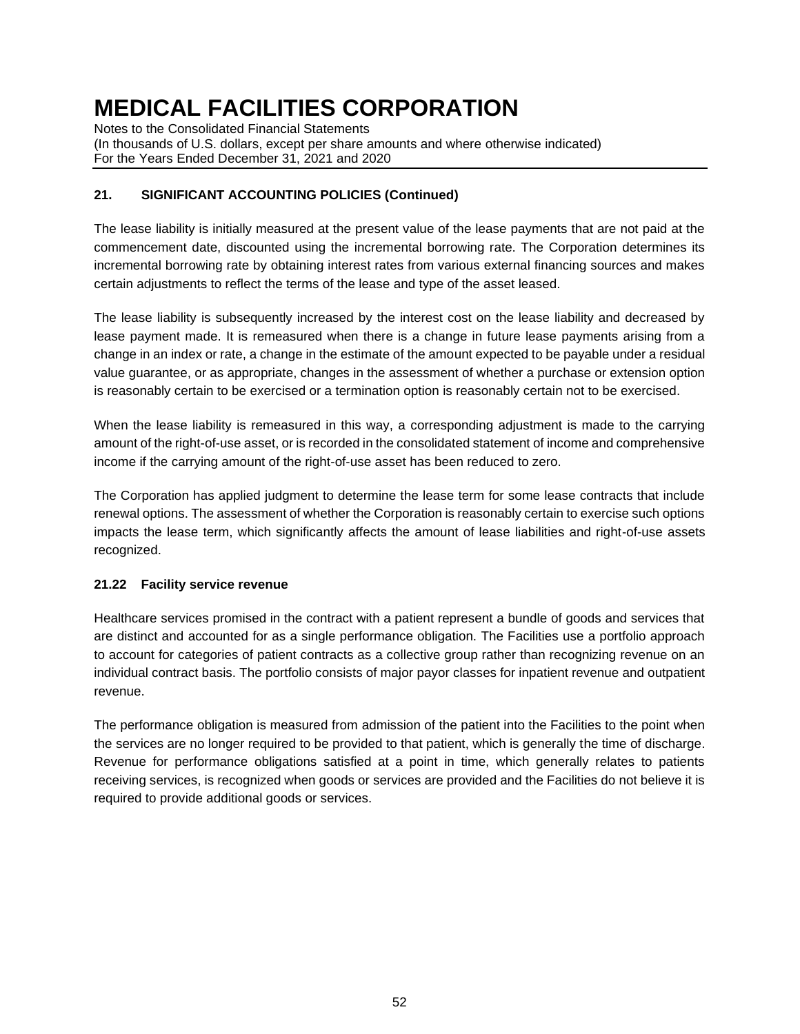## 21. SIGNIFICANT ACCOUNTING POLICIES (Continued)

The lease liability is initially measured at the present value of the lease payments that are not paid at the commencement date, discounted using the incremental borrowing rate. The Corporation determines its incremental borrowing rate by obtaining interest rates from various external financing sources and makes certain adjustments to reflect the terms of the lease and type of the asset leased.

The lease liability is subsequently increased by the interest cost on the lease liability and decreased by lease payment made. It is remeasured when there is a change in future lease payments arising from a change in an index or rate, a change in the estimate of the amount expected to be payable under a residual value guarantee, or as appropriate, changes in the assessment of whether a purchase or extension option is reasonably certain to be exercised or a termination option is reasonably certain not to be exercised.

When the lease liability is remeasured in this way, a corresponding adjustment is made to the carrying amount of the right-of-use asset, or is recorded in the consolidated statement of income and comprehensive income if the carrying amount of the right-of-use asset has been reduced to zero.

The Corporation has applied judgment to determine the lease term for some lease contracts that include renewal options. The assessment of whether the Corporation is reasonably certain to exercise such options impacts the lease term, which significantly affects the amount of lease liabilities and right-of-use assets recognized.

### 21.22 Facility service revenue

Healthcare services promised in the contract with a patient represent a bundle of goods and services that are distinct and accounted for as a single performance obligation. The Facilities use a portfolio approach to account for categories of patient contracts as a collective group rather than recognizing revenue on an individual contract basis. The portfolio consists of major payor classes for inpatient revenue and outpatient revenue.

The performance obligation is measured from admission of the patient into the Facilities to the point when the services are no longer required to be provided to that patient, which is generally the time of discharge. Revenue for performance obligations satisfied at a point in time, which generally relates to patients receiving services, is recognized when goods or services are provided and the Facilities do not believe it is required to provide additional goods or services.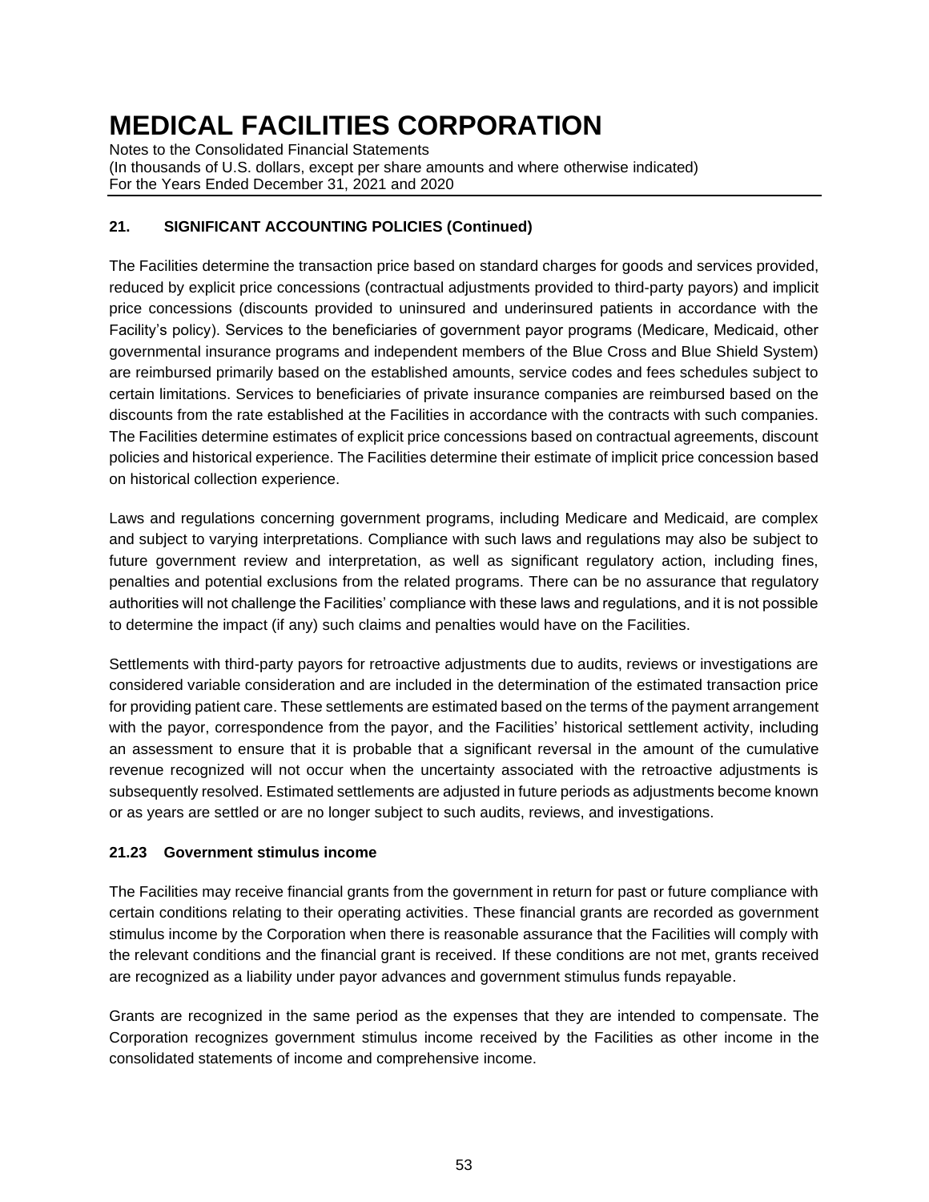## 21. SIGNIFICANT ACCOUNTING POLICIES (Continued)

The Facilities determine the transaction price based on standard charges for goods and services provided, reduced by explicit price concessions (contractual adjustments provided to third-party payors) and implicit price concessions (discounts provided to uninsured and underinsured patients in accordance with the Facility's policy). Services to the beneficiaries of government payor programs (Medicare, Medicaid, other governmental insurance programs and independent members of the Blue Cross and Blue Shield System) are reimbursed primarily based on the established amounts, service codes and fees schedules subject to certain limitations. Services to beneficiaries of private insurance companies are reimbursed based on the discounts from the rate established at the Facilities in accordance with the contracts with such companies. The Facilities determine estimates of explicit price concessions based on contractual agreements, discount policies and historical experience. The Facilities determine their estimate of implicit price concession based on historical collection experience.

Laws and regulations concerning government programs, including Medicare and Medicaid, are complex and subject to varying interpretations. Compliance with such laws and regulations may also be subject to future government review and interpretation, as well as significant regulatory action, including fines, penalties and potential exclusions from the related programs. There can be no assurance that regulatory authorities will not challenge the Facilities' compliance with these laws and regulations, and it is not possible to determine the impact (if any) such claims and penalties would have on the Facilities.

Settlements with third-party payors for retroactive adjustments due to audits, reviews or investigations are considered variable consideration and are included in the determination of the estimated transaction price for providing patient care. These settlements are estimated based on the terms of the payment arrangement with the payor, correspondence from the payor, and the Facilities' historical settlement activity, including an assessment to ensure that it is probable that a significant reversal in the amount of the cumulative revenue recognized will not occur when the uncertainty associated with the retroactive adjustments is subsequently resolved. Estimated settlements are adjusted in future periods as adjustments become known or as years are settled or are no longer subject to such audits, reviews, and investigations.

### 21.23 Government stimulus income

The Facilities may receive financial grants from the government in return for past or future compliance with certain conditions relating to their operating activities. These financial grants are recorded as government stimulus income by the Corporation when there is reasonable assurance that the Facilities will comply with the relevant conditions and the financial grant is received. If these conditions are not met, grants received are recognized as a liability under payor advances and government stimulus funds repayable.

Grants are recognized in the same period as the expenses that they are intended to compensate. The Corporation recognizes government stimulus income received by the Facilities as other income in the consolidated statements of income and comprehensive income.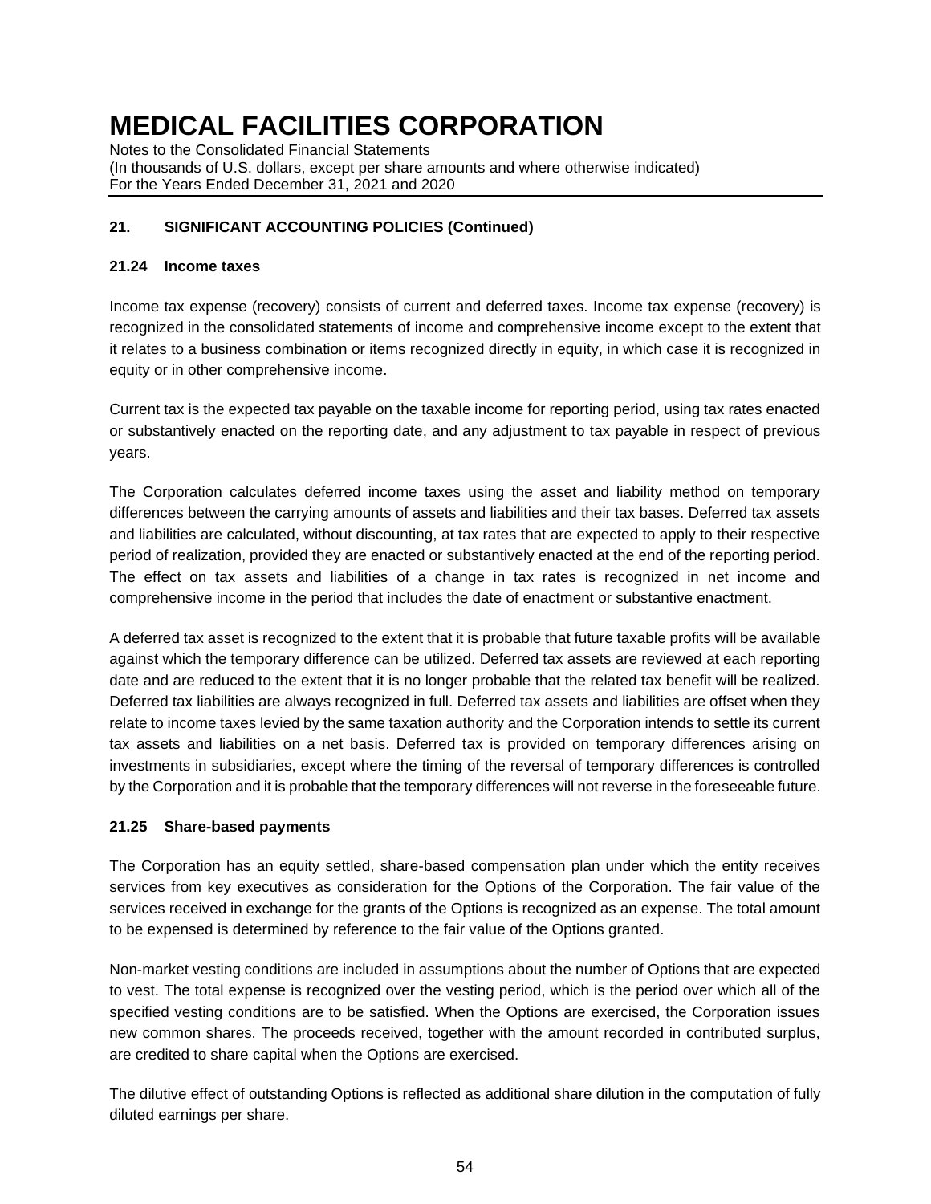## 21. SIGNIFICANT ACCOUNTING POLICIES (Continued)

### 21.24 Income taxes

Income tax expense (recovery) consists of current and deferred taxes. Income tax expense (recovery) is recognized in the consolidated statements of income and comprehensive income except to the extent that it relates to a business combination or items recognized directly in equity, in which case it is recognized in equity or in other comprehensive income.

Current tax is the expected tax payable on the taxable income for reporting period, using tax rates enacted or substantively enacted on the reporting date, and any adjustment to tax payable in respect of previous years.

The Corporation calculates deferred income taxes using the asset and liability method on temporary differences between the carrying amounts of assets and liabilities and their tax bases. Deferred tax assets and liabilities are calculated, without discounting, at tax rates that are expected to apply to their respective period of realization, provided they are enacted or substantively enacted at the end of the reporting period. The effect on tax assets and liabilities of a change in tax rates is recognized in net income and comprehensive income in the period that includes the date of enactment or substantive enactment.

A deferred tax asset is recognized to the extent that it is probable that future taxable profits will be available against which the temporary difference can be utilized. Deferred tax assets are reviewed at each reporting date and are reduced to the extent that it is no longer probable that the related tax benefit will be realized. Deferred tax liabilities are always recognized in full. Deferred tax assets and liabilities are offset when they relate to income taxes levied by the same taxation authority and the Corporation intends to settle its current tax assets and liabilities on a net basis. Deferred tax is provided on temporary differences arising on investments in subsidiaries, except where the timing of the reversal of temporary differences is controlled by the Corporation and it is probable that the temporary differences will not reverse in the foreseeable future.

### 21.25 Share-based payments

The Corporation has an equity settled, share-based compensation plan under which the entity receives services from key executives as consideration for the Options of the Corporation. The fair value of the services received in exchange for the grants of the Options is recognized as an expense. The total amount to be expensed is determined by reference to the fair value of the Options granted.

Non-market vesting conditions are included in assumptions about the number of Options that are expected to vest. The total expense is recognized over the vesting period, which is the period over which all of the specified vesting conditions are to be satisfied. When the Options are exercised, the Corporation issues new common shares. The proceeds received, together with the amount recorded in contributed surplus, are credited to share capital when the Options are exercised.

The dilutive effect of outstanding Options is reflected as additional share dilution in the computation of fully diluted earnings per share.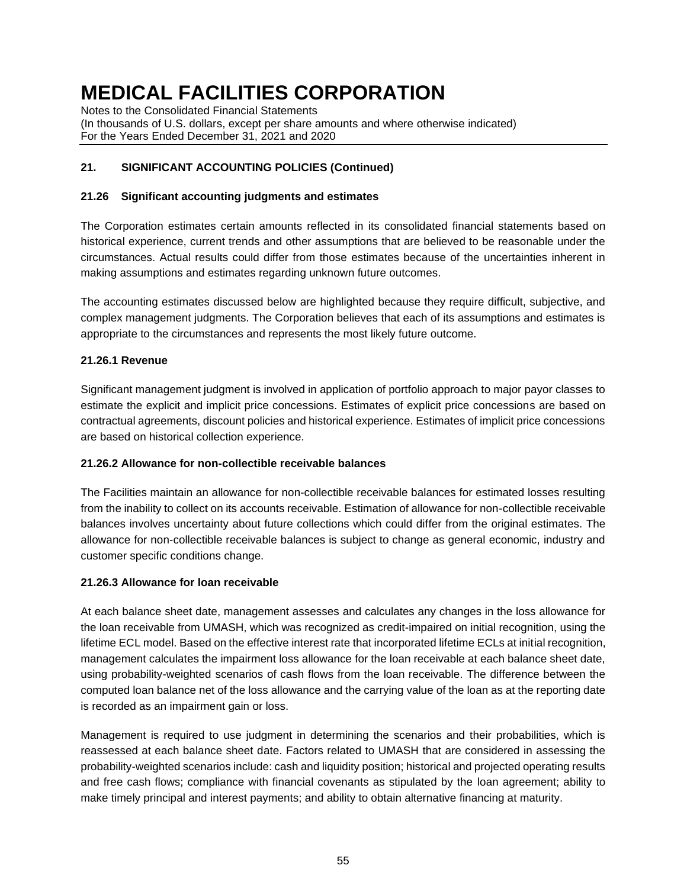## 21. SIGNIFICANT ACCOUNTING POLICIES (Continued)

### 21.26 Significant accounting judgments and estimates

The Corporation estimates certain amounts reflected in its consolidated financial statements based on historical experience, current trends and other assumptions that are believed to be reasonable under the circumstances. Actual results could differ from those estimates because of the uncertainties inherent in making assumptions and estimates regarding unknown future outcomes.

The accounting estimates discussed below are highlighted because they require difficult, subjective, and complex management judgments. The Corporation believes that each of its assumptions and estimates is appropriate to the circumstances and represents the most likely future outcome.

#### 21.26.1 Revenue

Significant management judgment is involved in application of portfolio approach to major payor classes to estimate the explicit and implicit price concessions. Estimates of explicit price concessions are based on contractual agreements, discount policies and historical experience. Estimates of implicit price concessions are based on historical collection experience.

#### 21.26.2 Allowance for non-collectible receivable balances

The Facilities maintain an allowance for non-collectible receivable balances for estimated losses resulting from the inability to collect on its accounts receivable. Estimation of allowance for non-collectible receivable balances involves uncertainty about future collections which could differ from the original estimates. The allowance for non-collectible receivable balances is subject to change as general economic, industry and customer specific conditions change.

#### 21.26.3 Allowance for loan receivable

At each balance sheet date, management assesses and calculates any changes in the loss allowance for the loan receivable from UMASH, which was recognized as credit-impaired on initial recognition, using the lifetime ECL model. Based on the effective interest rate that incorporated lifetime ECLs at initial recognition, management calculates the impairment loss allowance for the loan receivable at each balance sheet date, using probability-weighted scenarios of cash flows from the loan receivable. The difference between the computed loan balance net of the loss allowance and the carrying value of the loan as at the reporting date is recorded as an impairment gain or loss.

Management is required to use judgment in determining the scenarios and their probabilities, which is reassessed at each balance sheet date. Factors related to UMASH that are considered in assessing the probability-weighted scenarios include: cash and liquidity position; historical and projected operating results and free cash flows; compliance with financial covenants as stipulated by the loan agreement; ability to make timely principal and interest payments; and ability to obtain alternative financing at maturity.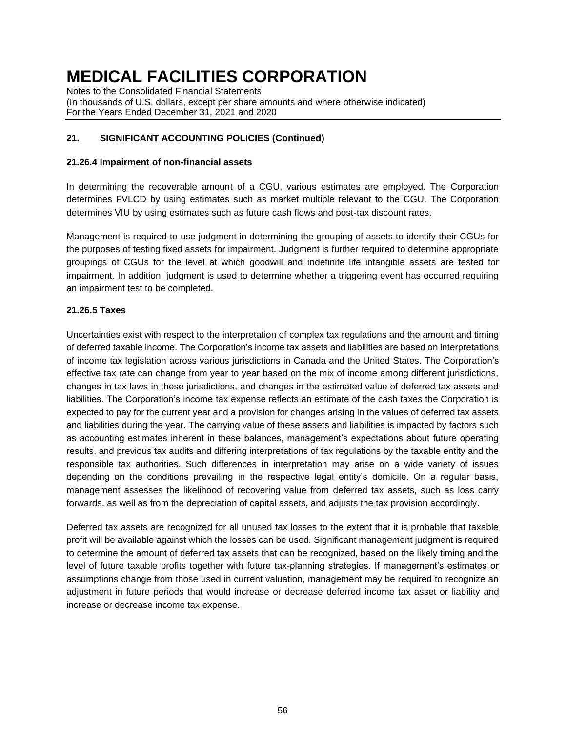## 21. SIGNIFICANT ACCOUNTING POLICIES (Continued)

### 21.26.4 Impairment of non-financial assets

In determining the recoverable amount of a CGU, various estimates are employed. The Corporation determines FVLCD by using estimates such as market multiple relevant to the CGU. The Corporation determines VIU by using estimates such as future cash flows and post-tax discount rates.

Management is required to use judgment in determining the grouping of assets to identify their CGUs for the purposes of testing fixed assets for impairment. Judgment is further required to determine appropriate groupings of CGUs for the level at which goodwill and indefinite life intangible assets are tested for impairment. In addition, judgment is used to determine whether a triggering event has occurred requiring an impairment test to be completed.

### 21.26.5 Taxes

Uncertainties exist with respect to the interpretation of complex tax regulations and the amount and timing of deferred taxable income. The Corporation's income tax assets and liabilities are based on interpretations of income tax legislation across various jurisdictions in Canada and the United States. The Corporation's effective tax rate can change from year to year based on the mix of income among different jurisdictions, changes in tax laws in these jurisdictions, and changes in the estimated value of deferred tax assets and liabilities. The Corporation's income tax expense reflects an estimate of the cash taxes the Corporation is expected to pay for the current year and a provision for changes arising in the values of deferred tax assets and liabilities during the year. The carrying value of these assets and liabilities is impacted by factors such as accounting estimates inherent in these balances, management's expectations about future operating results, and previous tax audits and differing interpretations of tax regulations by the taxable entity and the responsible tax authorities. Such differences in interpretation may arise on a wide variety of issues depending on the conditions prevailing in the respective legal entity's domicile. On a regular basis, management assesses the likelihood of recovering value from deferred tax assets, such as loss carry forwards, as well as from the depreciation of capital assets, and adjusts the tax provision accordingly.

Deferred tax assets are recognized for all unused tax losses to the extent that it is probable that taxable profit will be available against which the losses can be used. Significant management judgment is required to determine the amount of deferred tax assets that can be recognized, based on the likely timing and the level of future taxable profits together with future tax-planning strategies. If management's estimates or assumptions change from those used in current valuation, management may be required to recognize an adjustment in future periods that would increase or decrease deferred income tax asset or liability and increase or decrease income tax expense.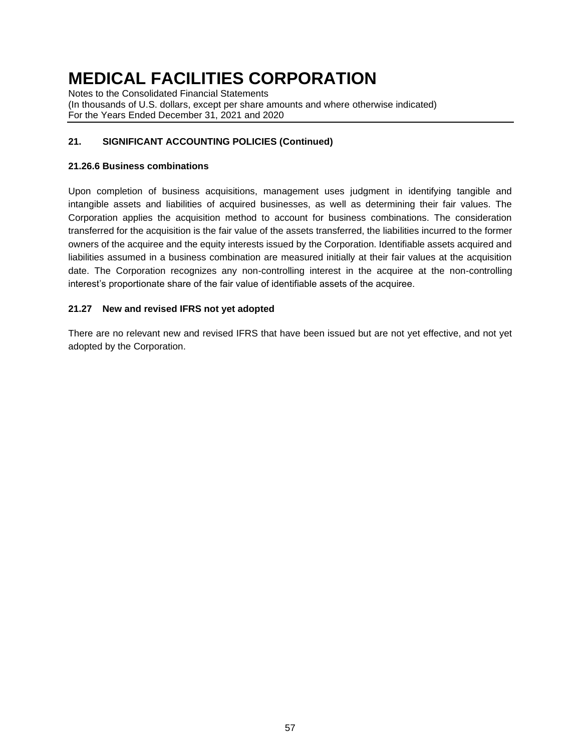# MEDICAL FACILITIES CORPORATION

Notes to the Consolidated Financial Statements
(In thousands of U.S. dollars, except per share amounts and where otherwise indicated)
For the Years Ended December 31, 2021 and 2020

## 21. SIGNIFICANT ACCOUNTING POLICIES (Continued)

### 21.26.6 Business combinations

Upon completion of business acquisitions, management uses judgment in identifying tangible and intangible assets and liabilities of acquired businesses, as well as determining their fair values. The Corporation applies the acquisition method to account for business combinations. The consideration transferred for the acquisition is the fair value of the assets transferred, the liabilities incurred to the former owners of the acquiree and the equity interests issued by the Corporation. Identifiable assets acquired and liabilities assumed in a business combination are measured initially at their fair values at the acquisition date. The Corporation recognizes any non-controlling interest in the acquiree at the non-controlling interest's proportionate share of the fair value of identifiable assets of the acquiree.

### 21.27 New and revised IFRS not yet adopted

There are no relevant new and revised IFRS that have been issued but are not yet effective, and not yet adopted by the Corporation.